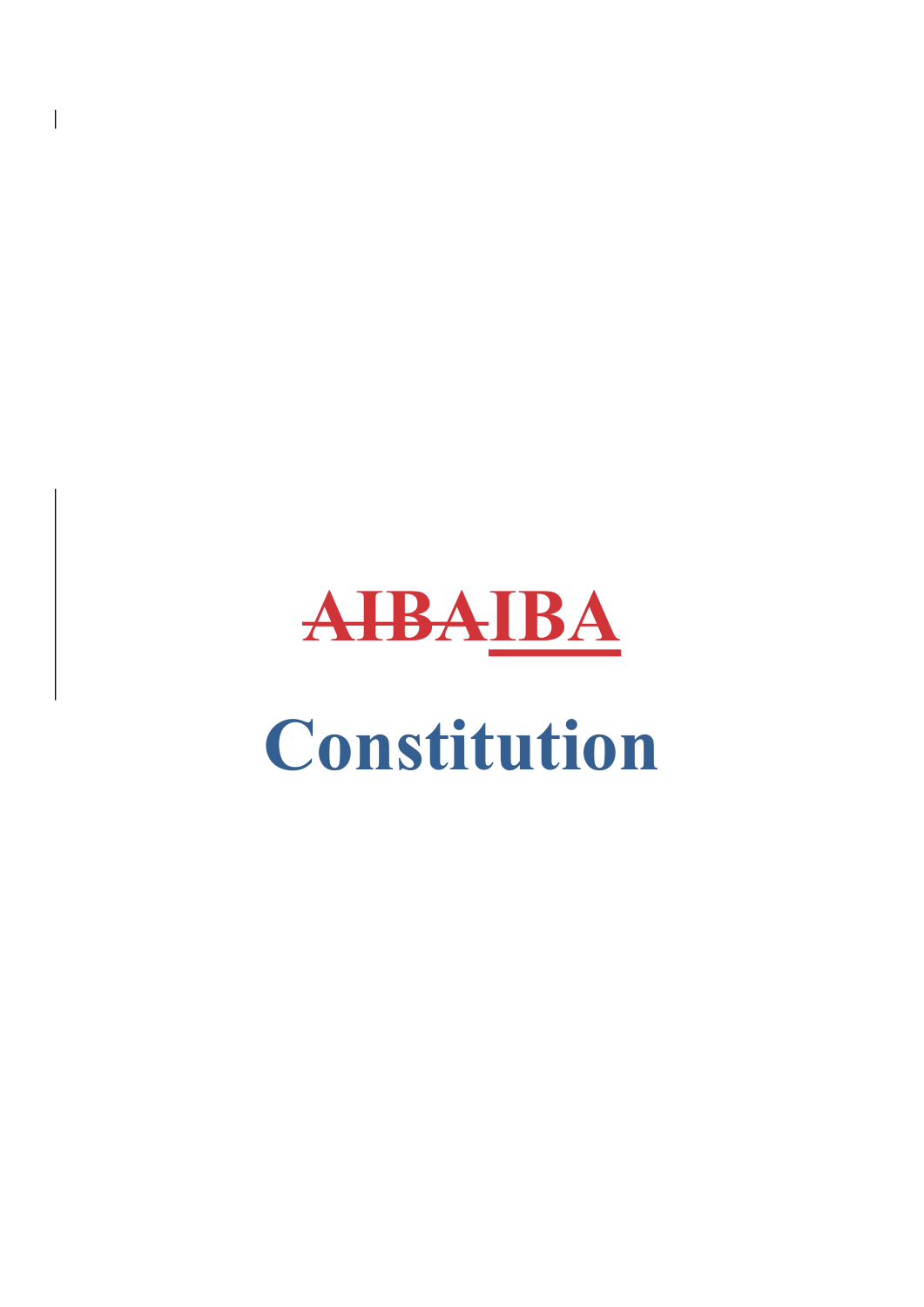# ~~AIBA~~IBA

# Constitution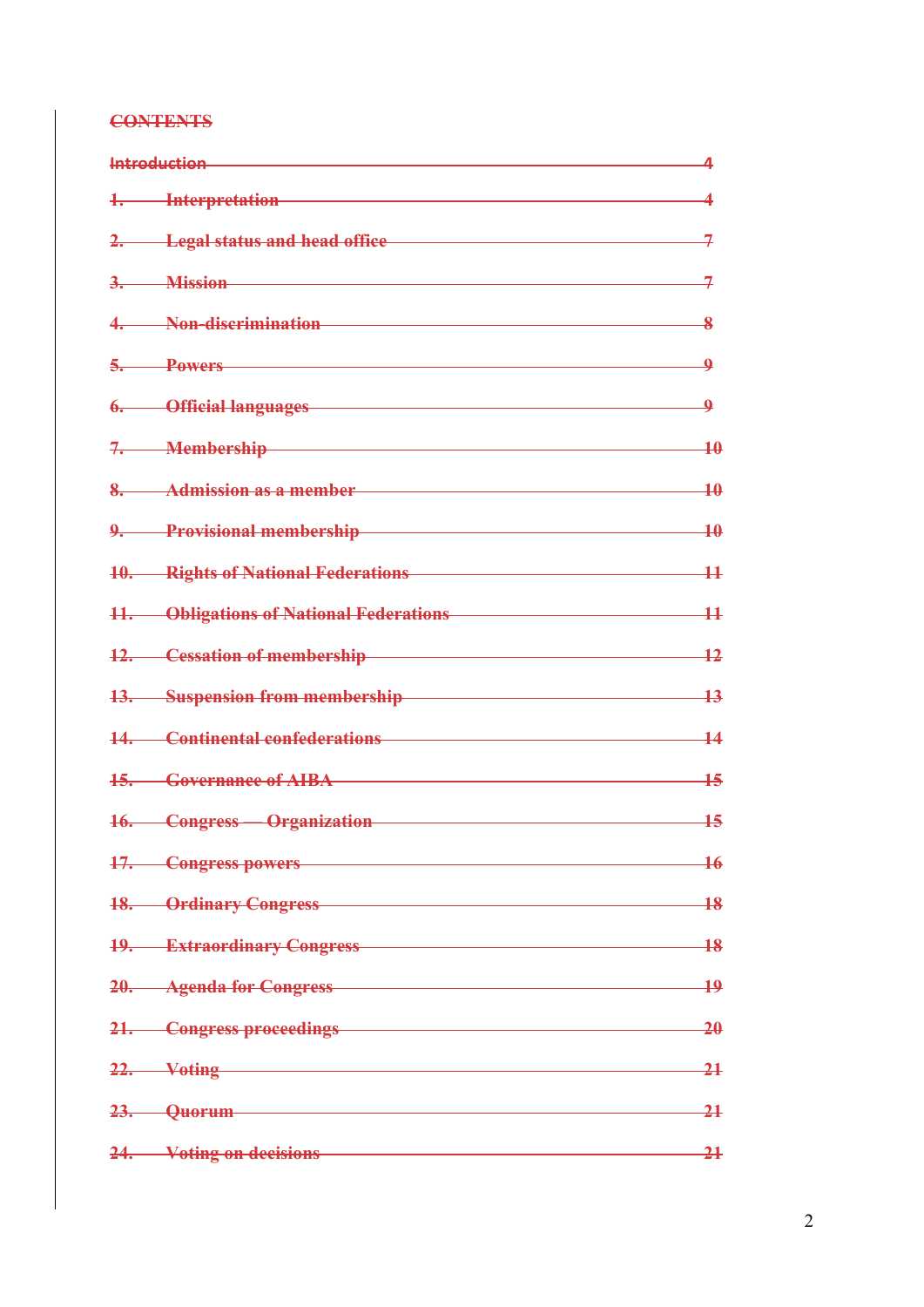## ~~CONTENTS~~

~~Introduction — 4~~

~~1. Interpretation — 4~~

~~2. Legal status and head office — 7~~

~~3. Mission — 7~~

~~4. Non-discrimination — 8~~

~~5. Powers — 9~~

~~6. Official languages — 9~~

~~7. Membership — 10~~

~~8. Admission as a member — 10~~

~~9. Provisional membership — 10~~

~~10. Rights of National Federations — 11~~

~~11. Obligations of National Federations — 11~~

~~12. Cessation of membership — 12~~

~~13. Suspension from membership — 13~~

~~14. Continental confederations — 14~~

~~15. Governance of AIBA — 15~~

~~16. Congress — Organization — 15~~

~~17. Congress powers — 16~~

~~18. Ordinary Congress — 18~~

~~19. Extraordinary Congress — 18~~

~~20. Agenda for Congress — 19~~

~~21. Congress proceedings — 20~~

~~22. Voting — 21~~

~~23. Quorum — 21~~

~~24. Voting on decisions — 21~~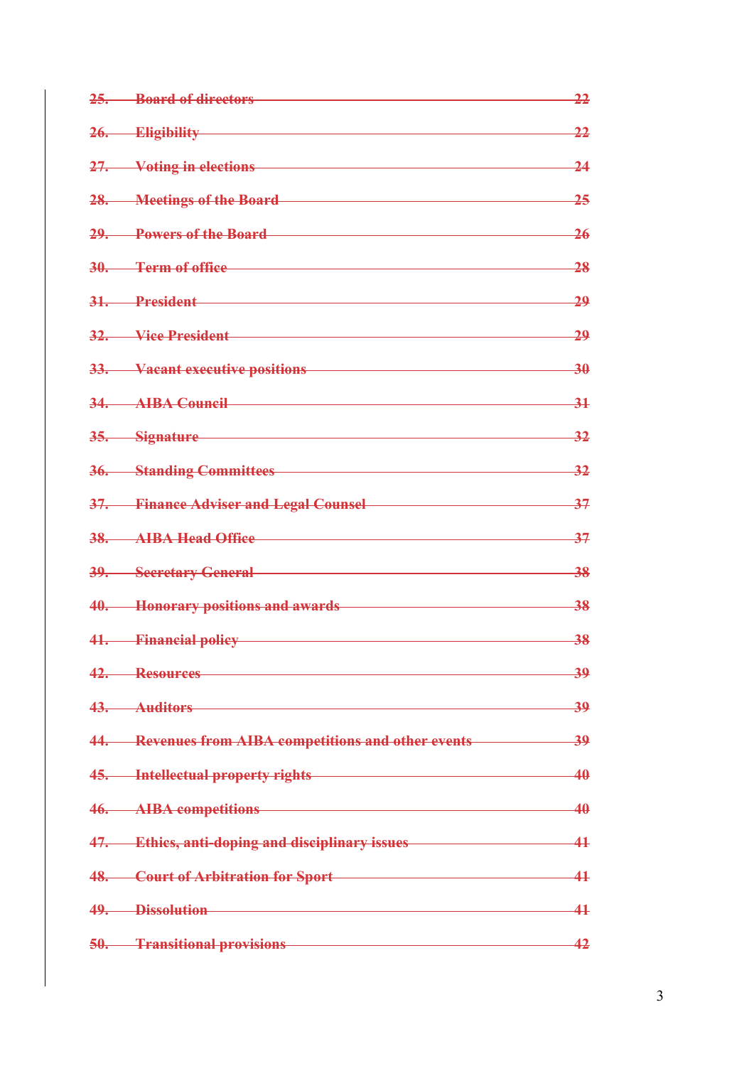~~25. Board of directors 22~~

~~26. Eligibility 22~~

~~27. Voting in elections 24~~

~~28. Meetings of the Board 25~~

~~29. Powers of the Board 26~~

~~30. Term of office 28~~

~~31. President 29~~

~~32. Vice President 29~~

~~33. Vacant executive positions 30~~

~~34. AIBA Council 31~~

~~35. Signature 32~~

~~36. Standing Committees 32~~

~~37. Finance Adviser and Legal Counsel 37~~

~~38. AIBA Head Office 37~~

~~39. Secretary General 38~~

~~40. Honorary positions and awards 38~~

~~41. Financial policy 38~~

~~42. Resources 39~~

~~43. Auditors 39~~

~~44. Revenues from AIBA competitions and other events 39~~

~~45. Intellectual property rights 40~~

~~46. AIBA competitions 40~~

~~47. Ethics, anti-doping and disciplinary issues 41~~

~~48. Court of Arbitration for Sport 41~~

~~49. Dissolution 41~~

~~50. Transitional provisions 42~~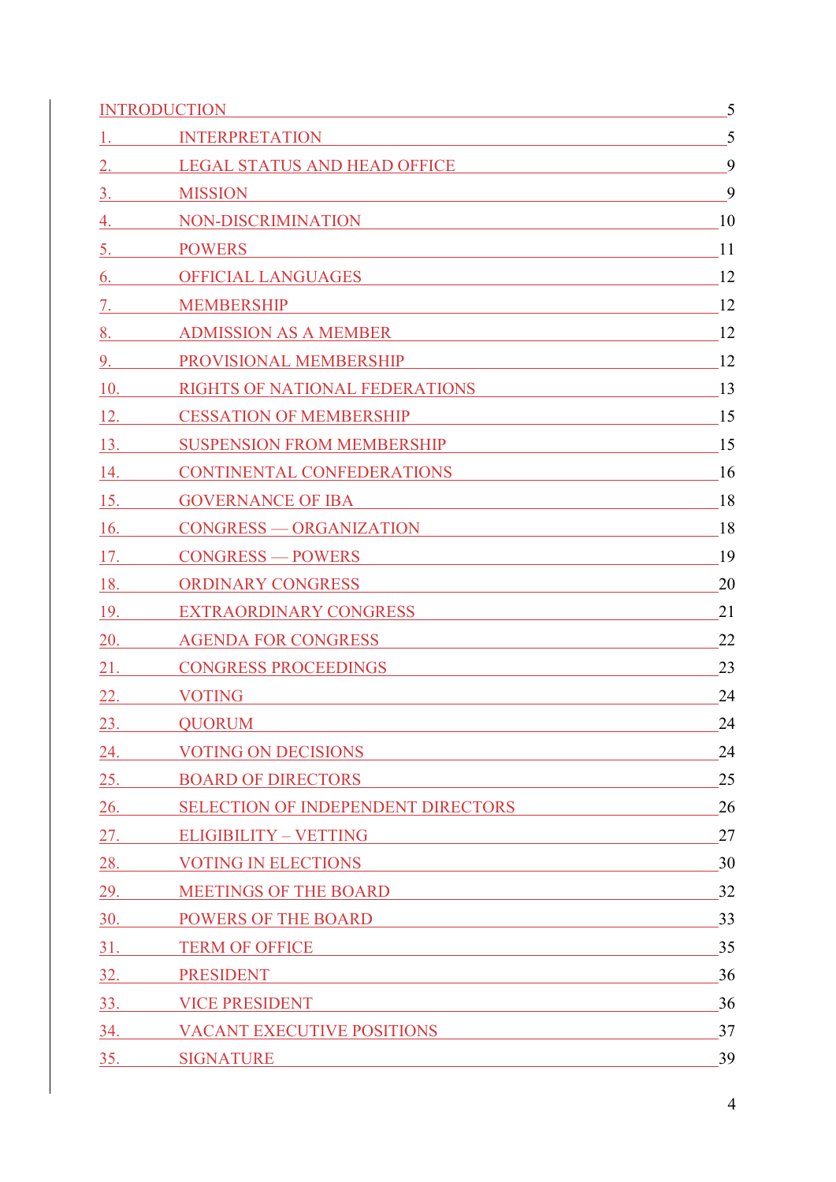| | | |
|---|---|---|
| INTRODUCTION | | 5 |
| 1. | INTERPRETATION | 5 |
| 2. | LEGAL STATUS AND HEAD OFFICE | 9 |
| 3. | MISSION | 9 |
| 4. | NON-DISCRIMINATION | 10 |
| 5. | POWERS | 11 |
| 6. | OFFICIAL LANGUAGES | 12 |
| 7. | MEMBERSHIP | 12 |
| 8. | ADMISSION AS A MEMBER | 12 |
| 9. | PROVISIONAL MEMBERSHIP | 12 |
| 10. | RIGHTS OF NATIONAL FEDERATIONS | 13 |
| 12. | CESSATION OF MEMBERSHIP | 15 |
| 13. | SUSPENSION FROM MEMBERSHIP | 15 |
| 14. | CONTINENTAL CONFEDERATIONS | 16 |
| 15. | GOVERNANCE OF IBA | 18 |
| 16. | CONGRESS — ORGANIZATION | 18 |
| 17. | CONGRESS — POWERS | 19 |
| 18. | ORDINARY CONGRESS | 20 |
| 19. | EXTRAORDINARY CONGRESS | 21 |
| 20. | AGENDA FOR CONGRESS | 22 |
| 21. | CONGRESS PROCEEDINGS | 23 |
| 22. | VOTING | 24 |
| 23. | QUORUM | 24 |
| 24. | VOTING ON DECISIONS | 24 |
| 25. | BOARD OF DIRECTORS | 25 |
| 26. | SELECTION OF INDEPENDENT DIRECTORS | 26 |
| 27. | ELIGIBILITY – VETTING | 27 |
| 28. | VOTING IN ELECTIONS | 30 |
| 29. | MEETINGS OF THE BOARD | 32 |
| 30. | POWERS OF THE BOARD | 33 |
| 31. | TERM OF OFFICE | 35 |
| 32. | PRESIDENT | 36 |
| 33. | VICE PRESIDENT | 36 |
| 34. | VACANT EXECUTIVE POSITIONS | 37 |
| 35. | SIGNATURE | 39 |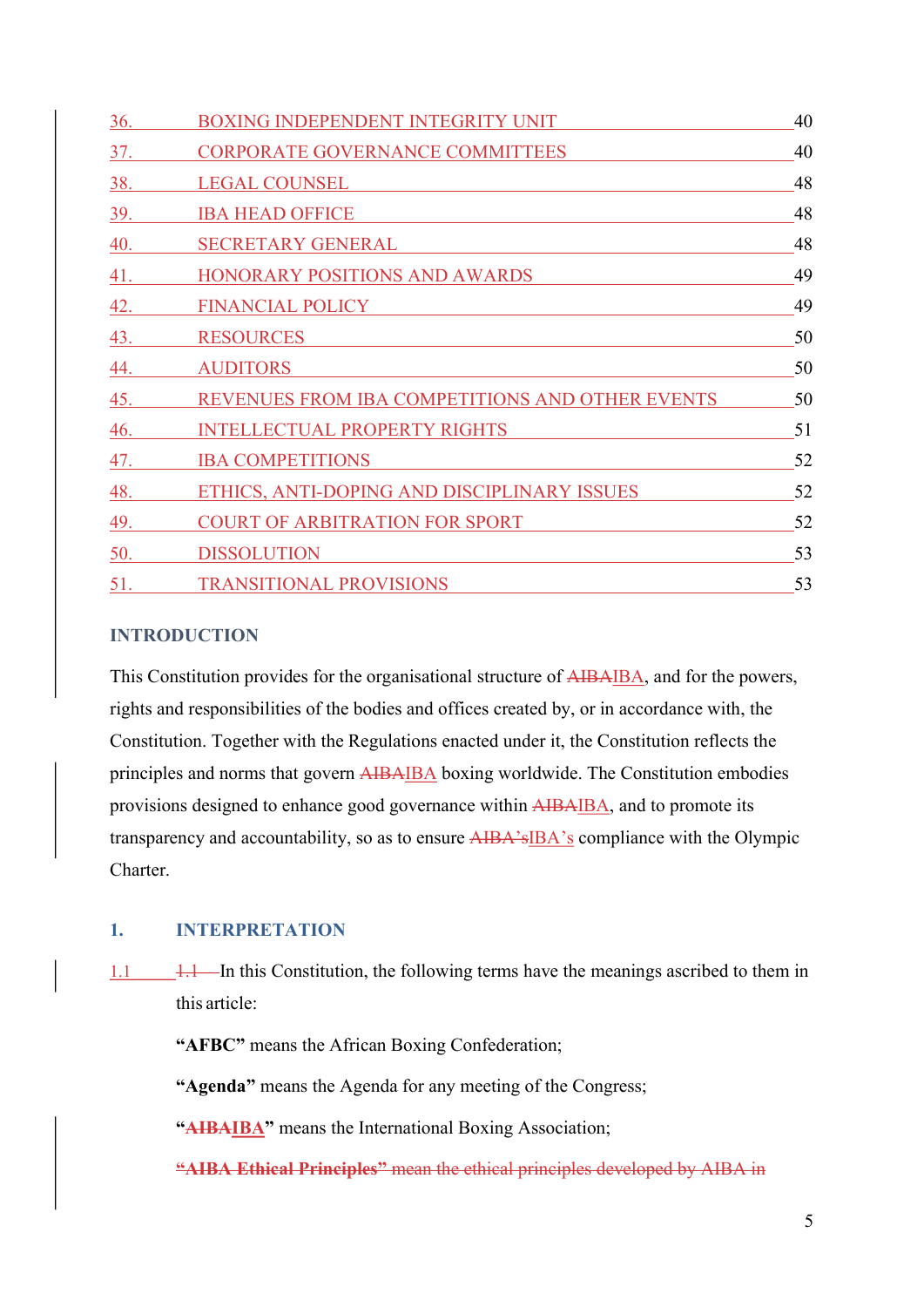| | | |
|---|---|---|
| 36. | BOXING INDEPENDENT INTEGRITY UNIT | 40 |
| 37. | CORPORATE GOVERNANCE COMMITTEES | 40 |
| 38. | LEGAL COUNSEL | 48 |
| 39. | IBA HEAD OFFICE | 48 |
| 40. | SECRETARY GENERAL | 48 |
| 41. | HONORARY POSITIONS AND AWARDS | 49 |
| 42. | FINANCIAL POLICY | 49 |
| 43. | RESOURCES | 50 |
| 44. | AUDITORS | 50 |
| 45. | REVENUES FROM IBA COMPETITIONS AND OTHER EVENTS | 50 |
| 46. | INTELLECTUAL PROPERTY RIGHTS | 51 |
| 47. | IBA COMPETITIONS | 52 |
| 48. | ETHICS, ANTI-DOPING AND DISCIPLINARY ISSUES | 52 |
| 49. | COURT OF ARBITRATION FOR SPORT | 52 |
| 50. | DISSOLUTION | 53 |
| 51. | TRANSITIONAL PROVISIONS | 53 |

## INTRODUCTION

This Constitution provides for the organisational structure of ~~AIBA~~IBA, and for the powers, rights and responsibilities of the bodies and offices created by, or in accordance with, the Constitution. Together with the Regulations enacted under it, the Constitution reflects the principles and norms that govern ~~AIBA~~IBA boxing worldwide. The Constitution embodies provisions designed to enhance good governance within ~~AIBA~~IBA, and to promote its transparency and accountability, so as to ensure ~~AIBA's~~IBA's compliance with the Olympic Charter.

## 1. INTERPRETATION

1.1 ~~1.1~~ In this Constitution, the following terms have the meanings ascribed to them in this article:

**"AFBC"** means the African Boxing Confederation;

**"Agenda"** means the Agenda for any meeting of the Congress;

**"~~AIBA~~IBA"** means the International Boxing Association;

~~**"AIBA Ethical Principles"** mean the ethical principles developed by AIBA in~~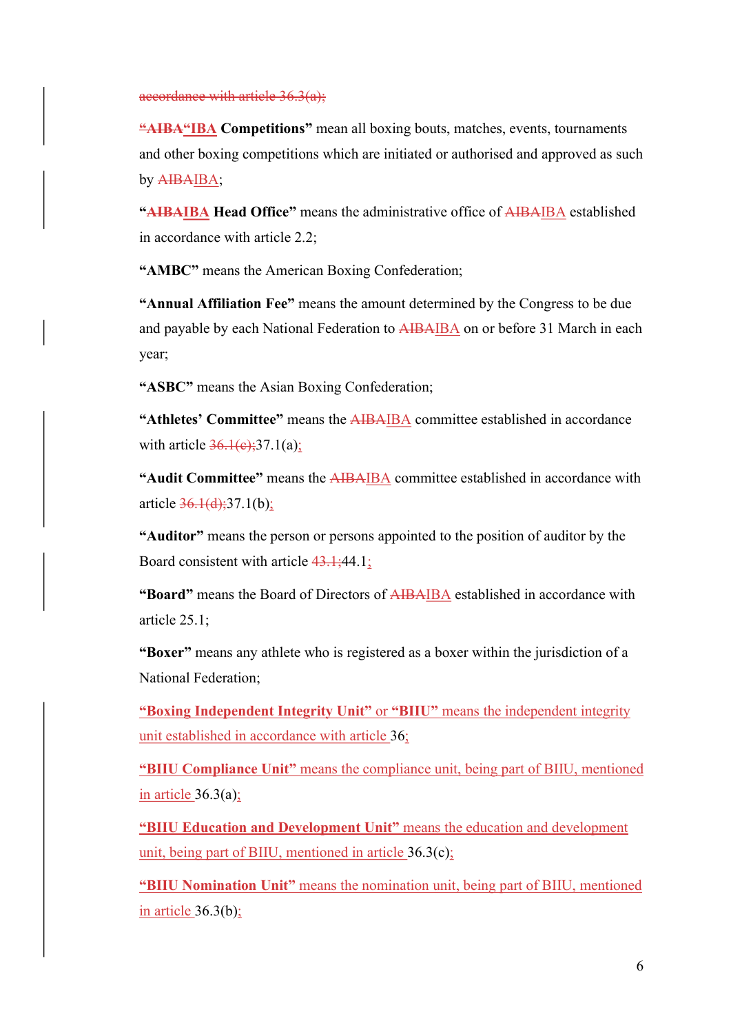~~accordance with article 36.3(a);~~

**~~"AIBA~~"IBA Competitions"** mean all boxing bouts, matches, events, tournaments and other boxing competitions which are initiated or authorised and approved as such by ~~AIBA~~IBA;

**"~~AIBA~~IBA Head Office"** means the administrative office of ~~AIBA~~IBA established in accordance with article 2.2;

**"AMBC"** means the American Boxing Confederation;

**"Annual Affiliation Fee"** means the amount determined by the Congress to be due and payable by each National Federation to ~~AIBA~~IBA on or before 31 March in each year;

**"ASBC"** means the Asian Boxing Confederation;

**"Athletes' Committee"** means the ~~AIBA~~IBA committee established in accordance with article ~~36.1(c);~~37.1(a);

**"Audit Committee"** means the ~~AIBA~~IBA committee established in accordance with article ~~36.1(d);~~37.1(b);

**"Auditor"** means the person or persons appointed to the position of auditor by the Board consistent with article ~~43.1;~~44.1;

**"Board"** means the Board of Directors of ~~AIBA~~IBA established in accordance with article 25.1;

**"Boxer"** means any athlete who is registered as a boxer within the jurisdiction of a National Federation;

**"Boxing Independent Integrity Unit"** or **"BIIU"** means the independent integrity unit established in accordance with article 36;

**"BIIU Compliance Unit"** means the compliance unit, being part of BIIU, mentioned in article 36.3(a);

**"BIIU Education and Development Unit"** means the education and development unit, being part of BIIU, mentioned in article 36.3(c);

**"BIIU Nomination Unit"** means the nomination unit, being part of BIIU, mentioned in article 36.3(b);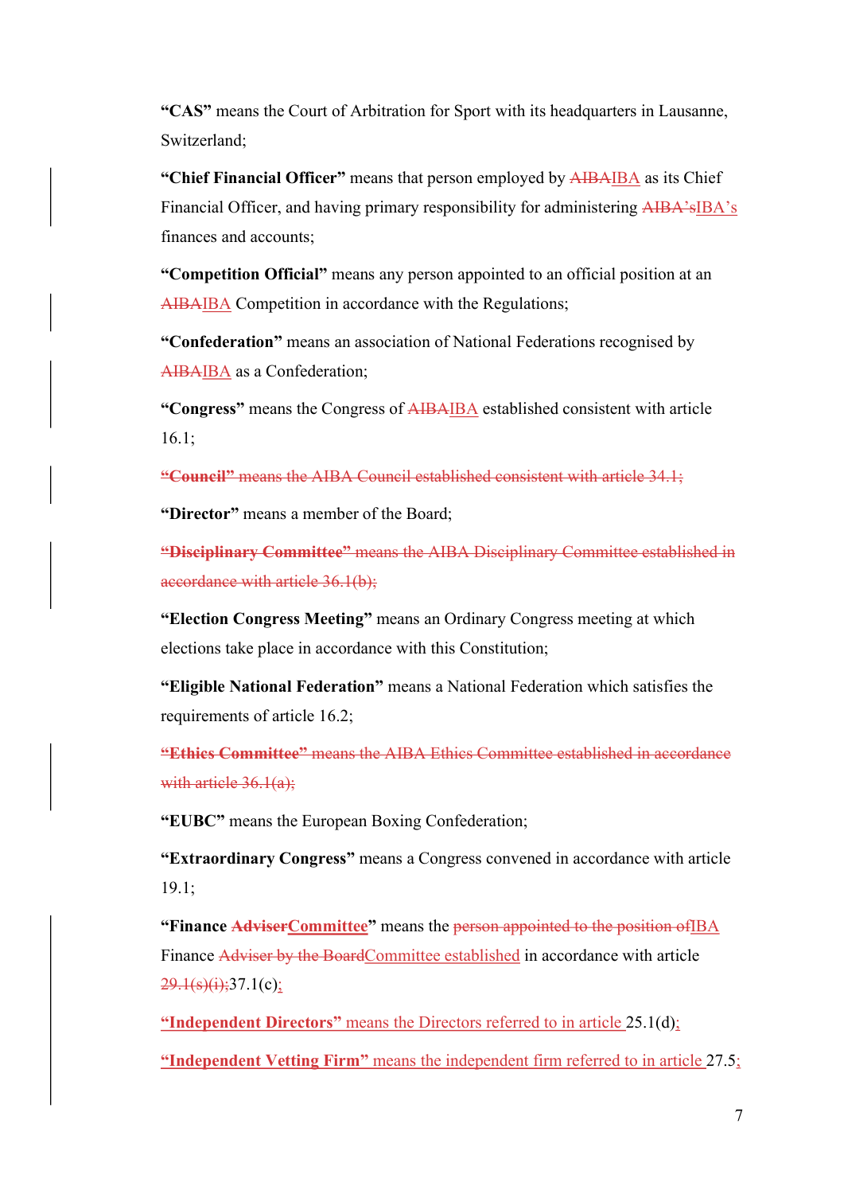**"CAS"** means the Court of Arbitration for Sport with its headquarters in Lausanne, Switzerland;

**"Chief Financial Officer"** means that person employed by ~~AIBA~~IBA as its Chief Financial Officer, and having primary responsibility for administering ~~AIBA's~~IBA's finances and accounts;

**"Competition Official"** means any person appointed to an official position at an ~~AIBA~~IBA Competition in accordance with the Regulations;

**"Confederation"** means an association of National Federations recognised by ~~AIBA~~IBA as a Confederation;

**"Congress"** means the Congress of ~~AIBA~~IBA established consistent with article 16.1;

~~**"Council"** means the AIBA Council established consistent with article 34.1;~~

**"Director"** means a member of the Board;

~~**"Disciplinary Committee"** means the AIBA Disciplinary Committee established in accordance with article 36.1(b);~~

**"Election Congress Meeting"** means an Ordinary Congress meeting at which elections take place in accordance with this Constitution;

**"Eligible National Federation"** means a National Federation which satisfies the requirements of article 16.2;

~~**"Ethics Committee"** means the AIBA Ethics Committee established in accordance with article 36.1(a);~~

**"EUBC"** means the European Boxing Confederation;

**"Extraordinary Congress"** means a Congress convened in accordance with article 19.1;

**"Finance ~~Adviser~~Committee"** means the ~~person appointed to the position of~~IBA Finance ~~Adviser by the Board~~Committee established in accordance with article ~~29.1(s)(i);~~37.1(c);

**"Independent Directors"** means the Directors referred to in article 25.1(d);

**"Independent Vetting Firm"** means the independent firm referred to in article 27.5;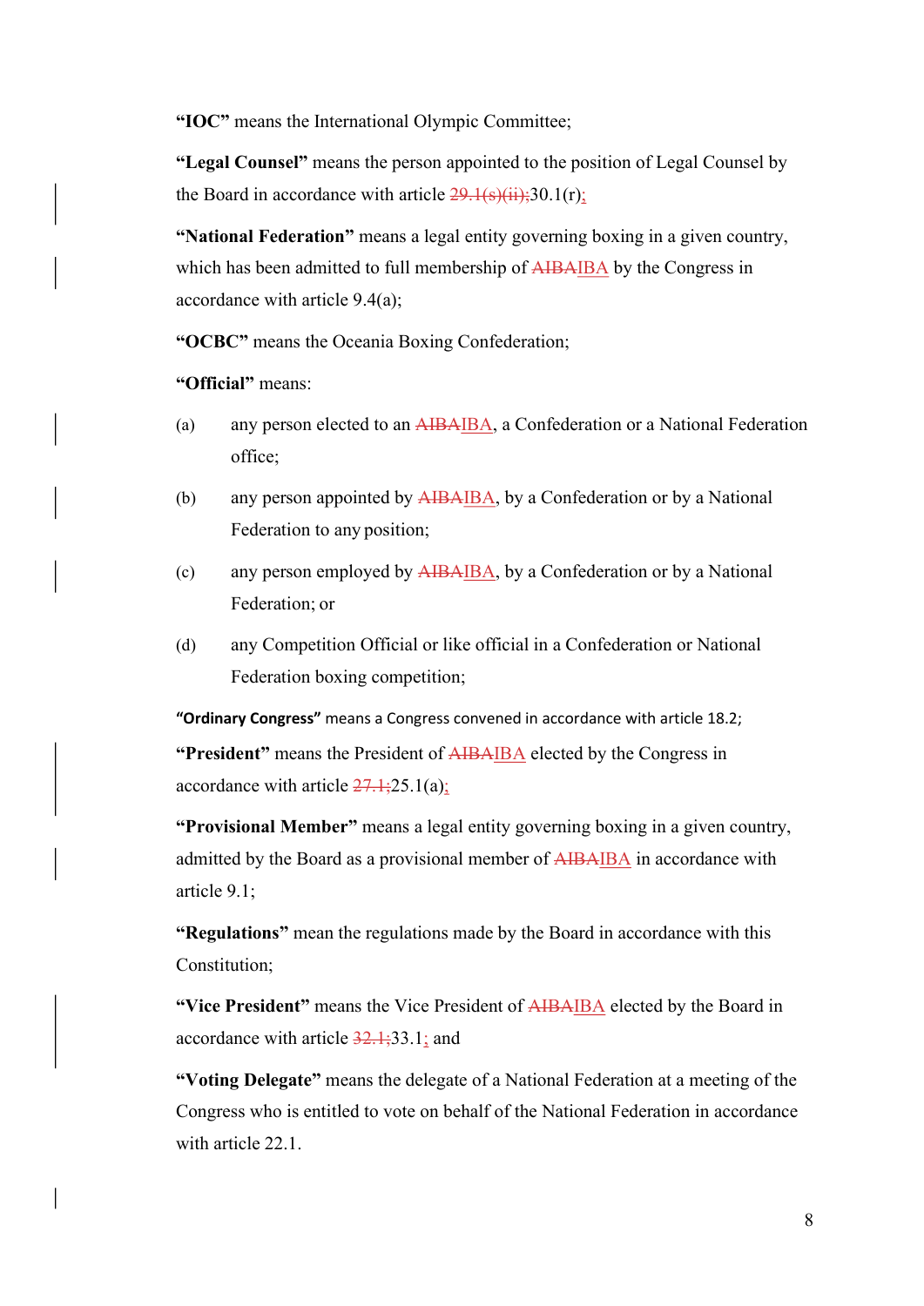**"IOC"** means the International Olympic Committee;

**"Legal Counsel"** means the person appointed to the position of Legal Counsel by the Board in accordance with article ~~29.1(s)(ii);~~30.1(r);

**"National Federation"** means a legal entity governing boxing in a given country, which has been admitted to full membership of ~~AIBA~~IBA by the Congress in accordance with article 9.4(a);

**"OCBC"** means the Oceania Boxing Confederation;

**"Official"** means:

(a) any person elected to an ~~AIBA~~IBA, a Confederation or a National Federation office;

(b) any person appointed by ~~AIBA~~IBA, by a Confederation or by a National Federation to any position;

(c) any person employed by ~~AIBA~~IBA, by a Confederation or by a National Federation; or

(d) any Competition Official or like official in a Confederation or National Federation boxing competition;

**"Ordinary Congress"** means a Congress convened in accordance with article 18.2;

**"President"** means the President of ~~AIBA~~IBA elected by the Congress in accordance with article ~~27.1;~~25.1(a);

**"Provisional Member"** means a legal entity governing boxing in a given country, admitted by the Board as a provisional member of ~~AIBA~~IBA in accordance with article 9.1;

**"Regulations"** mean the regulations made by the Board in accordance with this Constitution;

**"Vice President"** means the Vice President of ~~AIBA~~IBA elected by the Board in accordance with article ~~32.1;~~33.1; and

**"Voting Delegate"** means the delegate of a National Federation at a meeting of the Congress who is entitled to vote on behalf of the National Federation in accordance with article 22.1.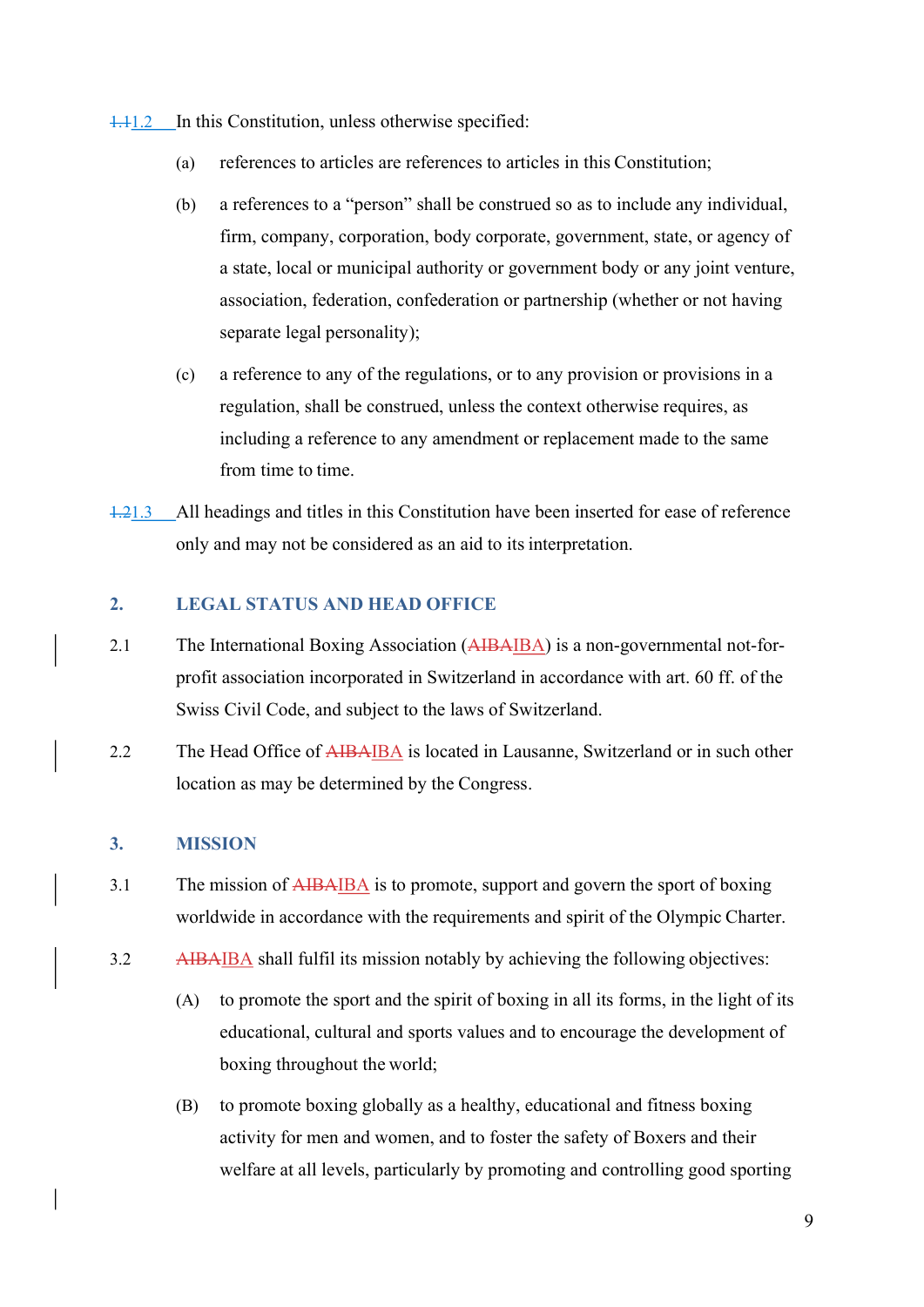1.2 In this Constitution, unless otherwise specified:

(a) references to articles are references to articles in this Constitution;

(b) a references to a "person" shall be construed so as to include any individual, firm, company, corporation, body corporate, government, state, or agency of a state, local or municipal authority or government body or any joint venture, association, federation, confederation or partnership (whether or not having separate legal personality);

(c) a reference to any of the regulations, or to any provision or provisions in a regulation, shall be construed, unless the context otherwise requires, as including a reference to any amendment or replacement made to the same from time to time.

1.3 All headings and titles in this Constitution have been inserted for ease of reference only and may not be considered as an aid to its interpretation.

## 2. LEGAL STATUS AND HEAD OFFICE

2.1 The International Boxing Association (IBA) is a non-governmental not-for-profit association incorporated in Switzerland in accordance with art. 60 ff. of the Swiss Civil Code, and subject to the laws of Switzerland.

2.2 The Head Office of IBA is located in Lausanne, Switzerland or in such other location as may be determined by the Congress.

## 3. MISSION

3.1 The mission of IBA is to promote, support and govern the sport of boxing worldwide in accordance with the requirements and spirit of the Olympic Charter.

3.2 IBA shall fulfil its mission notably by achieving the following objectives:

(A) to promote the sport and the spirit of boxing in all its forms, in the light of its educational, cultural and sports values and to encourage the development of boxing throughout the world;

(B) to promote boxing globally as a healthy, educational and fitness boxing activity for men and women, and to foster the safety of Boxers and their welfare at all levels, particularly by promoting and controlling good sporting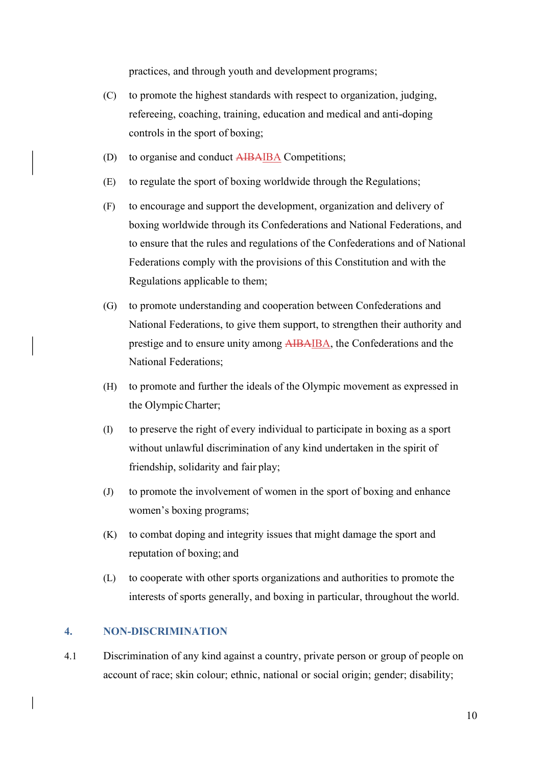practices, and through youth and development programs;

(C) to promote the highest standards with respect to organization, judging, refereeing, coaching, training, education and medical and anti-doping controls in the sport of boxing;

(D) to organise and conduct ~~AIBA~~IBA Competitions;

(E) to regulate the sport of boxing worldwide through the Regulations;

(F) to encourage and support the development, organization and delivery of boxing worldwide through its Confederations and National Federations, and to ensure that the rules and regulations of the Confederations and of National Federations comply with the provisions of this Constitution and with the Regulations applicable to them;

(G) to promote understanding and cooperation between Confederations and National Federations, to give them support, to strengthen their authority and prestige and to ensure unity among ~~AIBA~~IBA, the Confederations and the National Federations;

(H) to promote and further the ideals of the Olympic movement as expressed in the Olympic Charter;

(I) to preserve the right of every individual to participate in boxing as a sport without unlawful discrimination of any kind undertaken in the spirit of friendship, solidarity and fair play;

(J) to promote the involvement of women in the sport of boxing and enhance women's boxing programs;

(K) to combat doping and integrity issues that might damage the sport and reputation of boxing; and

(L) to cooperate with other sports organizations and authorities to promote the interests of sports generally, and boxing in particular, throughout the world.

## 4. NON-DISCRIMINATION

4.1 Discrimination of any kind against a country, private person or group of people on account of race; skin colour; ethnic, national or social origin; gender; disability;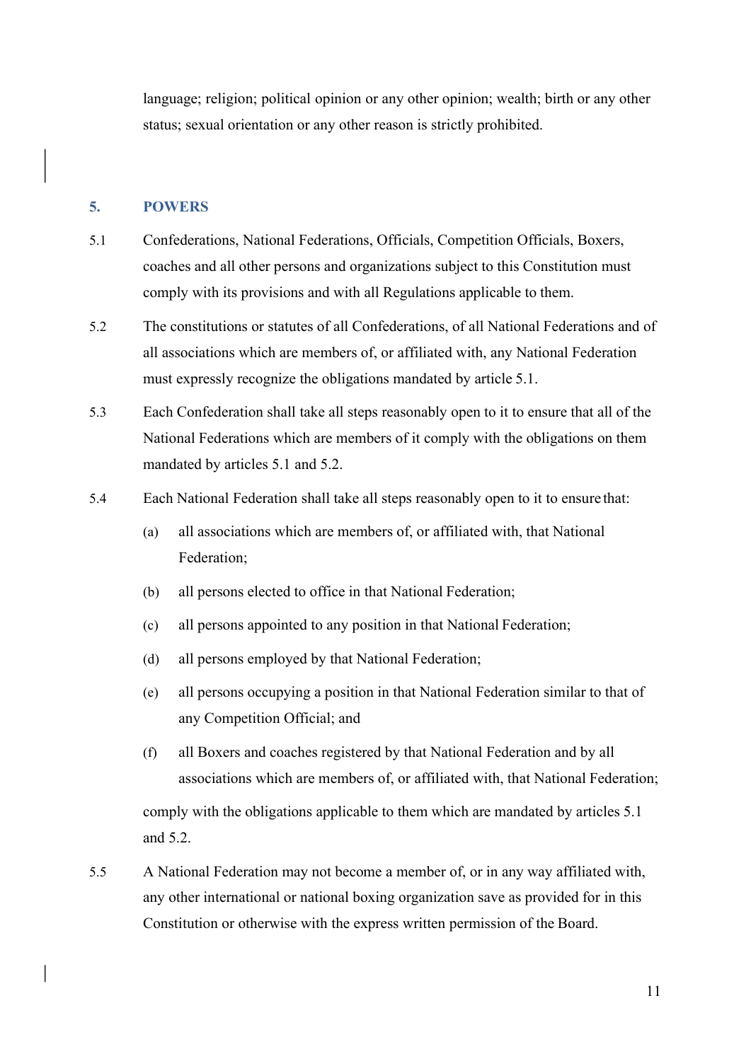language; religion; political opinion or any other opinion; wealth; birth or any other status; sexual orientation or any other reason is strictly prohibited.

## 5. POWERS

5.1 Confederations, National Federations, Officials, Competition Officials, Boxers, coaches and all other persons and organizations subject to this Constitution must comply with its provisions and with all Regulations applicable to them.

5.2 The constitutions or statutes of all Confederations, of all National Federations and of all associations which are members of, or affiliated with, any National Federation must expressly recognize the obligations mandated by article 5.1.

5.3 Each Confederation shall take all steps reasonably open to it to ensure that all of the National Federations which are members of it comply with the obligations on them mandated by articles 5.1 and 5.2.

5.4 Each National Federation shall take all steps reasonably open to it to ensure that:

(a) all associations which are members of, or affiliated with, that National Federation;

(b) all persons elected to office in that National Federation;

(c) all persons appointed to any position in that National Federation;

(d) all persons employed by that National Federation;

(e) all persons occupying a position in that National Federation similar to that of any Competition Official; and

(f) all Boxers and coaches registered by that National Federation and by all associations which are members of, or affiliated with, that National Federation;

comply with the obligations applicable to them which are mandated by articles 5.1 and 5.2.

5.5 A National Federation may not become a member of, or in any way affiliated with, any other international or national boxing organization save as provided for in this Constitution or otherwise with the express written permission of the Board.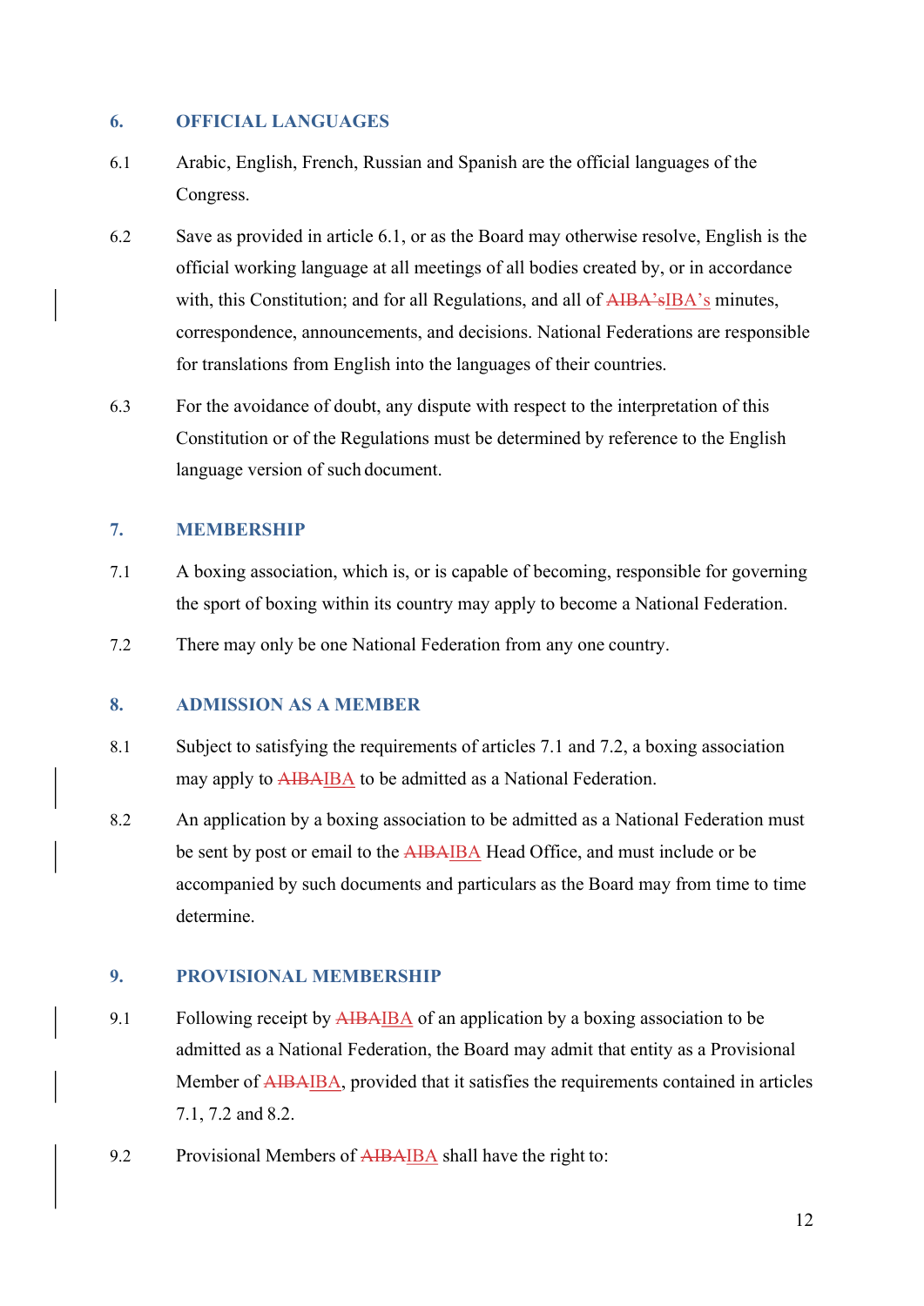## 6. OFFICIAL LANGUAGES

6.1 Arabic, English, French, Russian and Spanish are the official languages of the Congress.

6.2 Save as provided in article 6.1, or as the Board may otherwise resolve, English is the official working language at all meetings of all bodies created by, or in accordance with, this Constitution; and for all Regulations, and all of ~~AIBA's~~<u>IBA's</u> minutes, correspondence, announcements, and decisions. National Federations are responsible for translations from English into the languages of their countries.

6.3 For the avoidance of doubt, any dispute with respect to the interpretation of this Constitution or of the Regulations must be determined by reference to the English language version of such document.

## 7. MEMBERSHIP

7.1 A boxing association, which is, or is capable of becoming, responsible for governing the sport of boxing within its country may apply to become a National Federation.

7.2 There may only be one National Federation from any one country.

## 8. ADMISSION AS A MEMBER

8.1 Subject to satisfying the requirements of articles 7.1 and 7.2, a boxing association may apply to ~~AIBA~~<u>IBA</u> to be admitted as a National Federation.

8.2 An application by a boxing association to be admitted as a National Federation must be sent by post or email to the ~~AIBA~~<u>IBA</u> Head Office, and must include or be accompanied by such documents and particulars as the Board may from time to time determine.

## 9. PROVISIONAL MEMBERSHIP

9.1 Following receipt by ~~AIBA~~<u>IBA</u> of an application by a boxing association to be admitted as a National Federation, the Board may admit that entity as a Provisional Member of ~~AIBA~~<u>IBA</u>, provided that it satisfies the requirements contained in articles 7.1, 7.2 and 8.2.

9.2 Provisional Members of ~~AIBA~~<u>IBA</u> shall have the right to: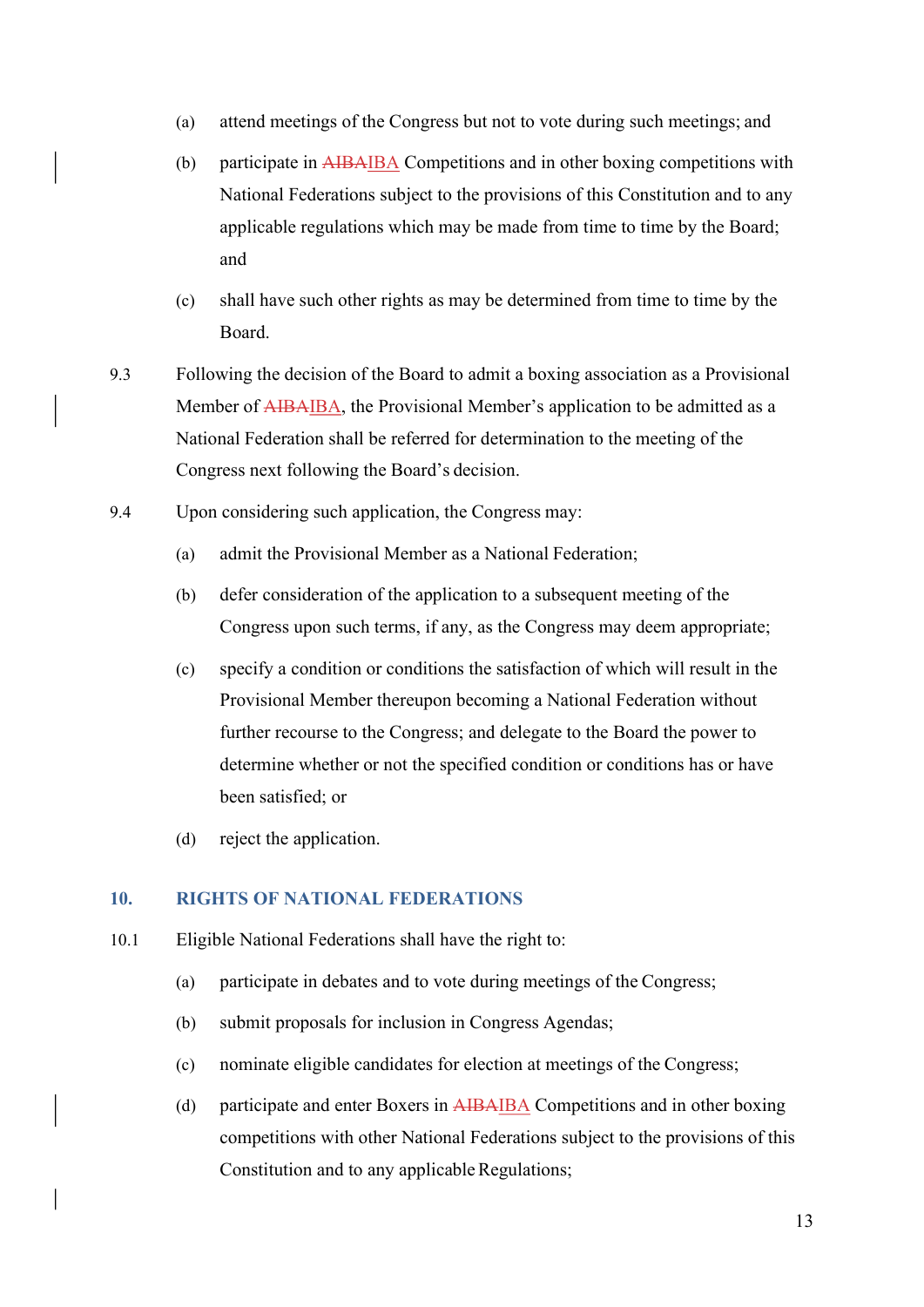(a) attend meetings of the Congress but not to vote during such meetings; and

(b) participate in ~~AIBA~~IBA Competitions and in other boxing competitions with National Federations subject to the provisions of this Constitution and to any applicable regulations which may be made from time to time by the Board; and

(c) shall have such other rights as may be determined from time to time by the Board.

9.3 Following the decision of the Board to admit a boxing association as a Provisional Member of ~~AIBA~~IBA, the Provisional Member's application to be admitted as a National Federation shall be referred for determination to the meeting of the Congress next following the Board's decision.

9.4 Upon considering such application, the Congress may:

(a) admit the Provisional Member as a National Federation;

(b) defer consideration of the application to a subsequent meeting of the Congress upon such terms, if any, as the Congress may deem appropriate;

(c) specify a condition or conditions the satisfaction of which will result in the Provisional Member thereupon becoming a National Federation without further recourse to the Congress; and delegate to the Board the power to determine whether or not the specified condition or conditions has or have been satisfied; or

(d) reject the application.

## 10. RIGHTS OF NATIONAL FEDERATIONS

10.1 Eligible National Federations shall have the right to:

(a) participate in debates and to vote during meetings of the Congress;

(b) submit proposals for inclusion in Congress Agendas;

(c) nominate eligible candidates for election at meetings of the Congress;

(d) participate and enter Boxers in ~~AIBA~~IBA Competitions and in other boxing competitions with other National Federations subject to the provisions of this Constitution and to any applicable Regulations;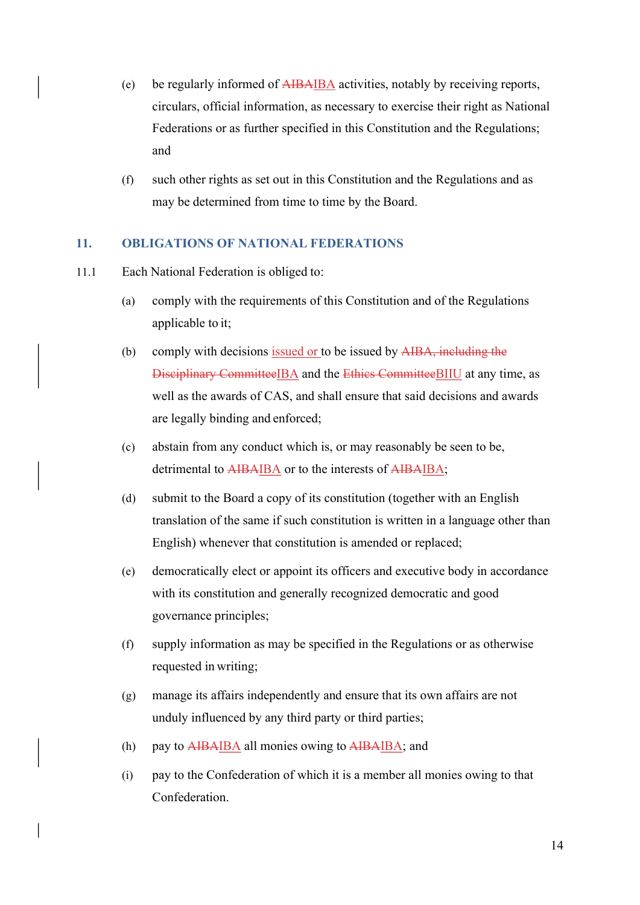(e) be regularly informed of ~~AIBA~~IBA activities, notably by receiving reports, circulars, official information, as necessary to exercise their right as National Federations or as further specified in this Constitution and the Regulations; and

(f) such other rights as set out in this Constitution and the Regulations and as may be determined from time to time by the Board.

## 11. OBLIGATIONS OF NATIONAL FEDERATIONS

11.1 Each National Federation is obliged to:

(a) comply with the requirements of this Constitution and of the Regulations applicable to it;

(b) comply with decisions issued or to be issued by ~~AIBA, including the Disciplinary Committee~~IBA and the ~~Ethics Committee~~BIIU at any time, as well as the awards of CAS, and shall ensure that said decisions and awards are legally binding and enforced;

(c) abstain from any conduct which is, or may reasonably be seen to be, detrimental to ~~AIBA~~IBA or to the interests of ~~AIBA~~IBA;

(d) submit to the Board a copy of its constitution (together with an English translation of the same if such constitution is written in a language other than English) whenever that constitution is amended or replaced;

(e) democratically elect or appoint its officers and executive body in accordance with its constitution and generally recognized democratic and good governance principles;

(f) supply information as may be specified in the Regulations or as otherwise requested in writing;

(g) manage its affairs independently and ensure that its own affairs are not unduly influenced by any third party or third parties;

(h) pay to ~~AIBA~~IBA all monies owing to ~~AIBA~~IBA; and

(i) pay to the Confederation of which it is a member all monies owing to that Confederation.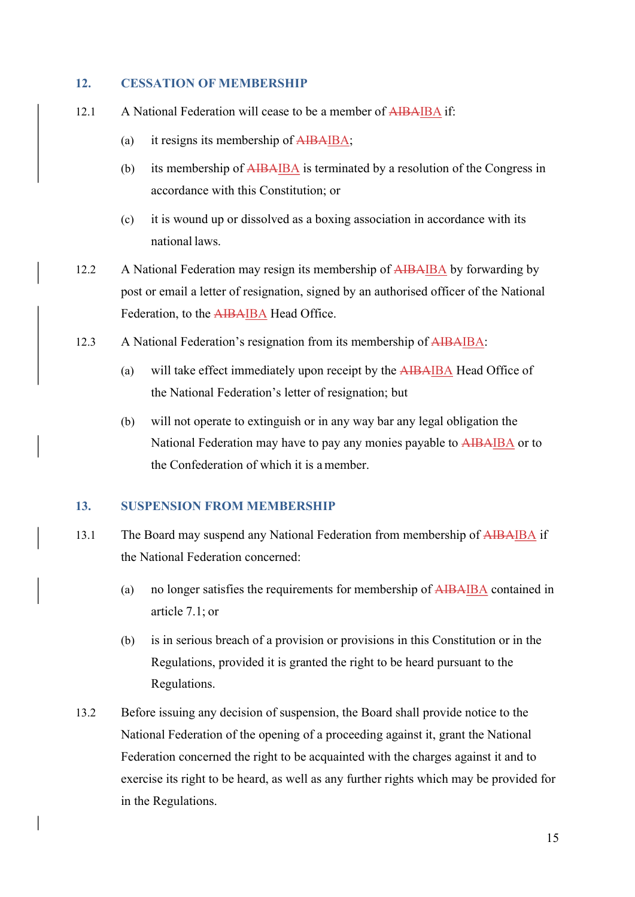## 12. CESSATION OF MEMBERSHIP

12.1 A National Federation will cease to be a member of ~~AIBA~~IBA if:

(a) it resigns its membership of ~~AIBA~~IBA;

(b) its membership of ~~AIBA~~IBA is terminated by a resolution of the Congress in accordance with this Constitution; or

(c) it is wound up or dissolved as a boxing association in accordance with its national laws.

12.2 A National Federation may resign its membership of ~~AIBA~~IBA by forwarding by post or email a letter of resignation, signed by an authorised officer of the National Federation, to the ~~AIBA~~IBA Head Office.

12.3 A National Federation's resignation from its membership of ~~AIBA~~IBA:

(a) will take effect immediately upon receipt by the ~~AIBA~~IBA Head Office of the National Federation's letter of resignation; but

(b) will not operate to extinguish or in any way bar any legal obligation the National Federation may have to pay any monies payable to ~~AIBA~~IBA or to the Confederation of which it is a member.

## 13. SUSPENSION FROM MEMBERSHIP

13.1 The Board may suspend any National Federation from membership of ~~AIBA~~IBA if the National Federation concerned:

(a) no longer satisfies the requirements for membership of ~~AIBA~~IBA contained in article 7.1; or

(b) is in serious breach of a provision or provisions in this Constitution or in the Regulations, provided it is granted the right to be heard pursuant to the Regulations.

13.2 Before issuing any decision of suspension, the Board shall provide notice to the National Federation of the opening of a proceeding against it, grant the National Federation concerned the right to be acquainted with the charges against it and to exercise its right to be heard, as well as any further rights which may be provided for in the Regulations.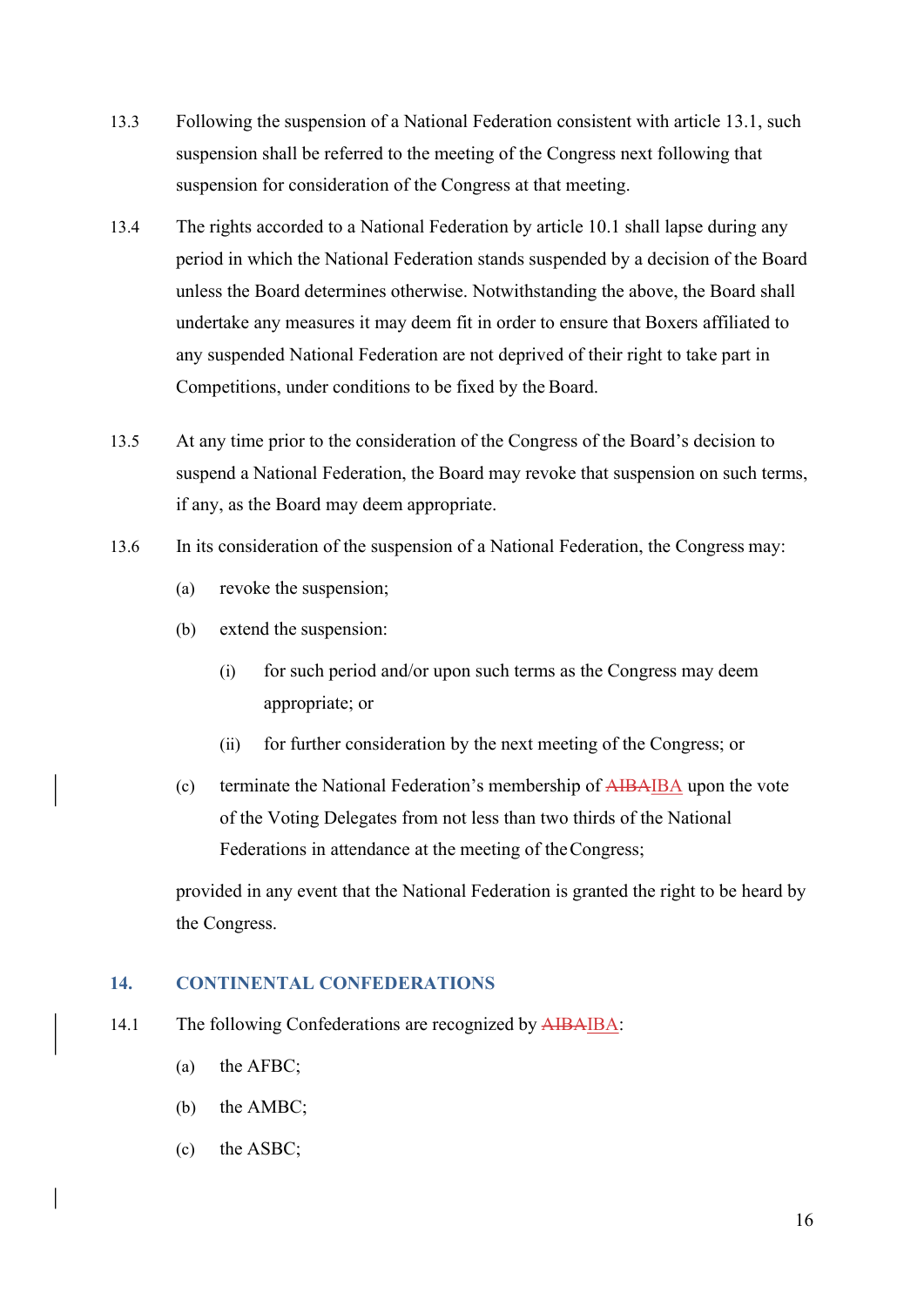13.3 Following the suspension of a National Federation consistent with article 13.1, such suspension shall be referred to the meeting of the Congress next following that suspension for consideration of the Congress at that meeting.

13.4 The rights accorded to a National Federation by article 10.1 shall lapse during any period in which the National Federation stands suspended by a decision of the Board unless the Board determines otherwise. Notwithstanding the above, the Board shall undertake any measures it may deem fit in order to ensure that Boxers affiliated to any suspended National Federation are not deprived of their right to take part in Competitions, under conditions to be fixed by the Board.

13.5 At any time prior to the consideration of the Congress of the Board's decision to suspend a National Federation, the Board may revoke that suspension on such terms, if any, as the Board may deem appropriate.

13.6 In its consideration of the suspension of a National Federation, the Congress may:

(a) revoke the suspension;

(b) extend the suspension:

(i) for such period and/or upon such terms as the Congress may deem appropriate; or

(ii) for further consideration by the next meeting of the Congress; or

(c) terminate the National Federation's membership of ~~AIBA~~IBA upon the vote of the Voting Delegates from not less than two thirds of the National Federations in attendance at the meeting of the Congress;

provided in any event that the National Federation is granted the right to be heard by the Congress.

## 14. CONTINENTAL CONFEDERATIONS

14.1 The following Confederations are recognized by ~~AIBA~~IBA:

(a) the AFBC;

(b) the AMBC;

(c) the ASBC;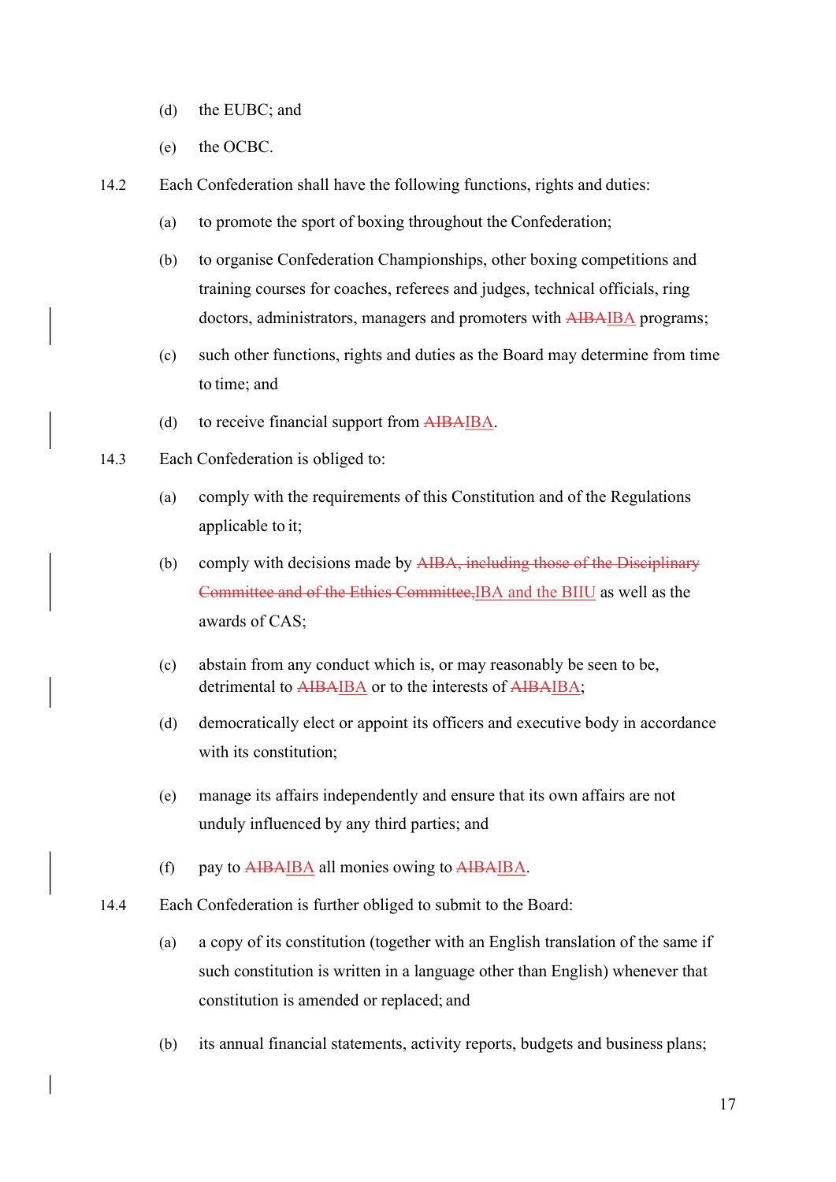(d) the EUBC; and

(e) the OCBC.

14.2 Each Confederation shall have the following functions, rights and duties:

(a) to promote the sport of boxing throughout the Confederation;

(b) to organise Confederation Championships, other boxing competitions and training courses for coaches, referees and judges, technical officials, ring doctors, administrators, managers and promoters with ~~AIBA~~IBA programs;

(c) such other functions, rights and duties as the Board may determine from time to time; and

(d) to receive financial support from ~~AIBA~~IBA.

14.3 Each Confederation is obliged to:

(a) comply with the requirements of this Constitution and of the Regulations applicable to it;

(b) comply with decisions made by ~~AIBA, including those of the Disciplinary Committee and of the Ethics Committee,~~IBA and the BIIU as well as the awards of CAS;

(c) abstain from any conduct which is, or may reasonably be seen to be, detrimental to ~~AIBA~~IBA or to the interests of ~~AIBA~~IBA;

(d) democratically elect or appoint its officers and executive body in accordance with its constitution;

(e) manage its affairs independently and ensure that its own affairs are not unduly influenced by any third parties; and

(f) pay to ~~AIBA~~IBA all monies owing to ~~AIBA~~IBA.

14.4 Each Confederation is further obliged to submit to the Board:

(a) a copy of its constitution (together with an English translation of the same if such constitution is written in a language other than English) whenever that constitution is amended or replaced; and

(b) its annual financial statements, activity reports, budgets and business plans;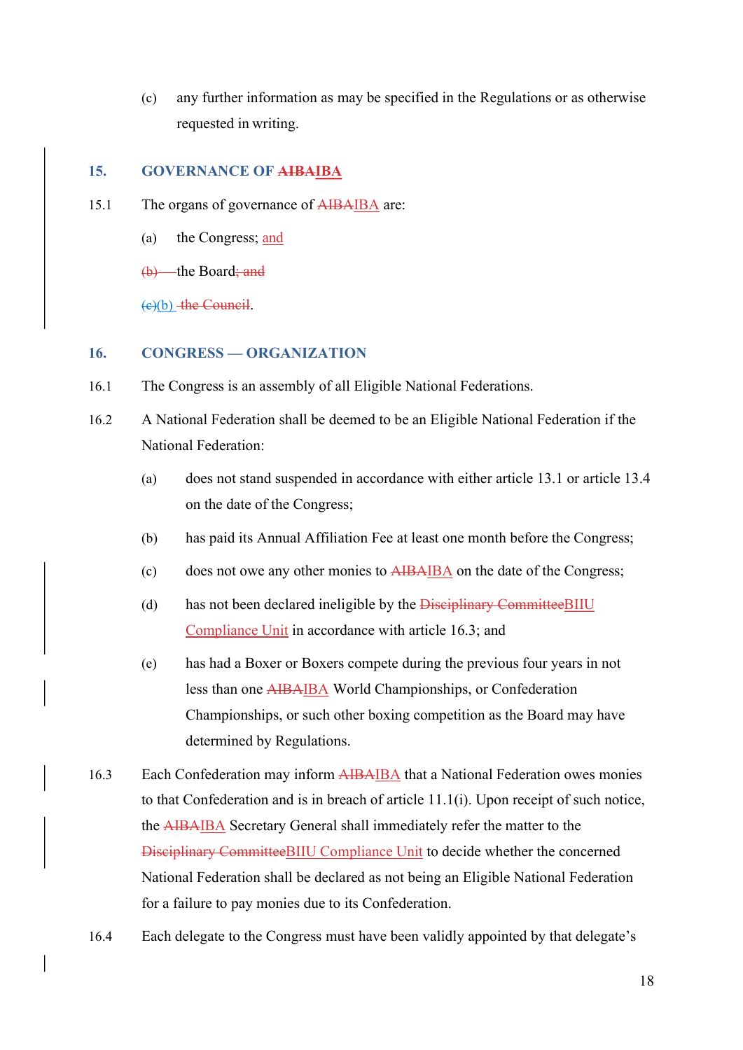(c) any further information as may be specified in the Regulations or as otherwise requested in writing.

## 15. GOVERNANCE OF ~~AIBA~~IBA

15.1 The organs of governance of ~~AIBA~~IBA are:

(a) the Congress; and

~~(b)~~ the Board~~; and~~

~~(c)~~(b) ~~the Council~~.

## 16. CONGRESS — ORGANIZATION

16.1 The Congress is an assembly of all Eligible National Federations.

16.2 A National Federation shall be deemed to be an Eligible National Federation if the National Federation:

(a) does not stand suspended in accordance with either article 13.1 or article 13.4 on the date of the Congress;

(b) has paid its Annual Affiliation Fee at least one month before the Congress;

(c) does not owe any other monies to ~~AIBA~~IBA on the date of the Congress;

(d) has not been declared ineligible by the ~~Disciplinary Committee~~BIIU Compliance Unit in accordance with article 16.3; and

(e) has had a Boxer or Boxers compete during the previous four years in not less than one ~~AIBA~~IBA World Championships, or Confederation Championships, or such other boxing competition as the Board may have determined by Regulations.

16.3 Each Confederation may inform ~~AIBA~~IBA that a National Federation owes monies to that Confederation and is in breach of article 11.1(i). Upon receipt of such notice, the ~~AIBA~~IBA Secretary General shall immediately refer the matter to the ~~Disciplinary Committee~~BIIU Compliance Unit to decide whether the concerned National Federation shall be declared as not being an Eligible National Federation for a failure to pay monies due to its Confederation.

16.4 Each delegate to the Congress must have been validly appointed by that delegate's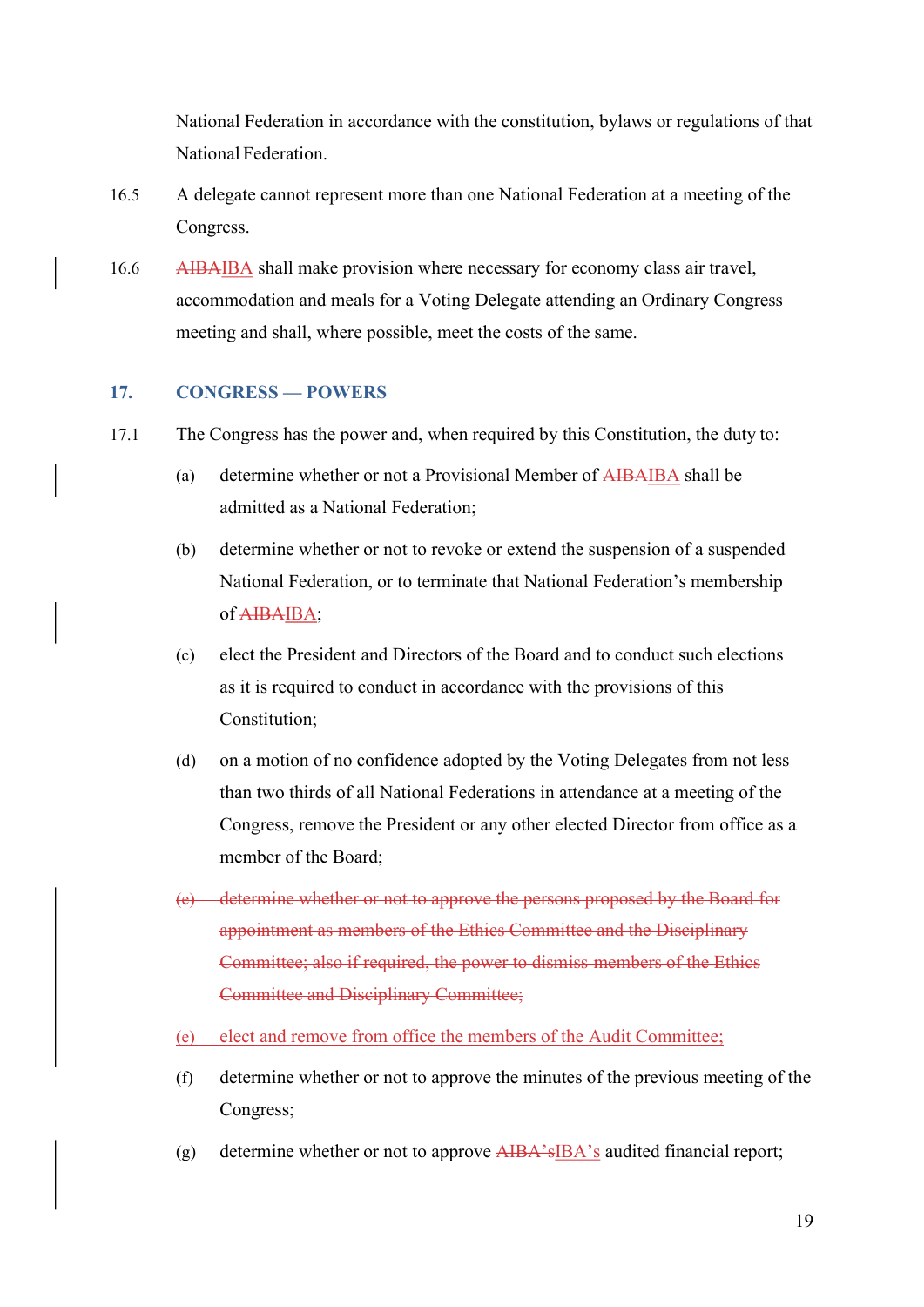National Federation in accordance with the constitution, bylaws or regulations of that National Federation.

16.5 A delegate cannot represent more than one National Federation at a meeting of the Congress.

16.6 ~~AIBA~~IBA shall make provision where necessary for economy class air travel, accommodation and meals for a Voting Delegate attending an Ordinary Congress meeting and shall, where possible, meet the costs of the same.

## 17. CONGRESS — POWERS

17.1 The Congress has the power and, when required by this Constitution, the duty to:

(a) determine whether or not a Provisional Member of ~~AIBA~~IBA shall be admitted as a National Federation;

(b) determine whether or not to revoke or extend the suspension of a suspended National Federation, or to terminate that National Federation's membership of ~~AIBA~~IBA;

(c) elect the President and Directors of the Board and to conduct such elections as it is required to conduct in accordance with the provisions of this Constitution;

(d) on a motion of no confidence adopted by the Voting Delegates from not less than two thirds of all National Federations in attendance at a meeting of the Congress, remove the President or any other elected Director from office as a member of the Board;

~~(e) determine whether or not to approve the persons proposed by the Board for appointment as members of the Ethics Committee and the Disciplinary Committee; also if required, the power to dismiss members of the Ethics Committee and Disciplinary Committee;~~

(e) elect and remove from office the members of the Audit Committee;

(f) determine whether or not to approve the minutes of the previous meeting of the Congress;

(g) determine whether or not to approve ~~AIBA's~~IBA's audited financial report;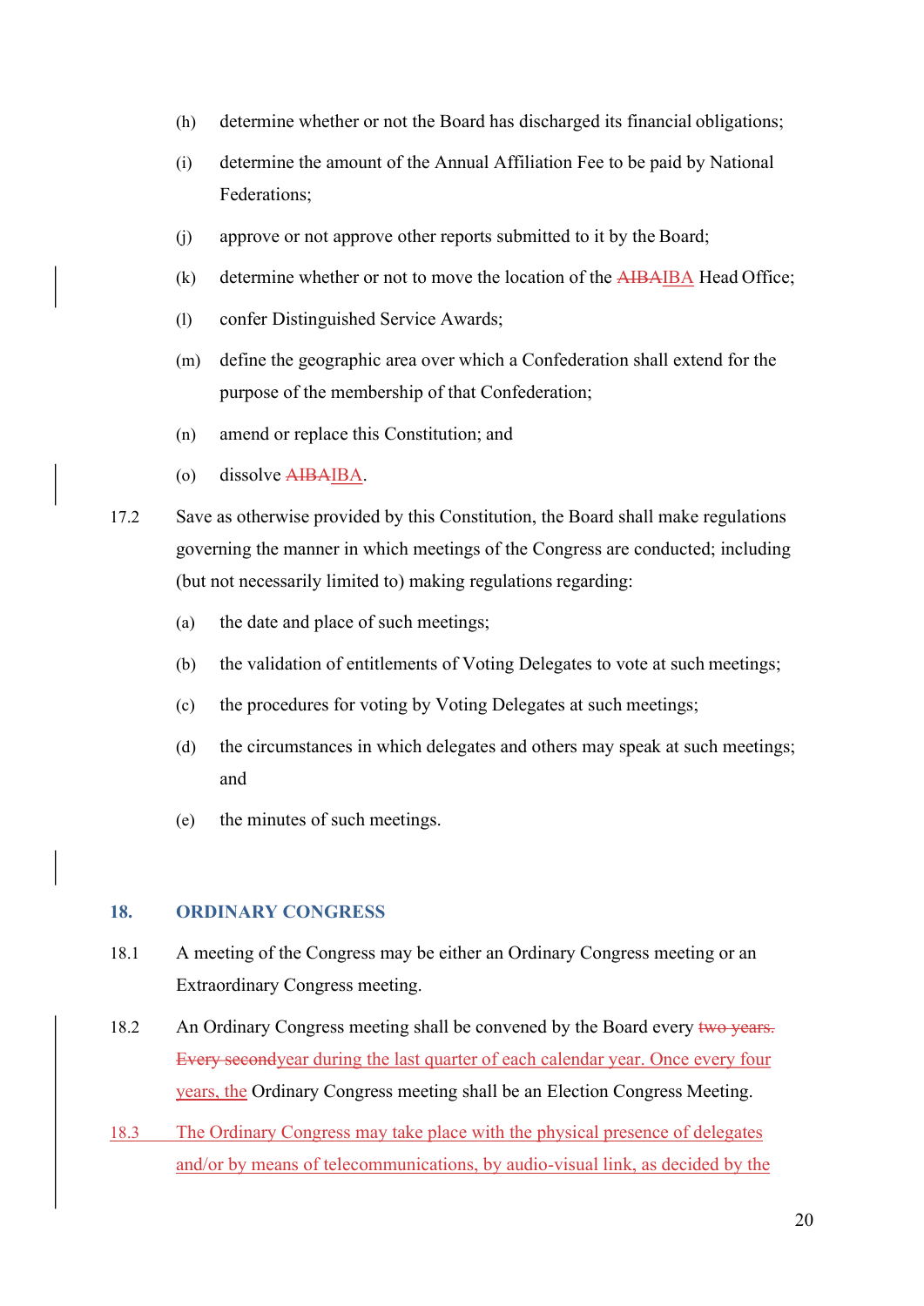(h) determine whether or not the Board has discharged its financial obligations;

(i) determine the amount of the Annual Affiliation Fee to be paid by National Federations;

(j) approve or not approve other reports submitted to it by the Board;

(k) determine whether or not to move the location of the ~~AIBA~~IBA Head Office;

(l) confer Distinguished Service Awards;

(m) define the geographic area over which a Confederation shall extend for the purpose of the membership of that Confederation;

(n) amend or replace this Constitution; and

(o) dissolve ~~AIBA~~IBA.

17.2 Save as otherwise provided by this Constitution, the Board shall make regulations governing the manner in which meetings of the Congress are conducted; including (but not necessarily limited to) making regulations regarding:

(a) the date and place of such meetings;

(b) the validation of entitlements of Voting Delegates to vote at such meetings;

(c) the procedures for voting by Voting Delegates at such meetings;

(d) the circumstances in which delegates and others may speak at such meetings; and

(e) the minutes of such meetings.

## 18. ORDINARY CONGRESS

18.1 A meeting of the Congress may be either an Ordinary Congress meeting or an Extraordinary Congress meeting.

18.2 An Ordinary Congress meeting shall be convened by the Board every ~~two years. Every second~~year during the last quarter of each calendar year. Once every four years, the Ordinary Congress meeting shall be an Election Congress Meeting.

18.3 The Ordinary Congress may take place with the physical presence of delegates and/or by means of telecommunications, by audio-visual link, as decided by the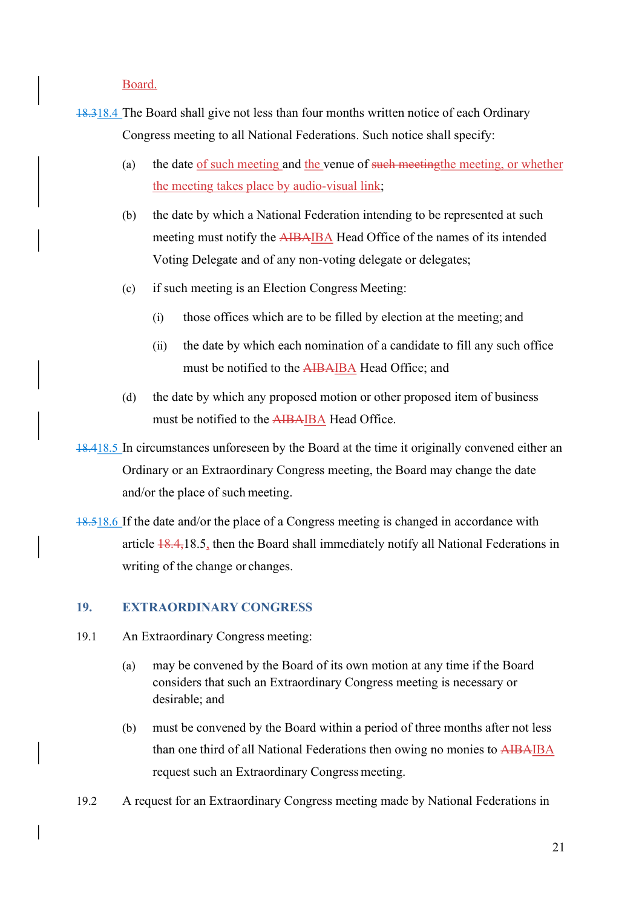Board.

18.318.4 The Board shall give not less than four months written notice of each Ordinary Congress meeting to all National Federations. Such notice shall specify:

(a) the date of such meeting and the venue of such meetingthe meeting, or whether the meeting takes place by audio-visual link;

(b) the date by which a National Federation intending to be represented at such meeting must notify the AIBAIBA Head Office of the names of its intended Voting Delegate and of any non-voting delegate or delegates;

(c) if such meeting is an Election Congress Meeting:

(i) those offices which are to be filled by election at the meeting; and

(ii) the date by which each nomination of a candidate to fill any such office must be notified to the AIBAIBA Head Office; and

(d) the date by which any proposed motion or other proposed item of business must be notified to the AIBAIBA Head Office.

18.418.5 In circumstances unforeseen by the Board at the time it originally convened either an Ordinary or an Extraordinary Congress meeting, the Board may change the date and/or the place of such meeting.

18.518.6 If the date and/or the place of a Congress meeting is changed in accordance with article 18.4,18.5, then the Board shall immediately notify all National Federations in writing of the change or changes.

## 19. EXTRAORDINARY CONGRESS

19.1 An Extraordinary Congress meeting:

(a) may be convened by the Board of its own motion at any time if the Board considers that such an Extraordinary Congress meeting is necessary or desirable; and

(b) must be convened by the Board within a period of three months after not less than one third of all National Federations then owing no monies to AIBAIBA request such an Extraordinary Congress meeting.

19.2 A request for an Extraordinary Congress meeting made by National Federations in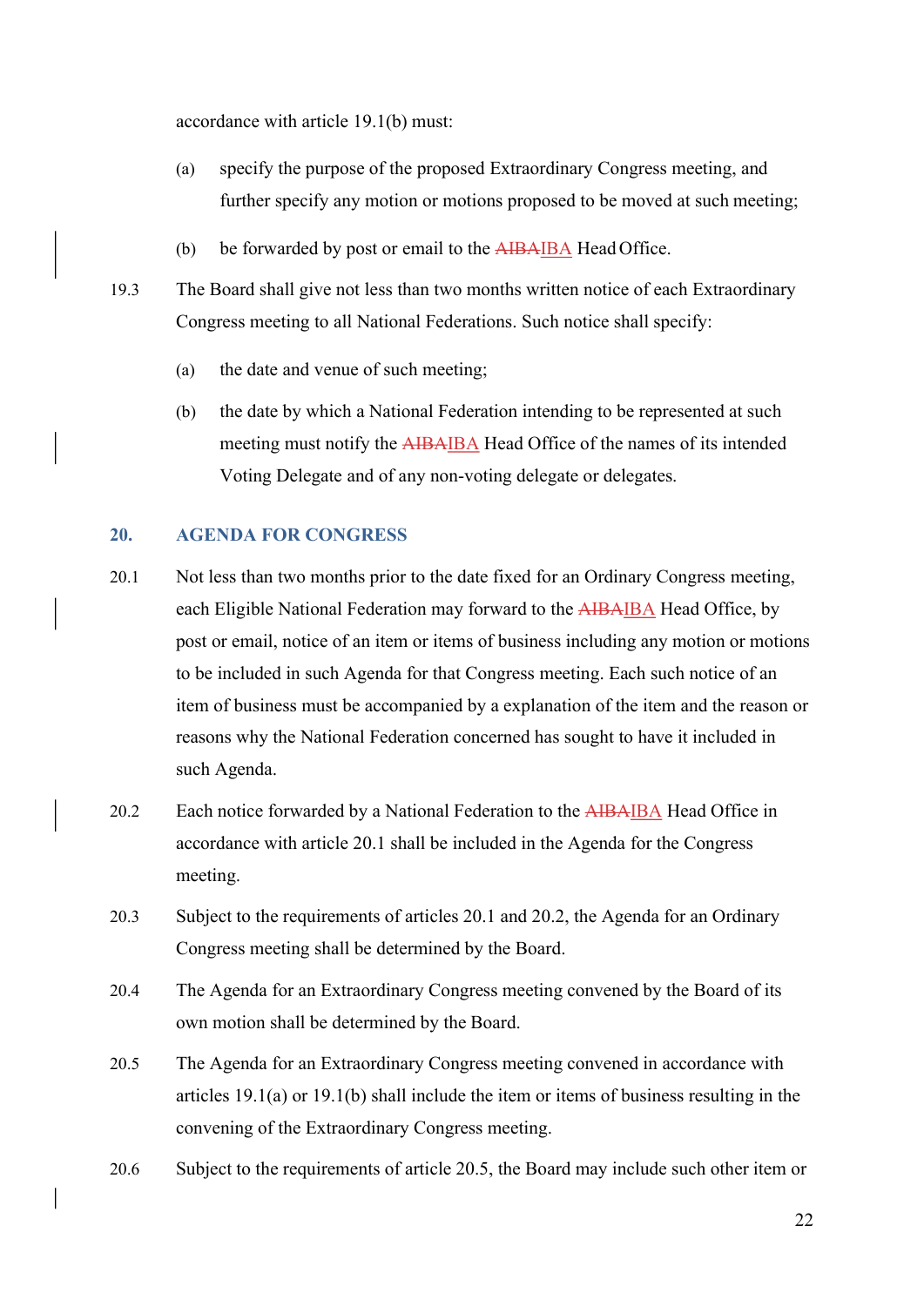accordance with article 19.1(b) must:

(a) specify the purpose of the proposed Extraordinary Congress meeting, and further specify any motion or motions proposed to be moved at such meeting;

(b) be forwarded by post or email to the ~~AIBA~~IBA Head Office.

19.3 The Board shall give not less than two months written notice of each Extraordinary Congress meeting to all National Federations. Such notice shall specify:

(a) the date and venue of such meeting;

(b) the date by which a National Federation intending to be represented at such meeting must notify the ~~AIBA~~IBA Head Office of the names of its intended Voting Delegate and of any non-voting delegate or delegates.

## 20. AGENDA FOR CONGRESS

20.1 Not less than two months prior to the date fixed for an Ordinary Congress meeting, each Eligible National Federation may forward to the ~~AIBA~~IBA Head Office, by post or email, notice of an item or items of business including any motion or motions to be included in such Agenda for that Congress meeting. Each such notice of an item of business must be accompanied by a explanation of the item and the reason or reasons why the National Federation concerned has sought to have it included in such Agenda.

20.2 Each notice forwarded by a National Federation to the ~~AIBA~~IBA Head Office in accordance with article 20.1 shall be included in the Agenda for the Congress meeting.

20.3 Subject to the requirements of articles 20.1 and 20.2, the Agenda for an Ordinary Congress meeting shall be determined by the Board.

20.4 The Agenda for an Extraordinary Congress meeting convened by the Board of its own motion shall be determined by the Board.

20.5 The Agenda for an Extraordinary Congress meeting convened in accordance with articles 19.1(a) or 19.1(b) shall include the item or items of business resulting in the convening of the Extraordinary Congress meeting.

20.6 Subject to the requirements of article 20.5, the Board may include such other item or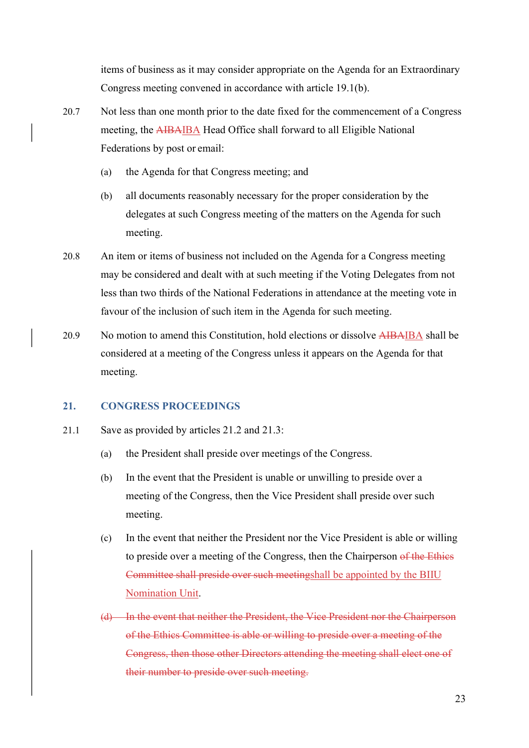items of business as it may consider appropriate on the Agenda for an Extraordinary Congress meeting convened in accordance with article 19.1(b).

20.7 Not less than one month prior to the date fixed for the commencement of a Congress meeting, the ~~AIBA~~IBA Head Office shall forward to all Eligible National Federations by post or email:

(a) the Agenda for that Congress meeting; and

(b) all documents reasonably necessary for the proper consideration by the delegates at such Congress meeting of the matters on the Agenda for such meeting.

20.8 An item or items of business not included on the Agenda for a Congress meeting may be considered and dealt with at such meeting if the Voting Delegates from not less than two thirds of the National Federations in attendance at the meeting vote in favour of the inclusion of such item in the Agenda for such meeting.

20.9 No motion to amend this Constitution, hold elections or dissolve ~~AIBA~~IBA shall be considered at a meeting of the Congress unless it appears on the Agenda for that meeting.

## 21. CONGRESS PROCEEDINGS

21.1 Save as provided by articles 21.2 and 21.3:

(a) the President shall preside over meetings of the Congress.

(b) In the event that the President is unable or unwilling to preside over a meeting of the Congress, then the Vice President shall preside over such meeting.

(c) In the event that neither the President nor the Vice President is able or willing to preside over a meeting of the Congress, then the Chairperson ~~of the Ethics Committee shall preside over such meeting~~shall be appointed by the BIIU Nomination Unit.

~~(d) In the event that neither the President, the Vice President nor the Chairperson of the Ethics Committee is able or willing to preside over a meeting of the Congress, then those other Directors attending the meeting shall elect one of their number to preside over such meeting.~~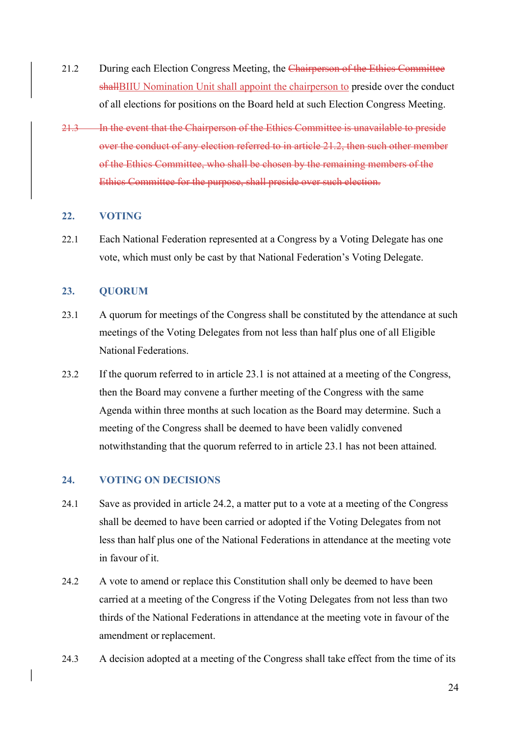21.2 During each Election Congress Meeting, the ~~Chairperson of the Ethics Committee shall~~BIIU Nomination Unit shall appoint the chairperson to preside over the conduct of all elections for positions on the Board held at such Election Congress Meeting.

~~21.3 In the event that the Chairperson of the Ethics Committee is unavailable to preside over the conduct of any election referred to in article 21.2, then such other member of the Ethics Committee, who shall be chosen by the remaining members of the Ethics Committee for the purpose, shall preside over such election.~~

## 22. VOTING

22.1 Each National Federation represented at a Congress by a Voting Delegate has one vote, which must only be cast by that National Federation's Voting Delegate.

## 23. QUORUM

23.1 A quorum for meetings of the Congress shall be constituted by the attendance at such meetings of the Voting Delegates from not less than half plus one of all Eligible National Federations.

23.2 If the quorum referred to in article 23.1 is not attained at a meeting of the Congress, then the Board may convene a further meeting of the Congress with the same Agenda within three months at such location as the Board may determine. Such a meeting of the Congress shall be deemed to have been validly convened notwithstanding that the quorum referred to in article 23.1 has not been attained.

## 24. VOTING ON DECISIONS

24.1 Save as provided in article 24.2, a matter put to a vote at a meeting of the Congress shall be deemed to have been carried or adopted if the Voting Delegates from not less than half plus one of the National Federations in attendance at the meeting vote in favour of it.

24.2 A vote to amend or replace this Constitution shall only be deemed to have been carried at a meeting of the Congress if the Voting Delegates from not less than two thirds of the National Federations in attendance at the meeting vote in favour of the amendment or replacement.

24.3 A decision adopted at a meeting of the Congress shall take effect from the time of its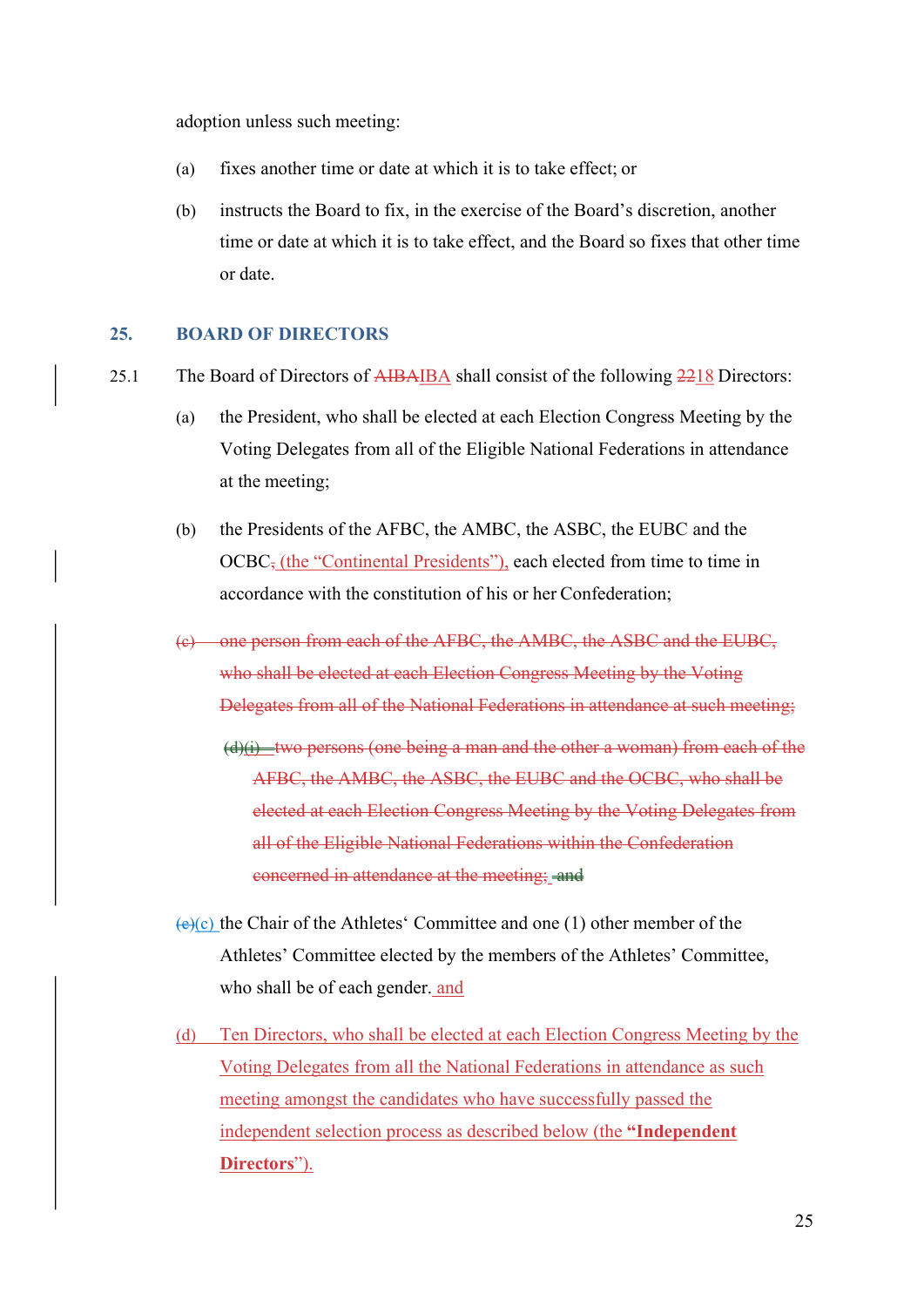adoption unless such meeting:

(a) fixes another time or date at which it is to take effect; or

(b) instructs the Board to fix, in the exercise of the Board's discretion, another time or date at which it is to take effect, and the Board so fixes that other time or date.

## 25. BOARD OF DIRECTORS

25.1 The Board of Directors of ~~AIBA~~IBA shall consist of the following ~~22~~18 Directors:

(a) the President, who shall be elected at each Election Congress Meeting by the Voting Delegates from all of the Eligible National Federations in attendance at the meeting;

(b) the Presidents of the AFBC, the AMBC, the ASBC, the EUBC and the OCBC~~,~~ (the "Continental Presidents"), each elected from time to time in accordance with the constitution of his or her Confederation;

~~(c) one person from each of the AFBC, the AMBC, the ASBC and the EUBC, who shall be elected at each Election Congress Meeting by the Voting Delegates from all of the National Federations in attendance at such meeting;~~

~~(d)(i) two persons (one being a man and the other a woman) from each of the AFBC, the AMBC, the ASBC, the EUBC and the OCBC, who shall be elected at each Election Congress Meeting by the Voting Delegates from all of the Eligible National Federations within the Confederation concerned in attendance at the meeting; and~~

~~(e)~~(c) the Chair of the Athletes' Committee and one (1) other member of the Athletes' Committee elected by the members of the Athletes' Committee, who shall be of each gender. and

(d) Ten Directors, who shall be elected at each Election Congress Meeting by the Voting Delegates from all the National Federations in attendance as such meeting amongst the candidates who have successfully passed the independent selection process as described below (the **"Independent Directors"**).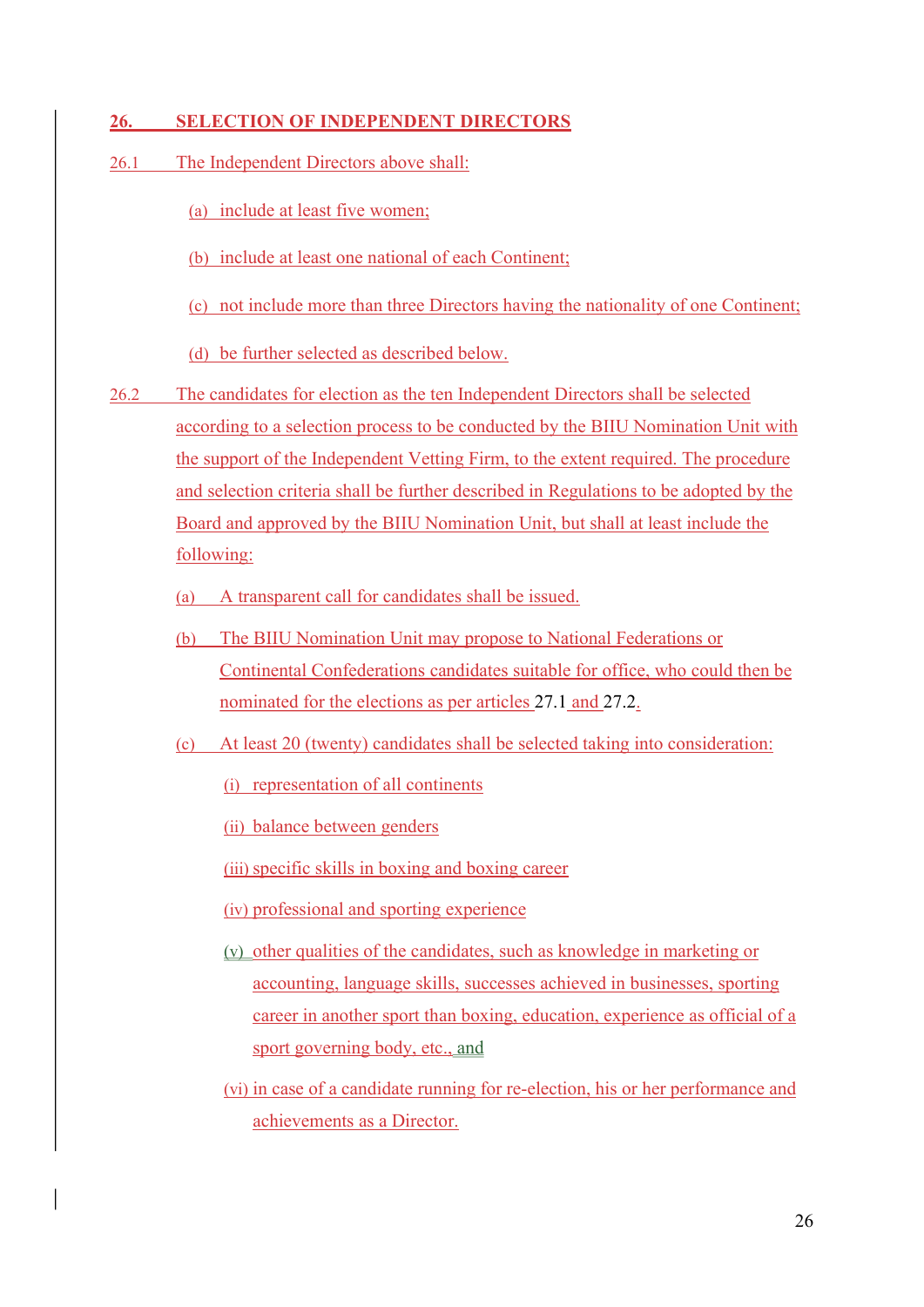## 26. SELECTION OF INDEPENDENT DIRECTORS

26.1 The Independent Directors above shall:

(a) include at least five women;

(b) include at least one national of each Continent;

(c) not include more than three Directors having the nationality of one Continent;

(d) be further selected as described below.

26.2 The candidates for election as the ten Independent Directors shall be selected according to a selection process to be conducted by the BIIU Nomination Unit with the support of the Independent Vetting Firm, to the extent required. The procedure and selection criteria shall be further described in Regulations to be adopted by the Board and approved by the BIIU Nomination Unit, but shall at least include the following:

(a) A transparent call for candidates shall be issued.

(b) The BIIU Nomination Unit may propose to National Federations or Continental Confederations candidates suitable for office, who could then be nominated for the elections as per articles 27.1 and 27.2.

(c) At least 20 (twenty) candidates shall be selected taking into consideration:

(i) representation of all continents

(ii) balance between genders

(iii) specific skills in boxing and boxing career

(iv) professional and sporting experience

(v) other qualities of the candidates, such as knowledge in marketing or accounting, language skills, successes achieved in businesses, sporting career in another sport than boxing, education, experience as official of a sport governing body, etc., and

(vi) in case of a candidate running for re-election, his or her performance and achievements as a Director.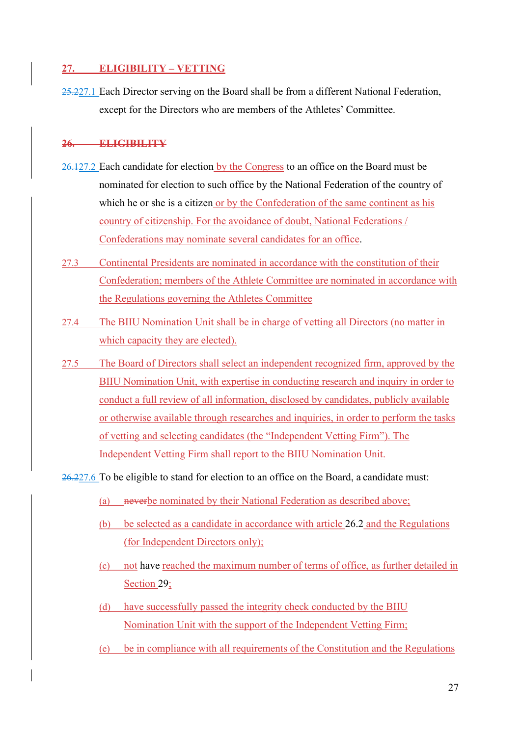## 27. ELIGIBILITY – VETTING

25.227.1 Each Director serving on the Board shall be from a different National Federation, except for the Directors who are members of the Athletes' Committee.

## 26. ELIGIBILITY

26.127.2 Each candidate for election by the Congress to an office on the Board must be nominated for election to such office by the National Federation of the country of which he or she is a citizen or by the Confederation of the same continent as his country of citizenship. For the avoidance of doubt, National Federations / Confederations may nominate several candidates for an office.

27.3 Continental Presidents are nominated in accordance with the constitution of their Confederation; members of the Athlete Committee are nominated in accordance with the Regulations governing the Athletes Committee

27.4 The BIIU Nomination Unit shall be in charge of vetting all Directors (no matter in which capacity they are elected).

27.5 The Board of Directors shall select an independent recognized firm, approved by the BIIU Nomination Unit, with expertise in conducting research and inquiry in order to conduct a full review of all information, disclosed by candidates, publicly available or otherwise available through researches and inquiries, in order to perform the tasks of vetting and selecting candidates (the "Independent Vetting Firm"). The Independent Vetting Firm shall report to the BIIU Nomination Unit.

26.227.6 To be eligible to stand for election to an office on the Board, a candidate must:

(a) neverbe nominated by their National Federation as described above;

(b) be selected as a candidate in accordance with article 26.2 and the Regulations (for Independent Directors only);

(c) not have reached the maximum number of terms of office, as further detailed in Section 29;

(d) have successfully passed the integrity check conducted by the BIIU Nomination Unit with the support of the Independent Vetting Firm;

(e) be in compliance with all requirements of the Constitution and the Regulations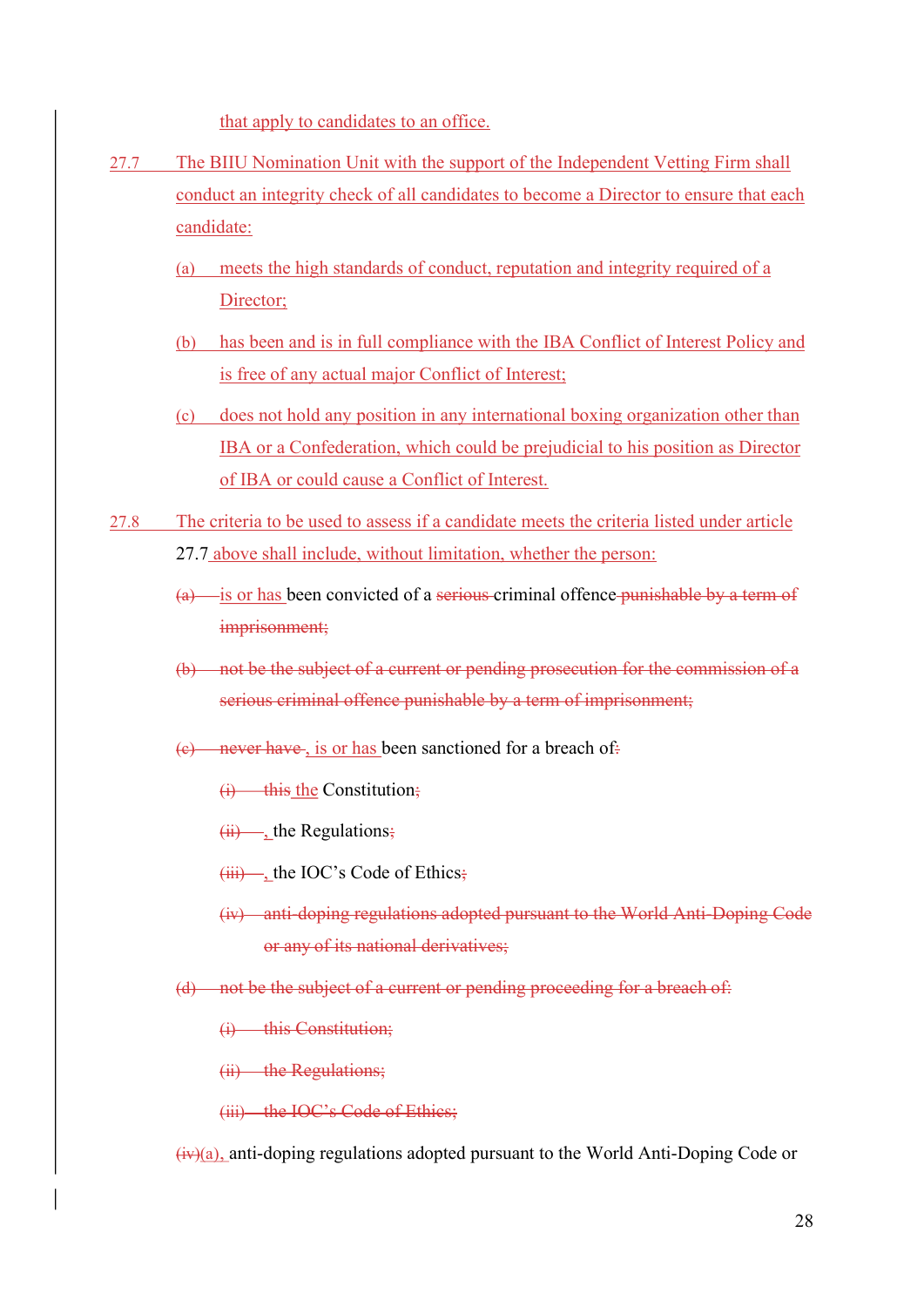that apply to candidates to an office.

27.7 The BIIU Nomination Unit with the support of the Independent Vetting Firm shall conduct an integrity check of all candidates to become a Director to ensure that each candidate:

(a) meets the high standards of conduct, reputation and integrity required of a Director;

(b) has been and is in full compliance with the IBA Conflict of Interest Policy and is free of any actual major Conflict of Interest;

(c) does not hold any position in any international boxing organization other than IBA or a Confederation, which could be prejudicial to his position as Director of IBA or could cause a Conflict of Interest.

27.8 The criteria to be used to assess if a candidate meets the criteria listed under article 27.7 above shall include, without limitation, whether the person:

~~(a)~~ is or has been convicted of a ~~serious~~ criminal offence ~~punishable by a term of imprisonment;~~

~~(b) not be the subject of a current or pending prosecution for the commission of a serious criminal offence punishable by a term of imprisonment;~~

~~(c) never have~~ , is or has been sanctioned for a breach of~~:~~

~~(i) this~~ the Constitution~~;~~

~~(ii)~~ , the Regulations~~;~~

~~(iii)~~ , the IOC's Code of Ethics~~;~~

~~(iv) anti-doping regulations adopted pursuant to the World Anti-Doping Code or any of its national derivatives;~~

~~(d) not be the subject of a current or pending proceeding for a breach of:~~

~~(i) this Constitution;~~

~~(ii) the Regulations;~~

~~(iii) the IOC's Code of Ethics;~~

~~(iv)~~(a), anti-doping regulations adopted pursuant to the World Anti-Doping Code or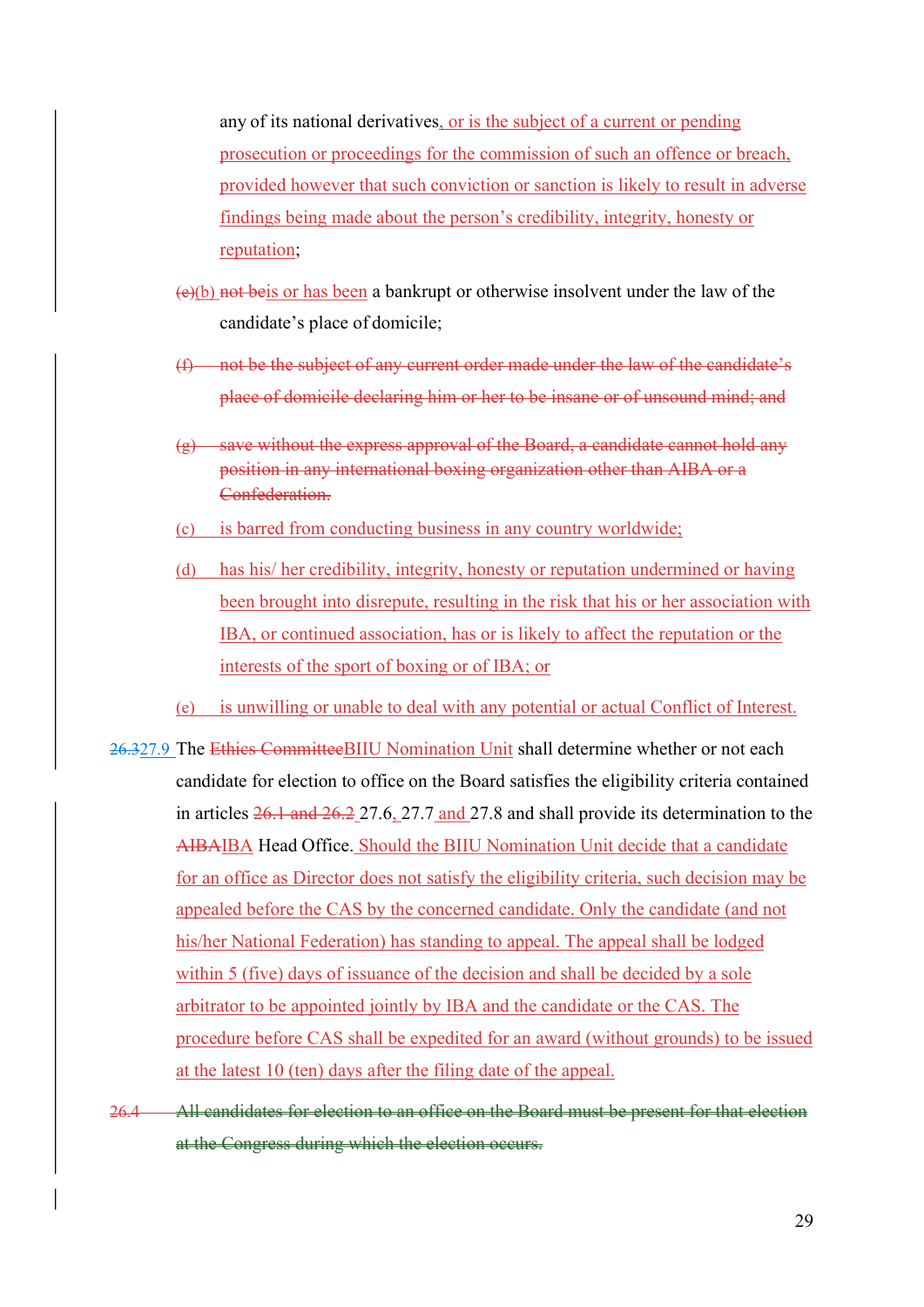any of its national derivatives, or is the subject of a current or pending prosecution or proceedings for the commission of such an offence or breach, provided however that such conviction or sanction is likely to result in adverse findings being made about the person's credibility, integrity, honesty or reputation;

~~(e)~~(b) ~~not be~~is or has been a bankrupt or otherwise insolvent under the law of the candidate's place of domicile;

~~(f) not be the subject of any current order made under the law of the candidate's place of domicile declaring him or her to be insane or of unsound mind; and~~

~~(g) save without the express approval of the Board, a candidate cannot hold any position in any international boxing organization other than AIBA or a Confederation.~~

(c) is barred from conducting business in any country worldwide;

(d) has his/ her credibility, integrity, honesty or reputation undermined or having been brought into disrepute, resulting in the risk that his or her association with IBA, or continued association, has or is likely to affect the reputation or the interests of the sport of boxing or of IBA; or

(e) is unwilling or unable to deal with any potential or actual Conflict of Interest.

~~26.3~~27.9 The ~~Ethics Committee~~BIIU Nomination Unit shall determine whether or not each candidate for election to office on the Board satisfies the eligibility criteria contained in articles ~~26.1 and 26.2~~ 27.6, 27.7 and 27.8 and shall provide its determination to the ~~AIBA~~IBA Head Office. Should the BIIU Nomination Unit decide that a candidate for an office as Director does not satisfy the eligibility criteria, such decision may be appealed before the CAS by the concerned candidate. Only the candidate (and not his/her National Federation) has standing to appeal. The appeal shall be lodged within 5 (five) days of issuance of the decision and shall be decided by a sole arbitrator to be appointed jointly by IBA and the candidate or the CAS. The procedure before CAS shall be expedited for an award (without grounds) to be issued at the latest 10 (ten) days after the filing date of the appeal.

~~26.4 All candidates for election to an office on the Board must be present for that election at the Congress during which the election occurs.~~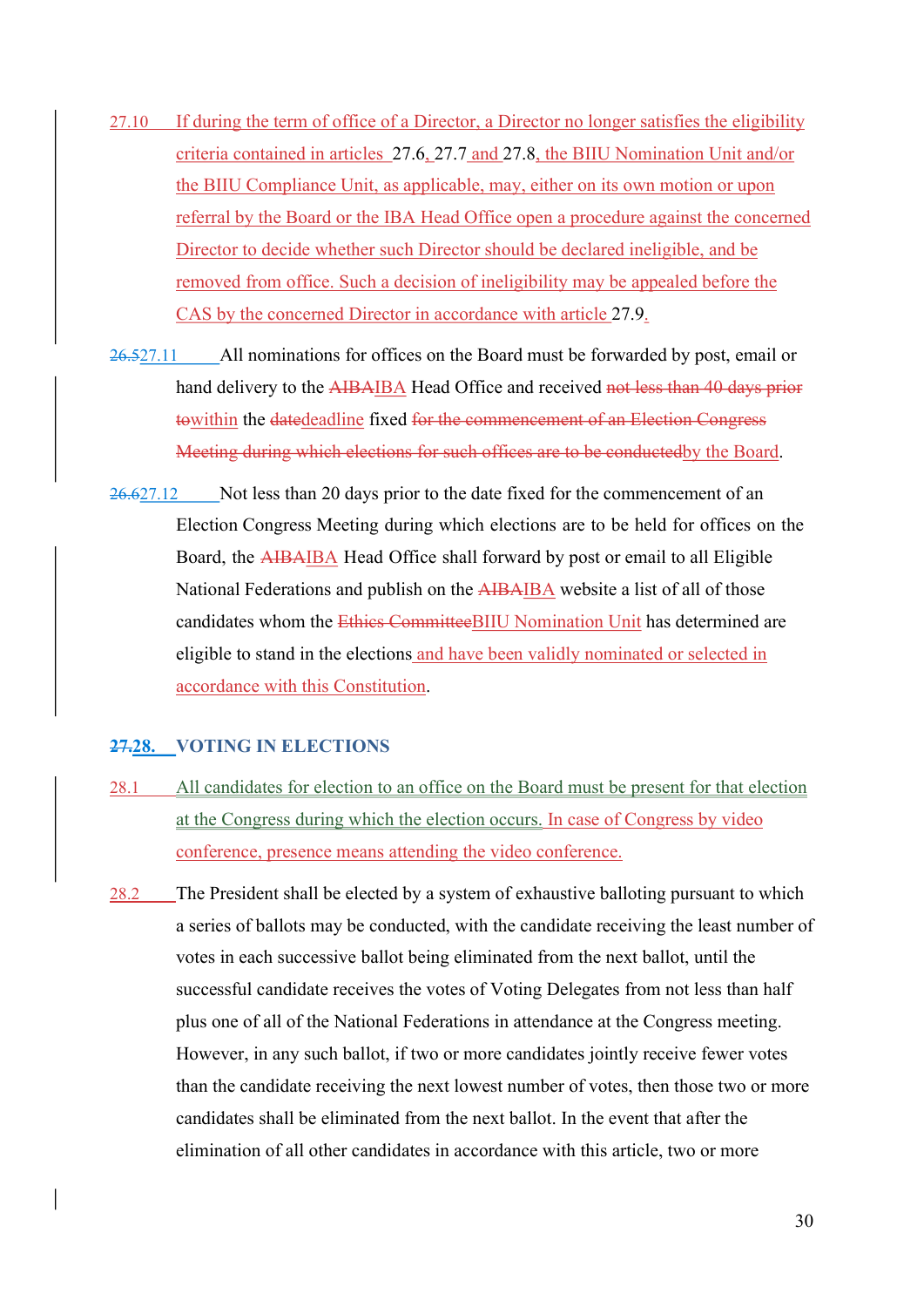27.10 If during the term of office of a Director, a Director no longer satisfies the eligibility criteria contained in articles 27.6, 27.7 and 27.8, the BIIU Nomination Unit and/or the BIIU Compliance Unit, as applicable, may, either on its own motion or upon referral by the Board or the IBA Head Office open a procedure against the concerned Director to decide whether such Director should be declared ineligible, and be removed from office. Such a decision of ineligibility may be appealed before the CAS by the concerned Director in accordance with article 27.9.

~~26.5~~27.11 All nominations for offices on the Board must be forwarded by post, email or hand delivery to the ~~AIBA~~IBA Head Office and received ~~not less than 40 days prior to~~within the ~~date~~deadline fixed ~~for the commencement of an Election Congress Meeting during which elections for such offices are to be conducted~~by the Board.

~~26.6~~27.12 Not less than 20 days prior to the date fixed for the commencement of an Election Congress Meeting during which elections are to be held for offices on the Board, the ~~AIBA~~IBA Head Office shall forward by post or email to all Eligible National Federations and publish on the ~~AIBA~~IBA website a list of all of those candidates whom the ~~Ethics Committee~~BIIU Nomination Unit has determined are eligible to stand in the elections and have been validly nominated or selected in accordance with this Constitution.

## ~~27.~~28. VOTING IN ELECTIONS

28.1 All candidates for election to an office on the Board must be present for that election at the Congress during which the election occurs. In case of Congress by video conference, presence means attending the video conference.

28.2 The President shall be elected by a system of exhaustive balloting pursuant to which a series of ballots may be conducted, with the candidate receiving the least number of votes in each successive ballot being eliminated from the next ballot, until the successful candidate receives the votes of Voting Delegates from not less than half plus one of all of the National Federations in attendance at the Congress meeting. However, in any such ballot, if two or more candidates jointly receive fewer votes than the candidate receiving the next lowest number of votes, then those two or more candidates shall be eliminated from the next ballot. In the event that after the elimination of all other candidates in accordance with this article, two or more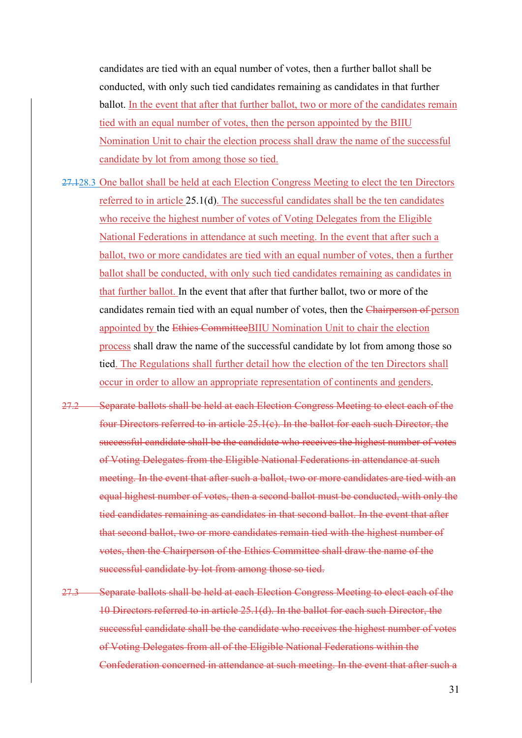candidates are tied with an equal number of votes, then a further ballot shall be conducted, with only such tied candidates remaining as candidates in that further ballot. In the event that after that further ballot, two or more of the candidates remain tied with an equal number of votes, then the person appointed by the BIIU Nomination Unit to chair the election process shall draw the name of the successful candidate by lot from among those so tied.

~~27.1~~28.3 One ballot shall be held at each Election Congress Meeting to elect the ten Directors referred to in article 25.1(d). The successful candidates shall be the ten candidates who receive the highest number of votes of Voting Delegates from the Eligible National Federations in attendance at such meeting. In the event that after such a ballot, two or more candidates are tied with an equal number of votes, then a further ballot shall be conducted, with only such tied candidates remaining as candidates in that further ballot. In the event that after that further ballot, two or more of the candidates remain tied with an equal number of votes, then the ~~Chairperson of~~ person appointed by the ~~Ethics Committee~~BIIU Nomination Unit to chair the election process shall draw the name of the successful candidate by lot from among those so tied. The Regulations shall further detail how the election of the ten Directors shall occur in order to allow an appropriate representation of continents and genders.

~~27.2 Separate ballots shall be held at each Election Congress Meeting to elect each of the four Directors referred to in article 25.1(c). In the ballot for each such Director, the successful candidate shall be the candidate who receives the highest number of votes of Voting Delegates from the Eligible National Federations in attendance at such meeting. In the event that after such a ballot, two or more candidates are tied with an equal highest number of votes, then a second ballot must be conducted, with only the tied candidates remaining as candidates in that second ballot. In the event that after that second ballot, two or more candidates remain tied with the highest number of votes, then the Chairperson of the Ethics Committee shall draw the name of the successful candidate by lot from among those so tied.~~

~~27.3 Separate ballots shall be held at each Election Congress Meeting to elect each of the 10 Directors referred to in article 25.1(d). In the ballot for each such Director, the successful candidate shall be the candidate who receives the highest number of votes of Voting Delegates from all of the Eligible National Federations within the Confederation concerned in attendance at such meeting. In the event that after such a~~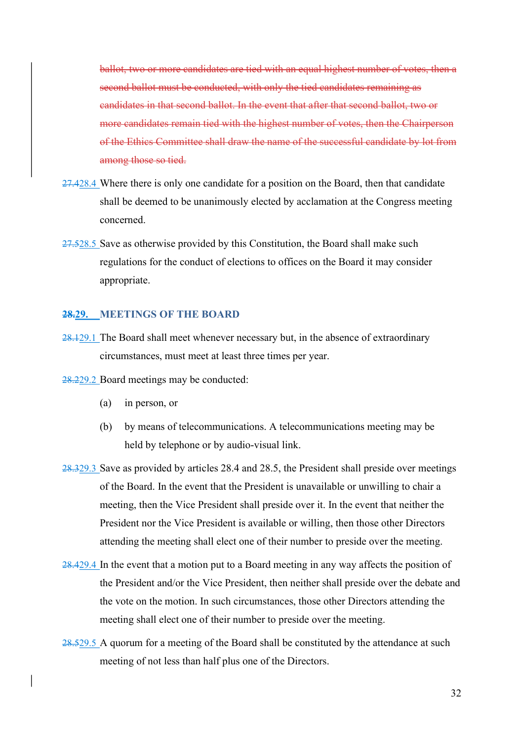~~ballot, two or more candidates are tied with an equal highest number of votes, then a second ballot must be conducted, with only the tied candidates remaining as candidates in that second ballot. In the event that after that second ballot, two or more candidates remain tied with the highest number of votes, then the Chairperson of the Ethics Committee shall draw the name of the successful candidate by lot from among those so tied.~~

~~27.4~~28.4 Where there is only one candidate for a position on the Board, then that candidate shall be deemed to be unanimously elected by acclamation at the Congress meeting concerned.

~~27.5~~28.5 Save as otherwise provided by this Constitution, the Board shall make such regulations for the conduct of elections to offices on the Board it may consider appropriate.

## ~~28.~~29. MEETINGS OF THE BOARD

~~28.1~~29.1 The Board shall meet whenever necessary but, in the absence of extraordinary circumstances, must meet at least three times per year.

~~28.2~~29.2 Board meetings may be conducted:

(a) in person, or

(b) by means of telecommunications. A telecommunications meeting may be held by telephone or by audio-visual link.

~~28.3~~29.3 Save as provided by articles 28.4 and 28.5, the President shall preside over meetings of the Board. In the event that the President is unavailable or unwilling to chair a meeting, then the Vice President shall preside over it. In the event that neither the President nor the Vice President is available or willing, then those other Directors attending the meeting shall elect one of their number to preside over the meeting.

~~28.4~~29.4 In the event that a motion put to a Board meeting in any way affects the position of the President and/or the Vice President, then neither shall preside over the debate and the vote on the motion. In such circumstances, those other Directors attending the meeting shall elect one of their number to preside over the meeting.

~~28.5~~29.5 A quorum for a meeting of the Board shall be constituted by the attendance at such meeting of not less than half plus one of the Directors.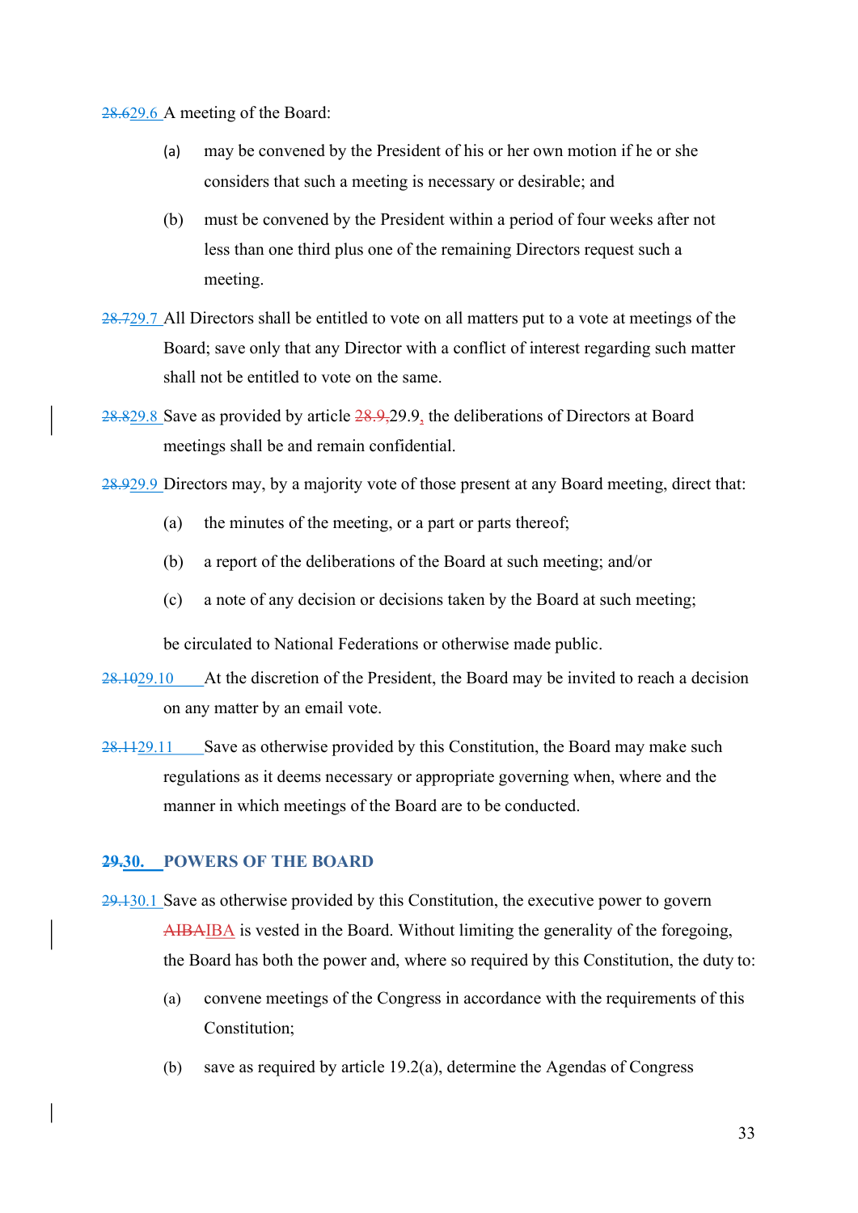28.629.6 A meeting of the Board:

(a) may be convened by the President of his or her own motion if he or she considers that such a meeting is necessary or desirable; and

(b) must be convened by the President within a period of four weeks after not less than one third plus one of the remaining Directors request such a meeting.

28.729.7 All Directors shall be entitled to vote on all matters put to a vote at meetings of the Board; save only that any Director with a conflict of interest regarding such matter shall not be entitled to vote on the same.

28.829.8 Save as provided by article 28.9,29.9, the deliberations of Directors at Board meetings shall be and remain confidential.

28.929.9 Directors may, by a majority vote of those present at any Board meeting, direct that:

(a) the minutes of the meeting, or a part or parts thereof;

(b) a report of the deliberations of the Board at such meeting; and/or

(c) a note of any decision or decisions taken by the Board at such meeting;

be circulated to National Federations or otherwise made public.

28.1029.10 At the discretion of the President, the Board may be invited to reach a decision on any matter by an email vote.

28.1129.11 Save as otherwise provided by this Constitution, the Board may make such regulations as it deems necessary or appropriate governing when, where and the manner in which meetings of the Board are to be conducted.

## 29.30. POWERS OF THE BOARD

29.130.1 Save as otherwise provided by this Constitution, the executive power to govern AIBAIBA is vested in the Board. Without limiting the generality of the foregoing, the Board has both the power and, where so required by this Constitution, the duty to:

(a) convene meetings of the Congress in accordance with the requirements of this Constitution;

(b) save as required by article 19.2(a), determine the Agendas of Congress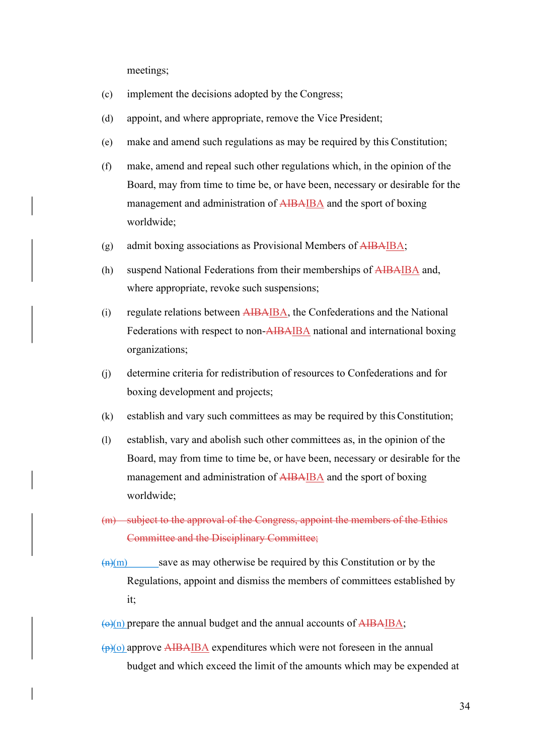meetings;

(c) implement the decisions adopted by the Congress;

(d) appoint, and where appropriate, remove the Vice President;

(e) make and amend such regulations as may be required by this Constitution;

(f) make, amend and repeal such other regulations which, in the opinion of the Board, may from time to time be, or have been, necessary or desirable for the management and administration of ~~AIBA~~IBA and the sport of boxing worldwide;

(g) admit boxing associations as Provisional Members of ~~AIBA~~IBA;

(h) suspend National Federations from their memberships of ~~AIBA~~IBA and, where appropriate, revoke such suspensions;

(i) regulate relations between ~~AIBA~~IBA, the Confederations and the National Federations with respect to non-~~AIBA~~IBA national and international boxing organizations;

(j) determine criteria for redistribution of resources to Confederations and for boxing development and projects;

(k) establish and vary such committees as may be required by this Constitution;

(l) establish, vary and abolish such other committees as, in the opinion of the Board, may from time to time be, or have been, necessary or desirable for the management and administration of ~~AIBA~~IBA and the sport of boxing worldwide;

~~(m) subject to the approval of the Congress, appoint the members of the Ethics Committee and the Disciplinary Committee;~~

~~(n)~~(m) save as may otherwise be required by this Constitution or by the Regulations, appoint and dismiss the members of committees established by it;

~~(o)~~(n) prepare the annual budget and the annual accounts of ~~AIBA~~IBA;

~~(p)~~(o) approve ~~AIBA~~IBA expenditures which were not foreseen in the annual budget and which exceed the limit of the amounts which may be expended at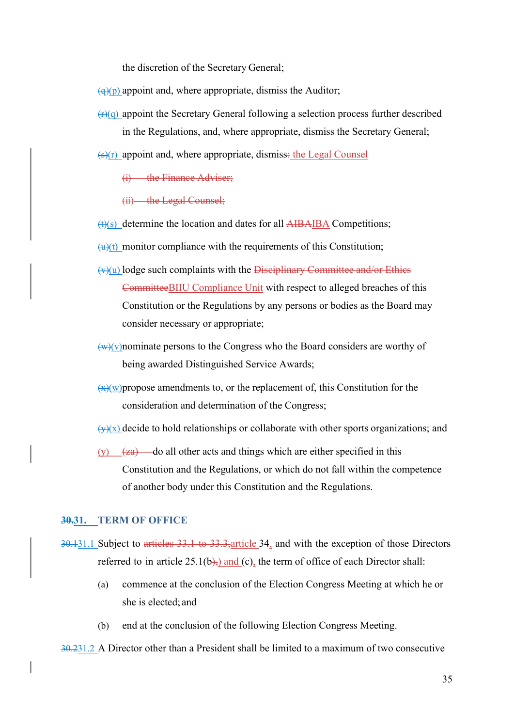the discretion of the Secretary General;

~~(q)~~(p) appoint and, where appropriate, dismiss the Auditor;

~~(r)~~(q) appoint the Secretary General following a selection process further described in the Regulations, and, where appropriate, dismiss the Secretary General;

~~(s)~~(r) appoint and, where appropriate, dismiss~~:~~ the Legal Counsel

~~(i) the Finance Adviser;~~

~~(ii) the Legal Counsel;~~

~~(t)~~(s) determine the location and dates for all ~~AIBA~~IBA Competitions;

~~(u)~~(t) monitor compliance with the requirements of this Constitution;

~~(v)~~(u) lodge such complaints with the ~~Disciplinary Committee and/or Ethics Committee~~BIIU Compliance Unit with respect to alleged breaches of this Constitution or the Regulations by any persons or bodies as the Board may consider necessary or appropriate;

~~(w)~~(v)nominate persons to the Congress who the Board considers are worthy of being awarded Distinguished Service Awards;

~~(x)~~(w)propose amendments to, or the replacement of, this Constitution for the consideration and determination of the Congress;

~~(y)~~(x) decide to hold relationships or collaborate with other sports organizations; and

(y) ~~(za)~~ do all other acts and things which are either specified in this Constitution and the Regulations, or which do not fall within the competence of another body under this Constitution and the Regulations.

## ~~30.~~31. TERM OF OFFICE

~~30.1~~31.1 Subject to ~~articles 33.1 to 33.3,~~article 34, and with the exception of those Directors referred to in article 25.1(b~~),~~) and (c), the term of office of each Director shall:

(a) commence at the conclusion of the Election Congress Meeting at which he or she is elected; and

(b) end at the conclusion of the following Election Congress Meeting.

~~30.2~~31.2 A Director other than a President shall be limited to a maximum of two consecutive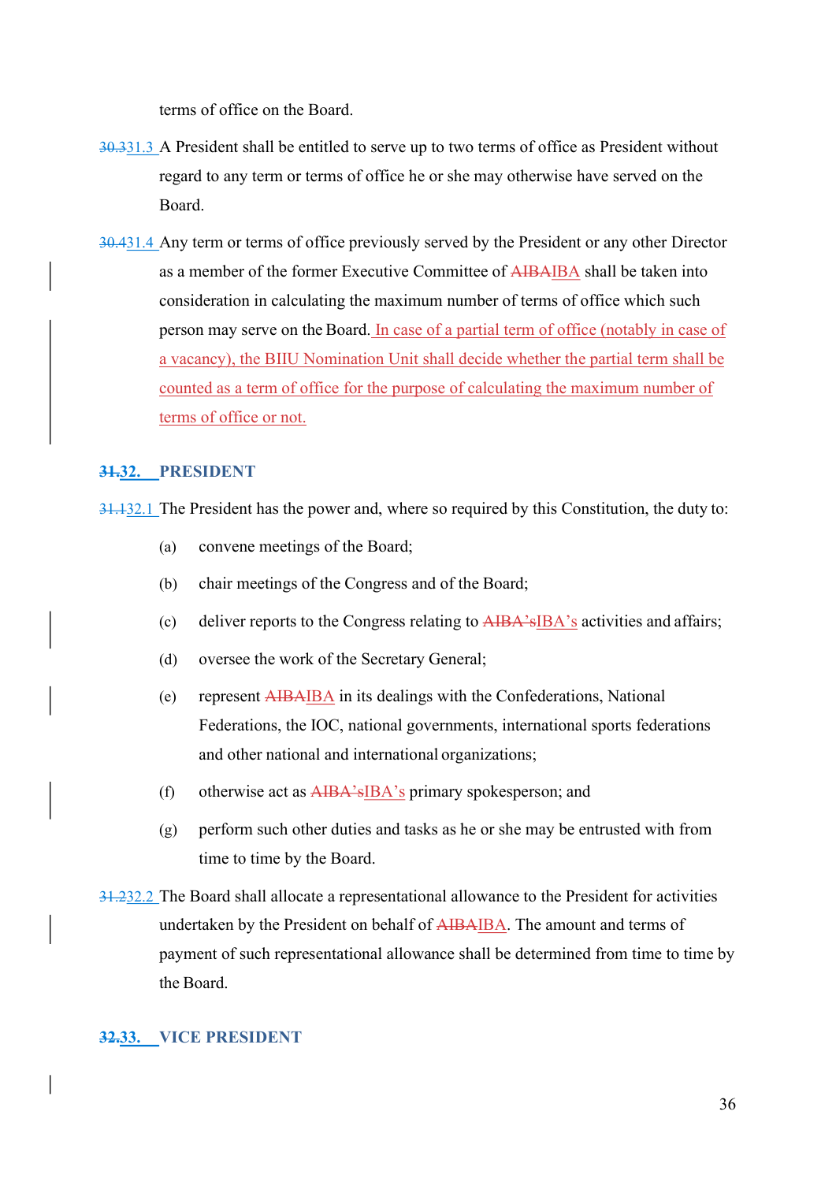terms of office on the Board.

30.331.3 A President shall be entitled to serve up to two terms of office as President without regard to any term or terms of office he or she may otherwise have served on the Board.

30.431.4 Any term or terms of office previously served by the President or any other Director as a member of the former Executive Committee of AIBAIBA shall be taken into consideration in calculating the maximum number of terms of office which such person may serve on the Board. In case of a partial term of office (notably in case of a vacancy), the BIIU Nomination Unit shall decide whether the partial term shall be counted as a term of office for the purpose of calculating the maximum number of terms of office or not.

## 31.32. PRESIDENT

31.132.1 The President has the power and, where so required by this Constitution, the duty to:

(a) convene meetings of the Board;

(b) chair meetings of the Congress and of the Board;

(c) deliver reports to the Congress relating to AIBA'sIBA's activities and affairs;

(d) oversee the work of the Secretary General;

(e) represent AIBAIBA in its dealings with the Confederations, National Federations, the IOC, national governments, international sports federations and other national and international organizations;

(f) otherwise act as AIBA'sIBA's primary spokesperson; and

(g) perform such other duties and tasks as he or she may be entrusted with from time to time by the Board.

31.232.2 The Board shall allocate a representational allowance to the President for activities undertaken by the President on behalf of AIBAIBA. The amount and terms of payment of such representational allowance shall be determined from time to time by the Board.

## 32.33. VICE PRESIDENT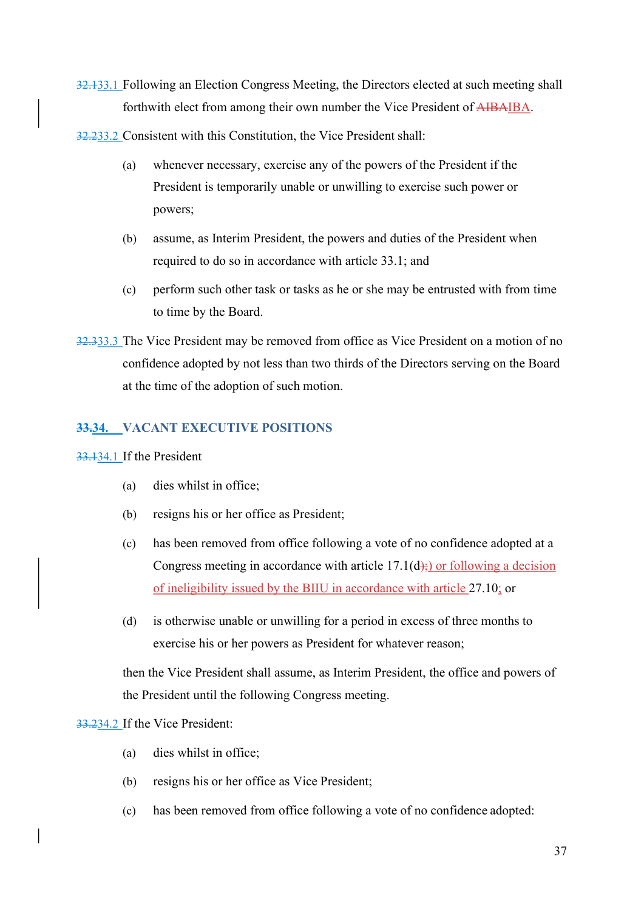~~32.1~~33.1 Following an Election Congress Meeting, the Directors elected at such meeting shall forthwith elect from among their own number the Vice President of ~~AIBA~~IBA.

~~32.2~~33.2 Consistent with this Constitution, the Vice President shall:

(a) whenever necessary, exercise any of the powers of the President if the President is temporarily unable or unwilling to exercise such power or powers;

(b) assume, as Interim President, the powers and duties of the President when required to do so in accordance with article 33.1; and

(c) perform such other task or tasks as he or she may be entrusted with from time to time by the Board.

~~32.3~~33.3 The Vice President may be removed from office as Vice President on a motion of no confidence adopted by not less than two thirds of the Directors serving on the Board at the time of the adoption of such motion.

## ~~33.~~34. VACANT EXECUTIVE POSITIONS

~~33.1~~34.1 If the President

(a) dies whilst in office;

(b) resigns his or her office as President;

(c) has been removed from office following a vote of no confidence adopted at a Congress meeting in accordance with article 17.1(d~~);~~) or following a decision of ineligibility issued by the BIIU in accordance with article 27.10; or

(d) is otherwise unable or unwilling for a period in excess of three months to exercise his or her powers as President for whatever reason;

then the Vice President shall assume, as Interim President, the office and powers of the President until the following Congress meeting.

~~33.2~~34.2 If the Vice President:

(a) dies whilst in office;

(b) resigns his or her office as Vice President;

(c) has been removed from office following a vote of no confidence adopted: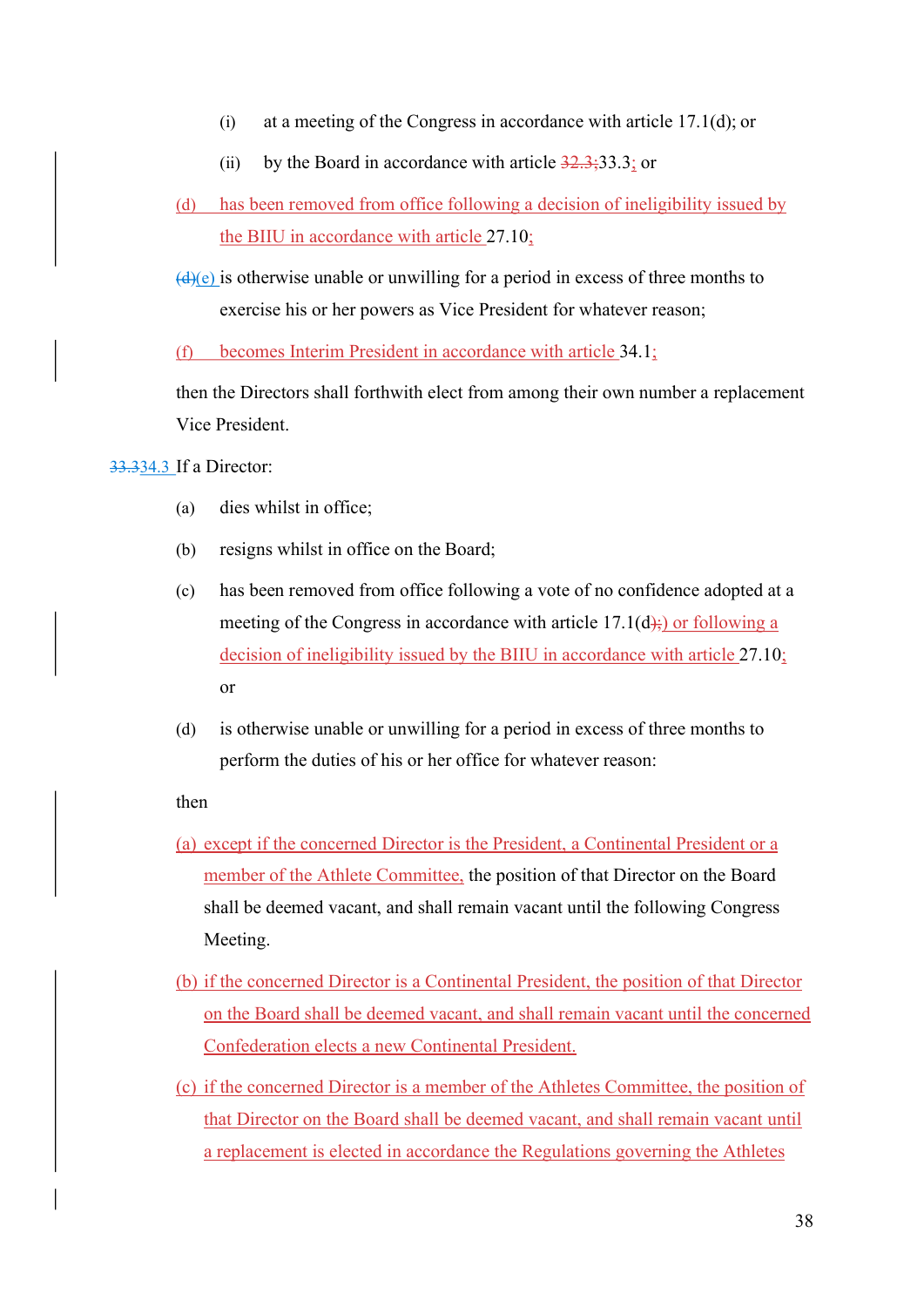(i) at a meeting of the Congress in accordance with article 17.1(d); or

(ii) by the Board in accordance with article 32.3;33.3; or

(d) has been removed from office following a decision of ineligibility issued by the BIIU in accordance with article 27.10;

(d)(e) is otherwise unable or unwilling for a period in excess of three months to exercise his or her powers as Vice President for whatever reason;

(f) becomes Interim President in accordance with article 34.1;

then the Directors shall forthwith elect from among their own number a replacement Vice President.

33.334.3 If a Director:

(a) dies whilst in office;

(b) resigns whilst in office on the Board;

(c) has been removed from office following a vote of no confidence adopted at a meeting of the Congress in accordance with article 17.1(d);) or following a decision of ineligibility issued by the BIIU in accordance with article 27.10; or

(d) is otherwise unable or unwilling for a period in excess of three months to perform the duties of his or her office for whatever reason:

then

(a) except if the concerned Director is the President, a Continental President or a member of the Athlete Committee, the position of that Director on the Board shall be deemed vacant, and shall remain vacant until the following Congress Meeting.

(b) if the concerned Director is a Continental President, the position of that Director on the Board shall be deemed vacant, and shall remain vacant until the concerned Confederation elects a new Continental President.

(c) if the concerned Director is a member of the Athletes Committee, the position of that Director on the Board shall be deemed vacant, and shall remain vacant until a replacement is elected in accordance the Regulations governing the Athletes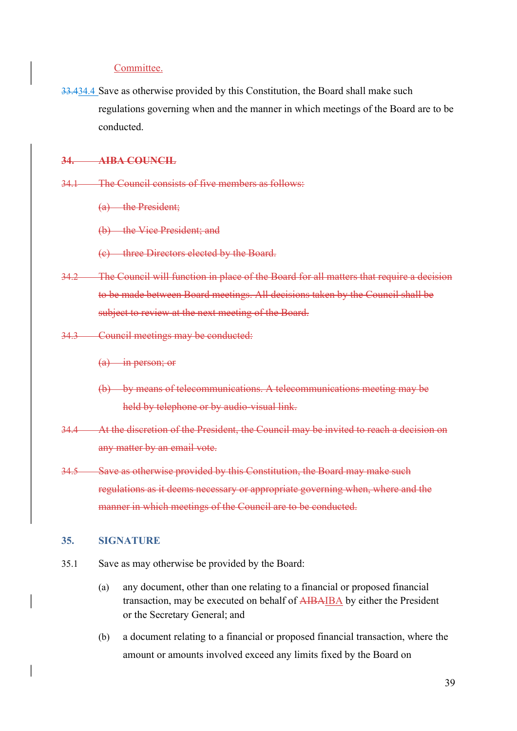Committee.

~~33.4~~34.4 Save as otherwise provided by this Constitution, the Board shall make such regulations governing when and the manner in which meetings of the Board are to be conducted.

~~**34. AIBA COUNCIL**~~

~~34.1 The Council consists of five members as follows:~~

~~(a) the President;~~

~~(b) the Vice President; and~~

~~(c) three Directors elected by the Board.~~

~~34.2 The Council will function in place of the Board for all matters that require a decision to be made between Board meetings. All decisions taken by the Council shall be subject to review at the next meeting of the Board.~~

~~34.3 Council meetings may be conducted:~~

~~(a) in person; or~~

~~(b) by means of telecommunications. A telecommunications meeting may be held by telephone or by audio-visual link.~~

~~34.4 At the discretion of the President, the Council may be invited to reach a decision on any matter by an email vote.~~

~~34.5 Save as otherwise provided by this Constitution, the Board may make such regulations as it deems necessary or appropriate governing when, where and the manner in which meetings of the Council are to be conducted.~~

## 35. SIGNATURE

35.1 Save as may otherwise be provided by the Board:

(a) any document, other than one relating to a financial or proposed financial transaction, may be executed on behalf of ~~AIBA~~IBA by either the President or the Secretary General; and

(b) a document relating to a financial or proposed financial transaction, where the amount or amounts involved exceed any limits fixed by the Board on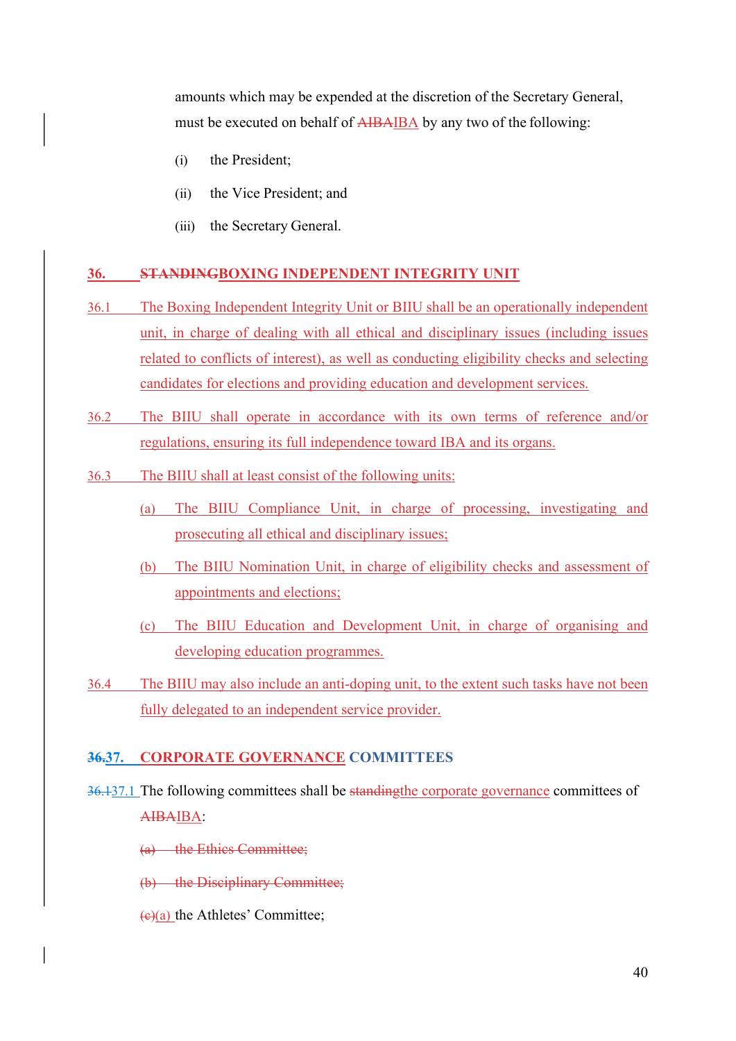amounts which may be expended at the discretion of the Secretary General, must be executed on behalf of ~~AIBA~~IBA by any two of the following:

(i) the President;

(ii) the Vice President; and

(iii) the Secretary General.

## 36. ~~STANDING~~BOXING INDEPENDENT INTEGRITY UNIT

36.1 The Boxing Independent Integrity Unit or BIIU shall be an operationally independent unit, in charge of dealing with all ethical and disciplinary issues (including issues related to conflicts of interest), as well as conducting eligibility checks and selecting candidates for elections and providing education and development services.

36.2 The BIIU shall operate in accordance with its own terms of reference and/or regulations, ensuring its full independence toward IBA and its organs.

36.3 The BIIU shall at least consist of the following units:

(a) The BIIU Compliance Unit, in charge of processing, investigating and prosecuting all ethical and disciplinary issues;

(b) The BIIU Nomination Unit, in charge of eligibility checks and assessment of appointments and elections;

(c) The BIIU Education and Development Unit, in charge of organising and developing education programmes.

36.4 The BIIU may also include an anti-doping unit, to the extent such tasks have not been fully delegated to an independent service provider.

## ~~36.~~37. CORPORATE GOVERNANCE COMMITTEES

~~36.1~~37.1 The following committees shall be ~~standing~~the corporate governance committees of ~~AIBA~~IBA:

~~(a) the Ethics Committee;~~

~~(b) the Disciplinary Committee;~~

~~(c)~~(a) the Athletes' Committee;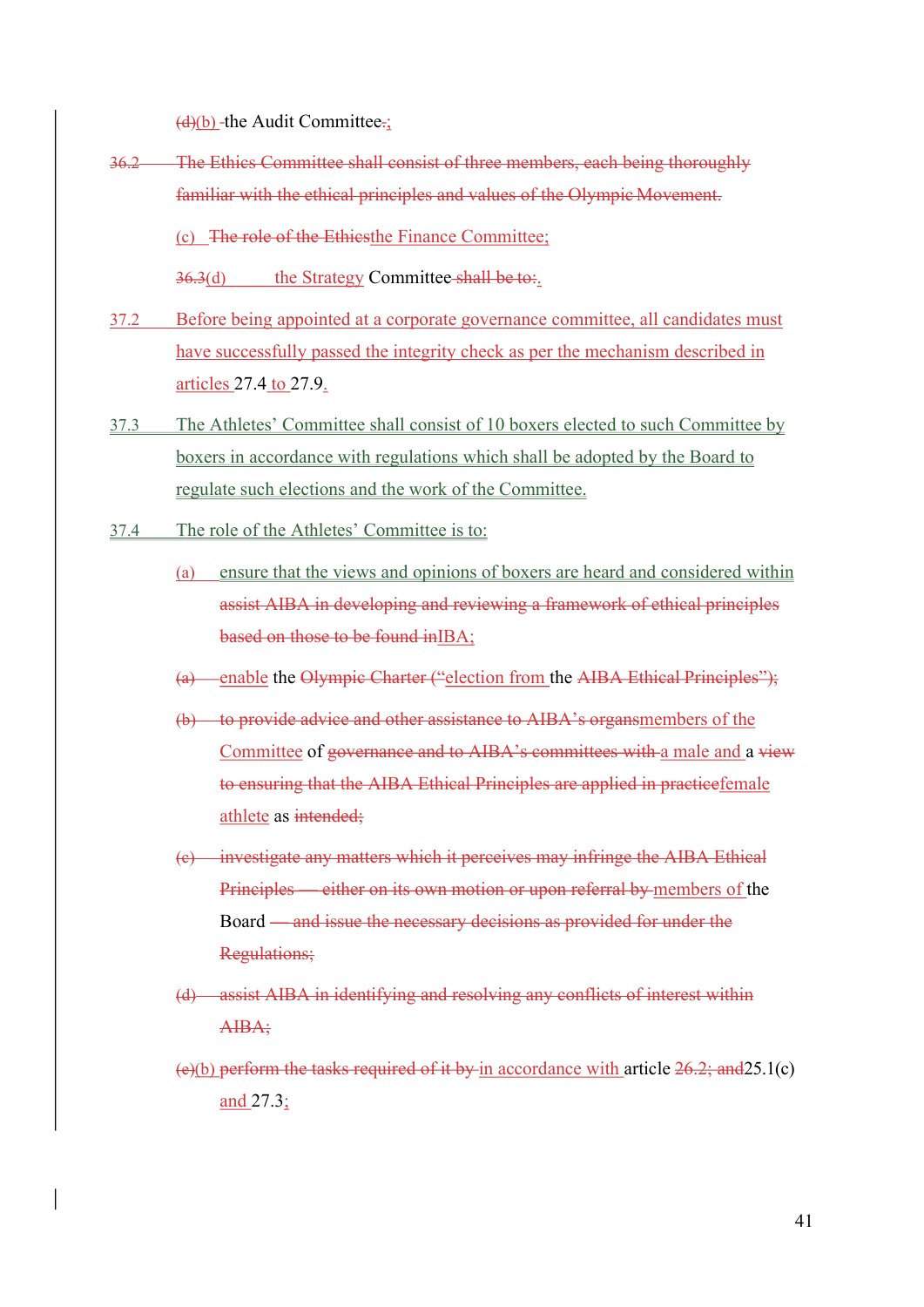(d)(b) the Audit Committee.;

36.2 The Ethics Committee shall consist of three members, each being thoroughly familiar with the ethical principles and values of the Olympic Movement.

(c) The role of the Ethicsthe Finance Committee;

36.3(d) the Strategy Committee shall be to:.

37.2 Before being appointed at a corporate governance committee, all candidates must have successfully passed the integrity check as per the mechanism described in articles 27.4 to 27.9.

37.3 The Athletes' Committee shall consist of 10 boxers elected to such Committee by boxers in accordance with regulations which shall be adopted by the Board to regulate such elections and the work of the Committee.

37.4 The role of the Athletes' Committee is to:

(a) ensure that the views and opinions of boxers are heard and considered within assist AIBA in developing and reviewing a framework of ethical principles based on those to be found inIBA;

(a) enable the Olympic Charter ("election from the AIBA Ethical Principles");

(b) to provide advice and other assistance to AIBA's organsmembers of the Committee of governance and to AIBA's committees with a male and a view to ensuring that the AIBA Ethical Principles are applied in practicefemale athlete as intended;

(c) investigate any matters which it perceives may infringe the AIBA Ethical Principles — either on its own motion or upon referral by members of the Board — and issue the necessary decisions as provided for under the Regulations;

(d) assist AIBA in identifying and resolving any conflicts of interest within AIBA;

(e)(b) perform the tasks required of it by in accordance with article 26.2; and25.1(c) and 27.3;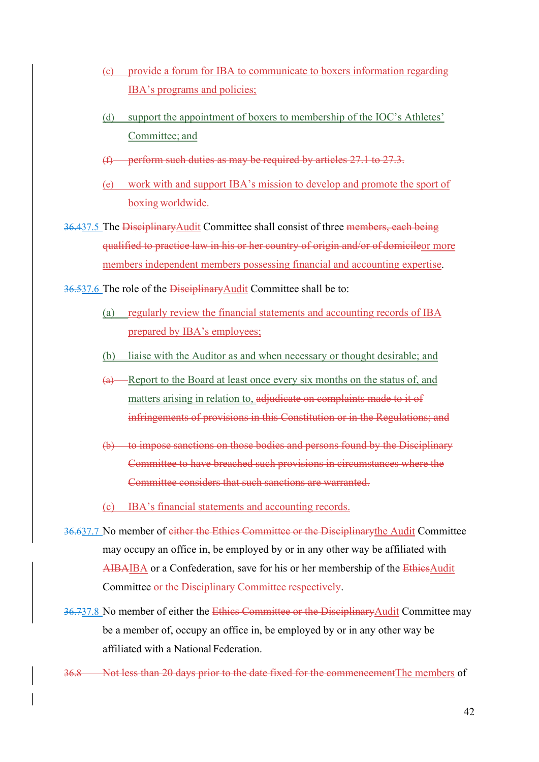(c) provide a forum for IBA to communicate to boxers information regarding IBA's programs and policies;

(d) support the appointment of boxers to membership of the IOC's Athletes' Committee; and

~~(f) perform such duties as may be required by articles 27.1 to 27.3.~~

(e) work with and support IBA's mission to develop and promote the sport of boxing worldwide.

~~36.4~~37.5 The ~~Disciplinary~~Audit Committee shall consist of three ~~members, each being qualified to practice law in his or her country of origin and/or of domicile~~or more members independent members possessing financial and accounting expertise.

~~36.5~~37.6 The role of the ~~Disciplinary~~Audit Committee shall be to:

(a) regularly review the financial statements and accounting records of IBA prepared by IBA's employees;

(b) liaise with the Auditor as and when necessary or thought desirable; and

~~(a)~~ Report to the Board at least once every six months on the status of, and matters arising in relation to, ~~adjudicate on complaints made to it of infringements of provisions in this Constitution or in the Regulations; and~~

~~(b) to impose sanctions on those bodies and persons found by the Disciplinary Committee to have breached such provisions in circumstances where the Committee considers that such sanctions are warranted.~~

(c) IBA's financial statements and accounting records.

~~36.6~~37.7 No member of ~~either the Ethics Committee or the Disciplinary~~the Audit Committee may occupy an office in, be employed by or in any other way be affiliated with ~~AIBA~~IBA or a Confederation, save for his or her membership of the ~~Ethics~~Audit Committee ~~or the Disciplinary Committee respectively~~.

~~36.7~~37.8 No member of either the ~~Ethics Committee or the Disciplinary~~Audit Committee may be a member of, occupy an office in, be employed by or in any other way be affiliated with a National Federation.

~~36.8 Not less than 20 days prior to the date fixed for the commencement~~The members of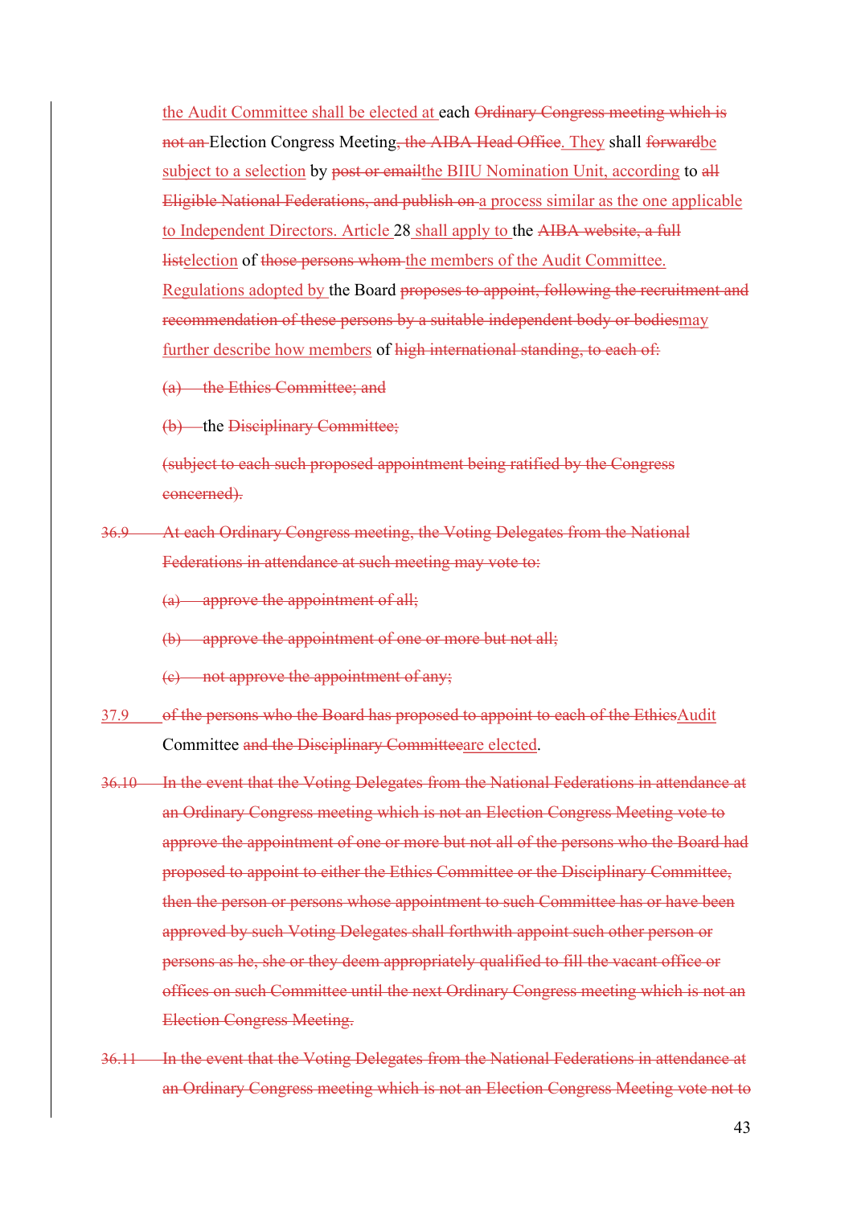the Audit Committee shall be elected at each ~~Ordinary Congress meeting which is not an~~ Election Congress Meeting~~, the AIBA Head Office~~. They shall ~~forward~~be subject to a selection by ~~post or email~~the BIIU Nomination Unit, according to ~~all Eligible National Federations, and publish on~~ a process similar as the one applicable to Independent Directors. Article 28 shall apply to the ~~AIBA website, a full list~~election of ~~those persons whom~~ the members of the Audit Committee. Regulations adopted by the Board ~~proposes to appoint, following the recruitment and recommendation of these persons by a suitable independent body or bodies~~may further describe how members of ~~high international standing, to each of:~~

~~(a) the Ethics Committee; and~~

~~(b)~~ the ~~Disciplinary Committee;~~

~~(subject to each such proposed appointment being ratified by the Congress concerned).~~

~~36.9 At each Ordinary Congress meeting, the Voting Delegates from the National Federations in attendance at such meeting may vote to:~~

~~(a) approve the appointment of all;~~

~~(b) approve the appointment of one or more but not all;~~

~~(c) not approve the appointment of any;~~

37.9 ~~of the persons who the Board has proposed to appoint to each of the Ethics~~Audit Committee ~~and the Disciplinary Committee~~are elected.

~~36.10 In the event that the Voting Delegates from the National Federations in attendance at an Ordinary Congress meeting which is not an Election Congress Meeting vote to approve the appointment of one or more but not all of the persons who the Board had proposed to appoint to either the Ethics Committee or the Disciplinary Committee, then the person or persons whose appointment to such Committee has or have been approved by such Voting Delegates shall forthwith appoint such other person or persons as he, she or they deem appropriately qualified to fill the vacant office or offices on such Committee until the next Ordinary Congress meeting which is not an Election Congress Meeting.~~

~~36.11 In the event that the Voting Delegates from the National Federations in attendance at an Ordinary Congress meeting which is not an Election Congress Meeting vote not to~~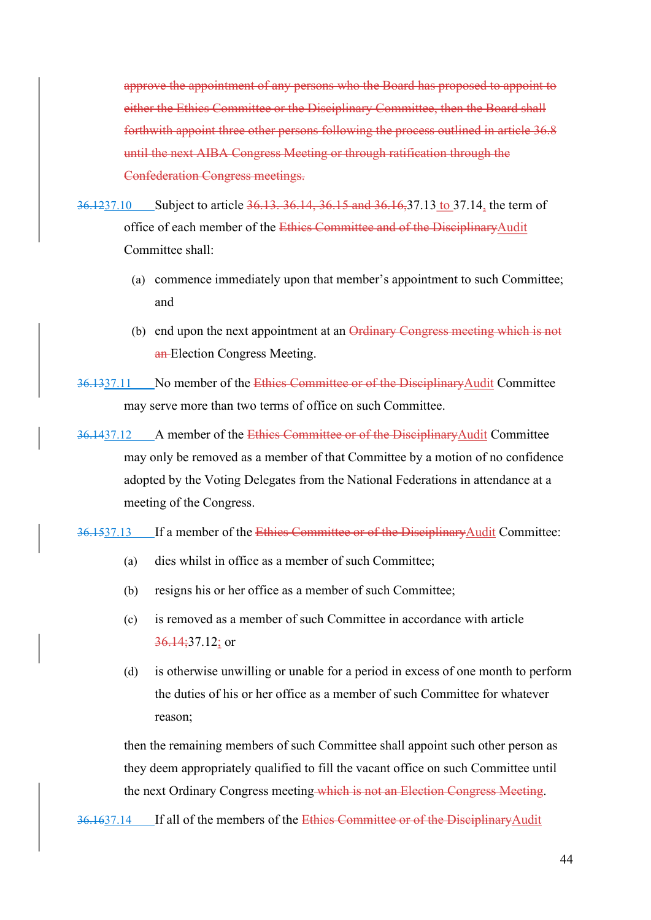~~approve the appointment of any persons who the Board has proposed to appoint to either the Ethics Committee or the Disciplinary Committee, then the Board shall forthwith appoint three other persons following the process outlined in article 36.8 until the next AIBA Congress Meeting or through ratification through the Confederation Congress meetings.~~

~~36.12~~37.10 Subject to article ~~36.13. 36.14, 36.15 and 36.16,~~37.13 to 37.14, the term of office of each member of the ~~Ethics Committee and of the Disciplinary~~Audit Committee shall:

(a) commence immediately upon that member's appointment to such Committee; and

(b) end upon the next appointment at an ~~Ordinary Congress meeting which is not an~~ Election Congress Meeting.

~~36.13~~37.11 No member of the ~~Ethics Committee or of the Disciplinary~~Audit Committee may serve more than two terms of office on such Committee.

~~36.14~~37.12 A member of the ~~Ethics Committee or of the Disciplinary~~Audit Committee may only be removed as a member of that Committee by a motion of no confidence adopted by the Voting Delegates from the National Federations in attendance at a meeting of the Congress.

~~36.15~~37.13 If a member of the ~~Ethics Committee or of the Disciplinary~~Audit Committee:

(a) dies whilst in office as a member of such Committee;

(b) resigns his or her office as a member of such Committee;

(c) is removed as a member of such Committee in accordance with article ~~36.14;~~37.12; or

(d) is otherwise unwilling or unable for a period in excess of one month to perform the duties of his or her office as a member of such Committee for whatever reason;

then the remaining members of such Committee shall appoint such other person as they deem appropriately qualified to fill the vacant office on such Committee until the next Ordinary Congress meeting ~~which is not an Election Congress Meeting~~.

~~36.16~~37.14 If all of the members of the ~~Ethics Committee or of the Disciplinary~~Audit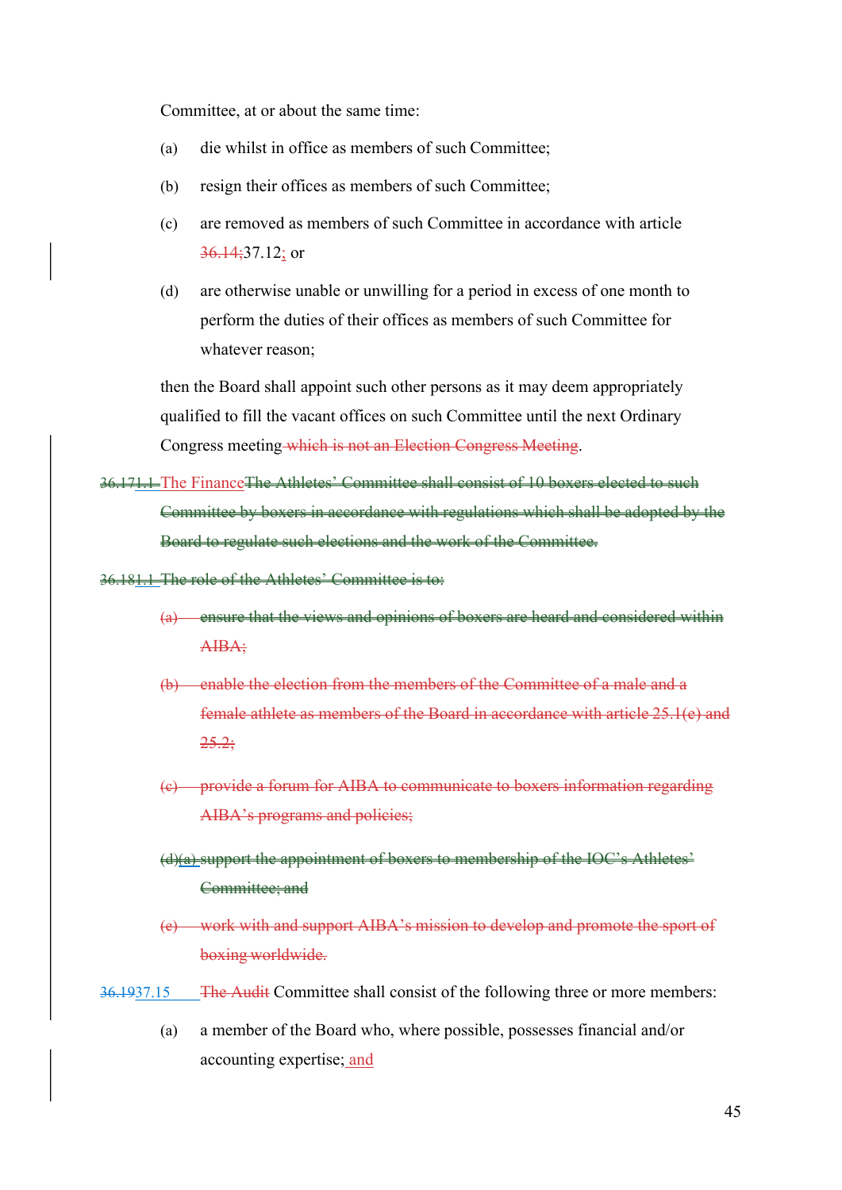Committee, at or about the same time:

(a) die whilst in office as members of such Committee;

(b) resign their offices as members of such Committee;

(c) are removed as members of such Committee in accordance with article ~~36.14;~~37.12; or

(d) are otherwise unable or unwilling for a period in excess of one month to perform the duties of their offices as members of such Committee for whatever reason;

then the Board shall appoint such other persons as it may deem appropriately qualified to fill the vacant offices on such Committee until the next Ordinary Congress meeting ~~which is not an Election Congress Meeting~~.

~~36.17~~1.1 The Finance~~The Athletes' Committee shall consist of 10 boxers elected to such Committee by boxers in accordance with regulations which shall be adopted by the Board to regulate such elections and the work of the Committee.~~

~~36.18~~1.1 ~~The role of the Athletes' Committee is to:~~

~~(a) ensure that the views and opinions of boxers are heard and considered within AIBA;~~

~~(b) enable the election from the members of the Committee of a male and a female athlete as members of the Board in accordance with article 25.1(e) and 25.2;~~

~~(c) provide a forum for AIBA to communicate to boxers information regarding AIBA's programs and policies;~~

~~(d)~~(a) ~~support the appointment of boxers to membership of the IOC's Athletes' Committee; and~~

~~(e) work with and support AIBA's mission to develop and promote the sport of boxing worldwide.~~

~~36.19~~37.15 ~~The Audit~~ Committee shall consist of the following three or more members:

(a) a member of the Board who, where possible, possesses financial and/or accounting expertise; and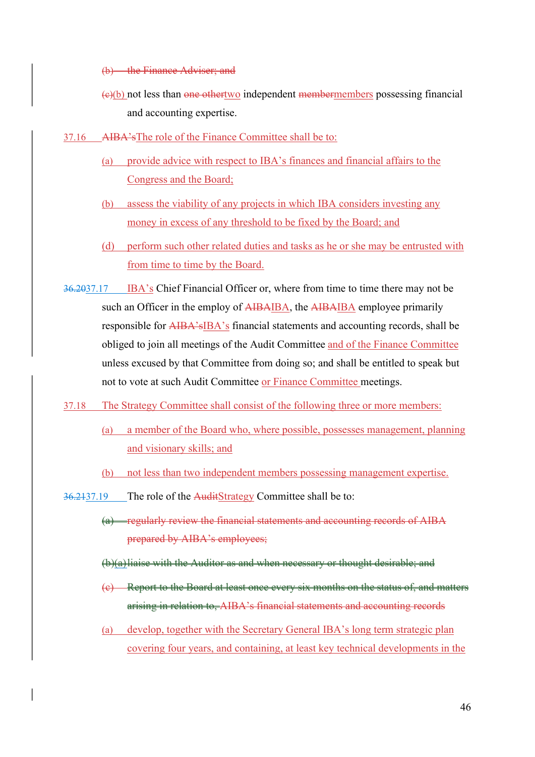(b) the Finance Adviser; and

(c)(b) not less than one othertwo independent membermembers possessing financial and accounting expertise.

37.16 AIBA'sThe role of the Finance Committee shall be to:

(a) provide advice with respect to IBA's finances and financial affairs to the Congress and the Board;

(b) assess the viability of any projects in which IBA considers investing any money in excess of any threshold to be fixed by the Board; and

(d) perform such other related duties and tasks as he or she may be entrusted with from time to time by the Board.

36.2037.17 IBA's Chief Financial Officer or, where from time to time there may not be such an Officer in the employ of AIBAIBA, the AIBAIBA employee primarily responsible for AIBA'sIBA's financial statements and accounting records, shall be obliged to join all meetings of the Audit Committee and of the Finance Committee unless excused by that Committee from doing so; and shall be entitled to speak but not to vote at such Audit Committee or Finance Committee meetings.

37.18 The Strategy Committee shall consist of the following three or more members:

(a) a member of the Board who, where possible, possesses management, planning and visionary skills; and

(b) not less than two independent members possessing management expertise.

36.2137.19 The role of the AuditStrategy Committee shall be to:

(a) regularly review the financial statements and accounting records of AIBA prepared by AIBA's employees;

(b)(a) liaise with the Auditor as and when necessary or thought desirable; and

(c) Report to the Board at least once every six months on the status of, and matters arising in relation to, AIBA's financial statements and accounting records

(a) develop, together with the Secretary General IBA's long term strategic plan covering four years, and containing, at least key technical developments in the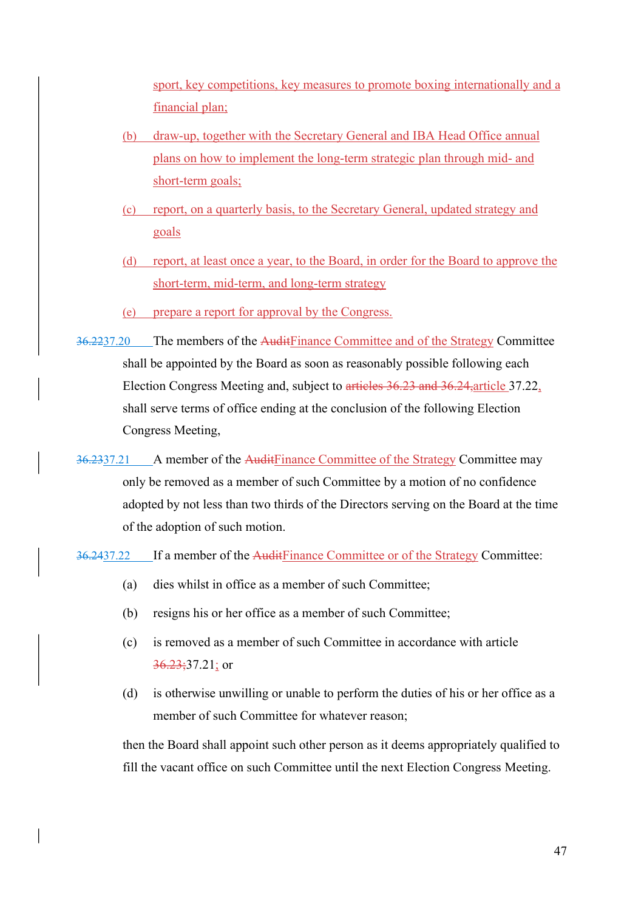sport, key competitions, key measures to promote boxing internationally and a financial plan;

(b) draw-up, together with the Secretary General and IBA Head Office annual plans on how to implement the long-term strategic plan through mid- and short-term goals;

(c) report, on a quarterly basis, to the Secretary General, updated strategy and goals

(d) report, at least once a year, to the Board, in order for the Board to approve the short-term, mid-term, and long-term strategy

(e) prepare a report for approval by the Congress.

~~36.22~~37.20 The members of the ~~Audit~~Finance Committee and of the Strategy Committee shall be appointed by the Board as soon as reasonably possible following each Election Congress Meeting and, subject to ~~articles 36.23 and 36.24,~~article 37.22, shall serve terms of office ending at the conclusion of the following Election Congress Meeting,

~~36.23~~37.21 A member of the ~~Audit~~Finance Committee of the Strategy Committee may only be removed as a member of such Committee by a motion of no confidence adopted by not less than two thirds of the Directors serving on the Board at the time of the adoption of such motion.

~~36.24~~37.22 If a member of the ~~Audit~~Finance Committee or of the Strategy Committee:

(a) dies whilst in office as a member of such Committee;

(b) resigns his or her office as a member of such Committee;

(c) is removed as a member of such Committee in accordance with article ~~36.23;~~37.21; or

(d) is otherwise unwilling or unable to perform the duties of his or her office as a member of such Committee for whatever reason;

then the Board shall appoint such other person as it deems appropriately qualified to fill the vacant office on such Committee until the next Election Congress Meeting.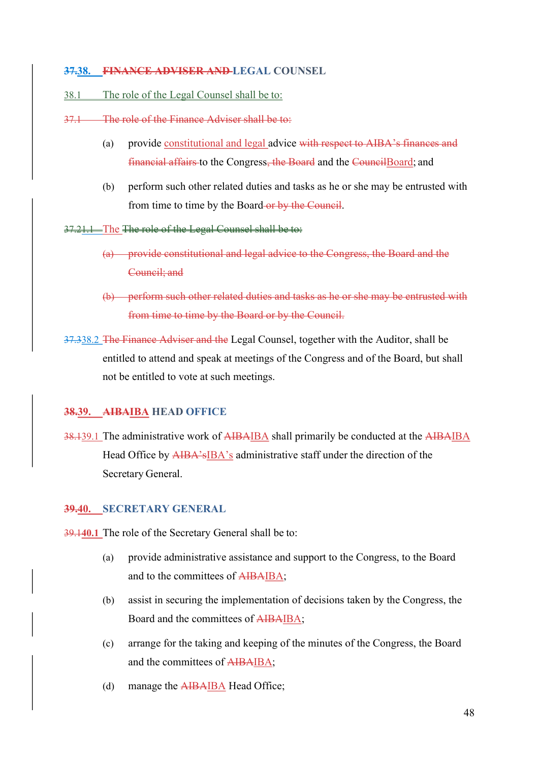## ~~37.~~38. ~~FINANCE ADVISER AND~~ LEGAL COUNSEL

38.1 The role of the Legal Counsel shall be to:

~~37.1 The role of the Finance Adviser shall be to:~~

(a) provide constitutional and legal advice ~~with respect to AIBA's finances and financial affairs~~ to the Congress~~, the Board~~ and the ~~Council~~Board; and

(b) perform such other related duties and tasks as he or she may be entrusted with from time to time by the Board ~~or by the Council~~.

~~37.21.1~~ The ~~The role of the Legal Counsel shall be to:~~

~~(a) provide constitutional and legal advice to the Congress, the Board and the Council; and~~

~~(b) perform such other related duties and tasks as he or she may be entrusted with from time to time by the Board or by the Council.~~

~~37.3~~38.2 ~~The Finance Adviser and the~~ Legal Counsel, together with the Auditor, shall be entitled to attend and speak at meetings of the Congress and of the Board, but shall not be entitled to vote at such meetings.

## ~~38.~~39. ~~AIBA~~IBA HEAD OFFICE

~~38.1~~39.1 The administrative work of ~~AIBA~~IBA shall primarily be conducted at the ~~AIBA~~IBA Head Office by ~~AIBA's~~IBA's administrative staff under the direction of the Secretary General.

## ~~39.~~40. SECRETARY GENERAL

~~39.1~~40.1 The role of the Secretary General shall be to:

(a) provide administrative assistance and support to the Congress, to the Board and to the committees of ~~AIBA~~IBA;

(b) assist in securing the implementation of decisions taken by the Congress, the Board and the committees of ~~AIBA~~IBA;

(c) arrange for the taking and keeping of the minutes of the Congress, the Board and the committees of ~~AIBA~~IBA;

(d) manage the ~~AIBA~~IBA Head Office;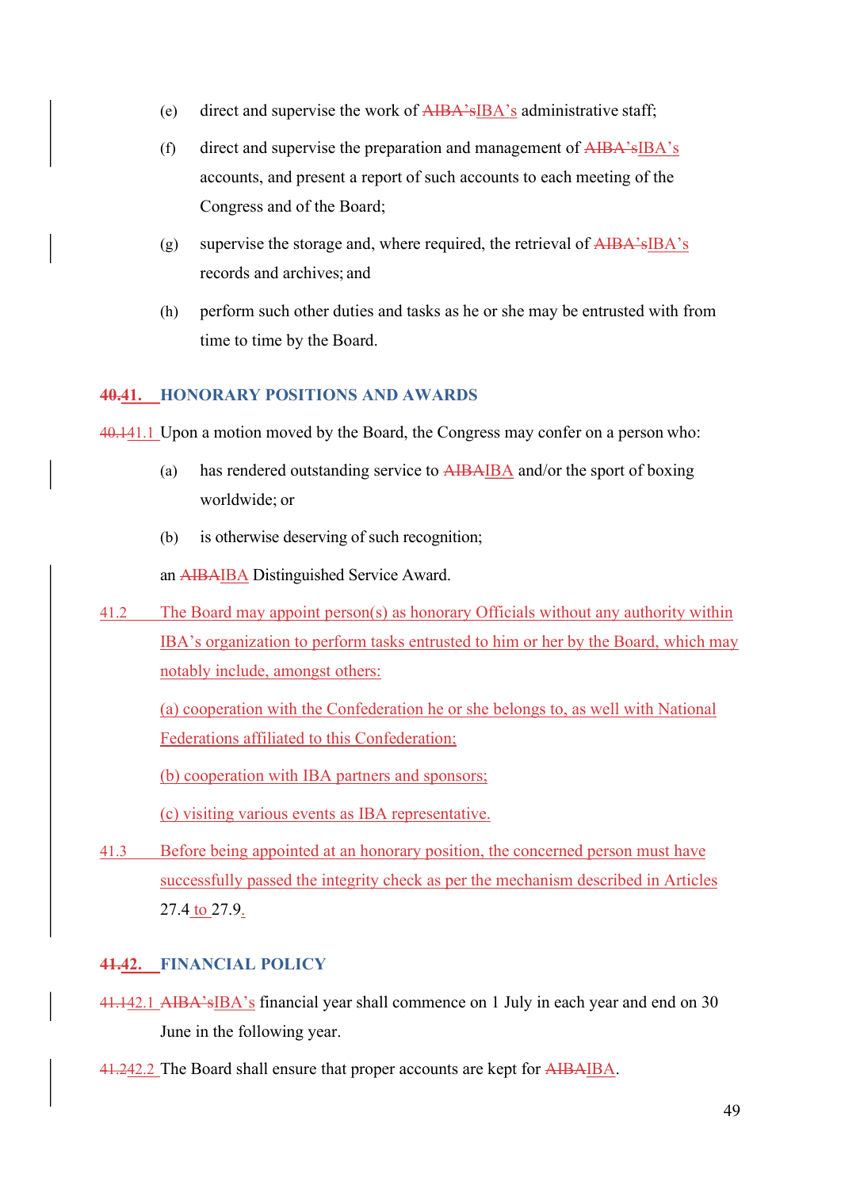(e) direct and supervise the work of ~~AIBA's~~IBA's administrative staff;

(f) direct and supervise the preparation and management of ~~AIBA's~~IBA's accounts, and present a report of such accounts to each meeting of the Congress and of the Board;

(g) supervise the storage and, where required, the retrieval of ~~AIBA's~~IBA's records and archives; and

(h) perform such other duties and tasks as he or she may be entrusted with from time to time by the Board.

## ~~40.~~41. HONORARY POSITIONS AND AWARDS

~~40.1~~41.1 Upon a motion moved by the Board, the Congress may confer on a person who:

(a) has rendered outstanding service to ~~AIBA~~IBA and/or the sport of boxing worldwide; or

(b) is otherwise deserving of such recognition;

an ~~AIBA~~IBA Distinguished Service Award.

41.2 The Board may appoint person(s) as honorary Officials without any authority within IBA's organization to perform tasks entrusted to him or her by the Board, which may notably include, amongst others:

(a) cooperation with the Confederation he or she belongs to, as well with National Federations affiliated to this Confederation;

(b) cooperation with IBA partners and sponsors;

(c) visiting various events as IBA representative.

41.3 Before being appointed at an honorary position, the concerned person must have successfully passed the integrity check as per the mechanism described in Articles 27.4 to 27.9.

## ~~41.~~42. FINANCIAL POLICY

~~41.1~~42.1 ~~AIBA's~~IBA's financial year shall commence on 1 July in each year and end on 30 June in the following year.

~~41.2~~42.2 The Board shall ensure that proper accounts are kept for ~~AIBA~~IBA.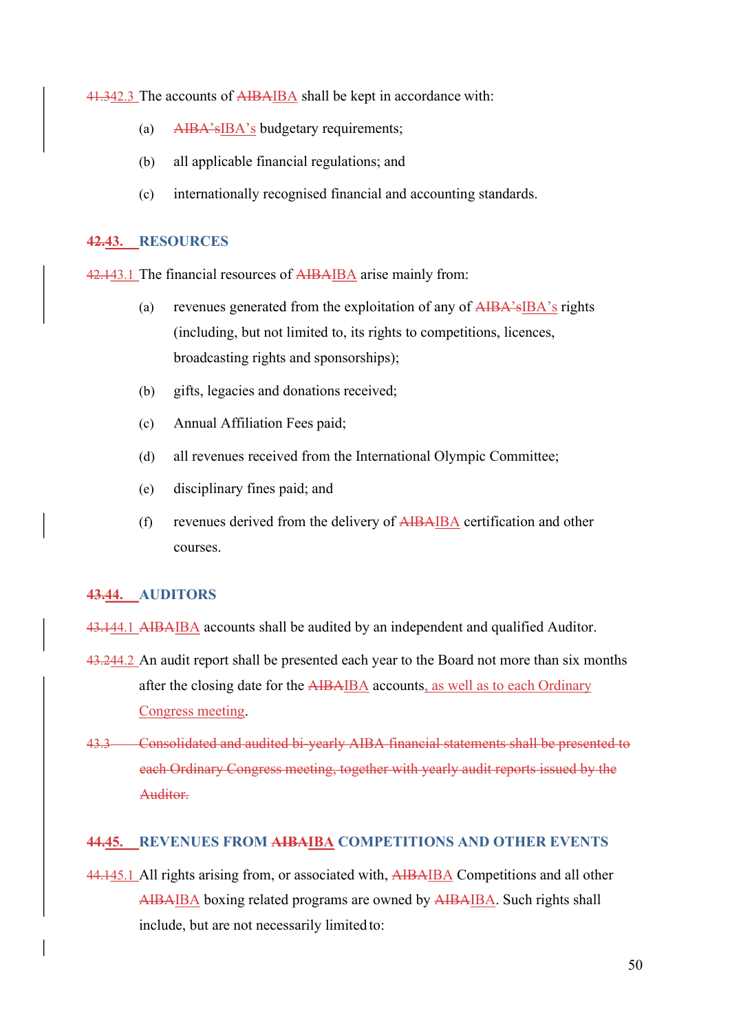41.342.3 The accounts of AIBAIBA shall be kept in accordance with:

(a) AIBA'sIBA's budgetary requirements;

(b) all applicable financial regulations; and

(c) internationally recognised financial and accounting standards.

## 42.43. RESOURCES

42.143.1 The financial resources of AIBAIBA arise mainly from:

(a) revenues generated from the exploitation of any of AIBA'sIBA's rights (including, but not limited to, its rights to competitions, licences, broadcasting rights and sponsorships);

(b) gifts, legacies and donations received;

(c) Annual Affiliation Fees paid;

(d) all revenues received from the International Olympic Committee;

(e) disciplinary fines paid; and

(f) revenues derived from the delivery of AIBAIBA certification and other courses.

## 43.44. AUDITORS

43.144.1 AIBAIBA accounts shall be audited by an independent and qualified Auditor.

43.244.2 An audit report shall be presented each year to the Board not more than six months after the closing date for the AIBAIBA accounts, as well as to each Ordinary Congress meeting.

~~43.3 Consolidated and audited bi-yearly AIBA financial statements shall be presented to each Ordinary Congress meeting, together with yearly audit reports issued by the Auditor.~~

## 44.45. REVENUES FROM AIBAIBA COMPETITIONS AND OTHER EVENTS

44.145.1 All rights arising from, or associated with, AIBAIBA Competitions and all other AIBAIBA boxing related programs are owned by AIBAIBA. Such rights shall include, but are not necessarily limited to: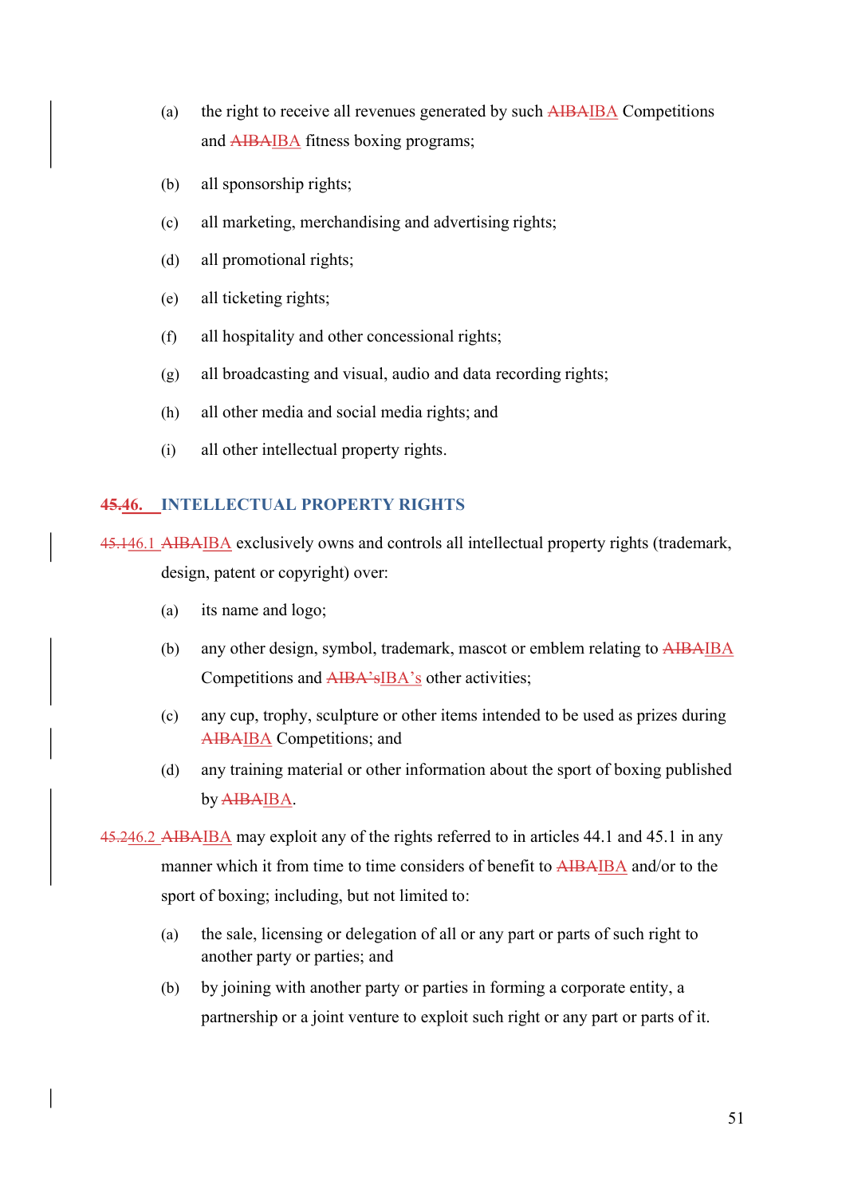(a) the right to receive all revenues generated by such ~~AIBA~~IBA Competitions and ~~AIBA~~IBA fitness boxing programs;

(b) all sponsorship rights;

(c) all marketing, merchandising and advertising rights;

(d) all promotional rights;

(e) all ticketing rights;

(f) all hospitality and other concessional rights;

(g) all broadcasting and visual, audio and data recording rights;

(h) all other media and social media rights; and

(i) all other intellectual property rights.

## ~~45.~~46. INTELLECTUAL PROPERTY RIGHTS

~~45.1~~46.1 ~~AIBA~~IBA exclusively owns and controls all intellectual property rights (trademark, design, patent or copyright) over:

(a) its name and logo;

(b) any other design, symbol, trademark, mascot or emblem relating to ~~AIBA~~IBA Competitions and ~~AIBA's~~IBA's other activities;

(c) any cup, trophy, sculpture or other items intended to be used as prizes during ~~AIBA~~IBA Competitions; and

(d) any training material or other information about the sport of boxing published by ~~AIBA~~IBA.

~~45.2~~46.2 ~~AIBA~~IBA may exploit any of the rights referred to in articles 44.1 and 45.1 in any manner which it from time to time considers of benefit to ~~AIBA~~IBA and/or to the sport of boxing; including, but not limited to:

(a) the sale, licensing or delegation of all or any part or parts of such right to another party or parties; and

(b) by joining with another party or parties in forming a corporate entity, a partnership or a joint venture to exploit such right or any part or parts of it.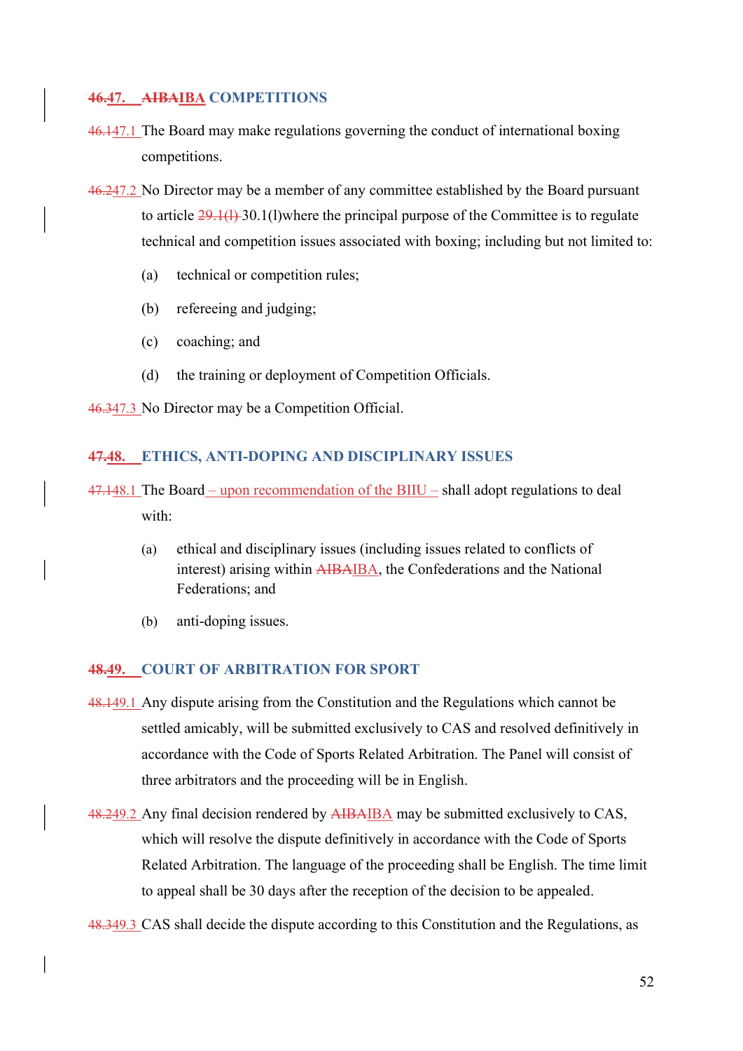## ~~46.~~47. ~~AIBA~~IBA COMPETITIONS

~~46.1~~47.1 The Board may make regulations governing the conduct of international boxing competitions.

~~46.2~~47.2 No Director may be a member of any committee established by the Board pursuant to article ~~29.1(l)~~ 30.1(l)where the principal purpose of the Committee is to regulate technical and competition issues associated with boxing; including but not limited to:

(a) technical or competition rules;

(b) refereeing and judging;

(c) coaching; and

(d) the training or deployment of Competition Officials.

~~46.3~~47.3 No Director may be a Competition Official.

## ~~47.~~48. ETHICS, ANTI-DOPING AND DISCIPLINARY ISSUES

~~47.1~~48.1 The Board – upon recommendation of the BIIU – shall adopt regulations to deal with:

(a) ethical and disciplinary issues (including issues related to conflicts of interest) arising within ~~AIBA~~IBA, the Confederations and the National Federations; and

(b) anti-doping issues.

## ~~48.~~49. COURT OF ARBITRATION FOR SPORT

~~48.1~~49.1 Any dispute arising from the Constitution and the Regulations which cannot be settled amicably, will be submitted exclusively to CAS and resolved definitively in accordance with the Code of Sports Related Arbitration. The Panel will consist of three arbitrators and the proceeding will be in English.

~~48.2~~49.2 Any final decision rendered by ~~AIBA~~IBA may be submitted exclusively to CAS, which will resolve the dispute definitively in accordance with the Code of Sports Related Arbitration. The language of the proceeding shall be English. The time limit to appeal shall be 30 days after the reception of the decision to be appealed.

~~48.3~~49.3 CAS shall decide the dispute according to this Constitution and the Regulations, as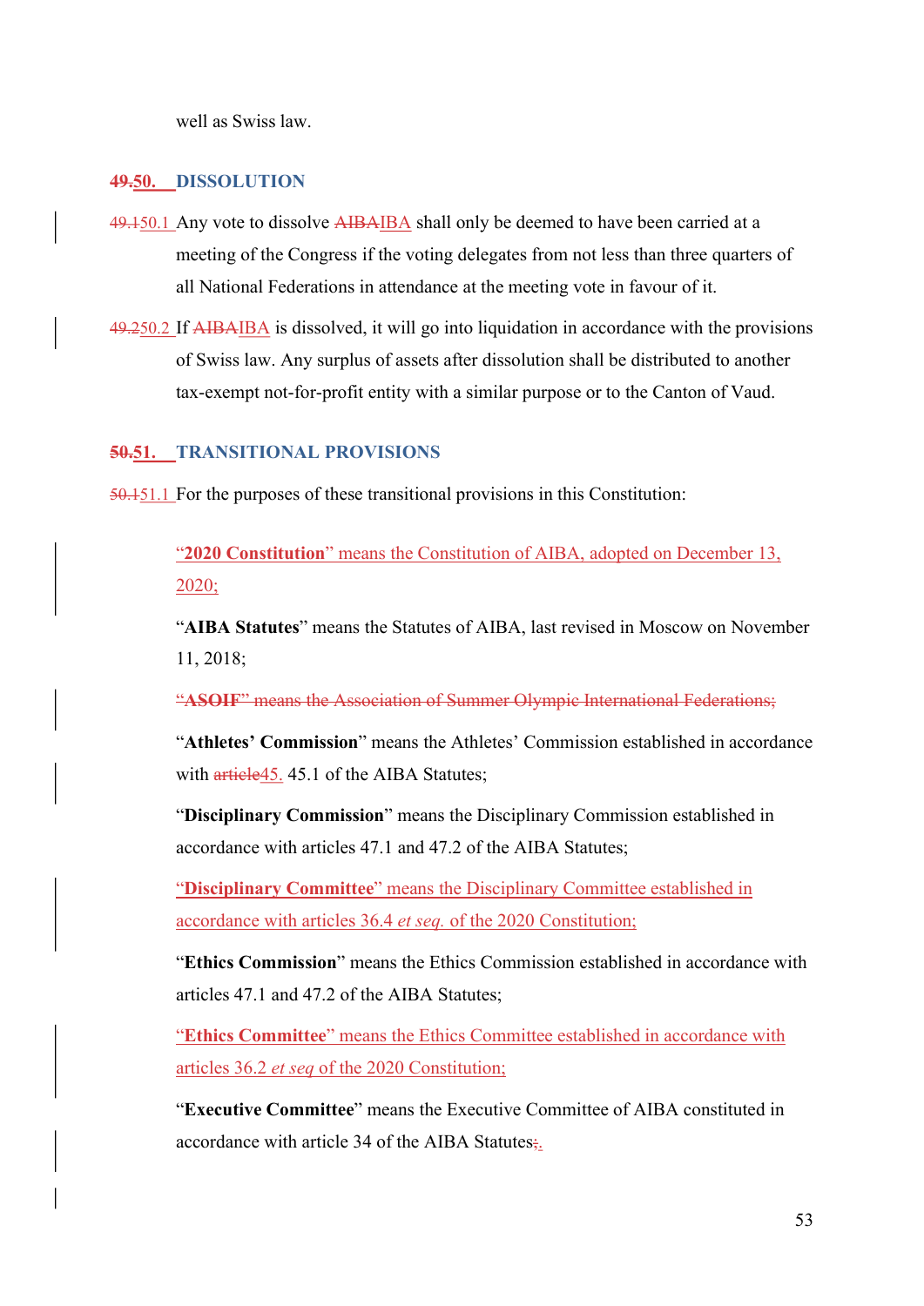well as Swiss law.

## ~~49.~~50. DISSOLUTION

~~49.1~~50.1 Any vote to dissolve ~~AIBA~~IBA shall only be deemed to have been carried at a meeting of the Congress if the voting delegates from not less than three quarters of all National Federations in attendance at the meeting vote in favour of it.

~~49.2~~50.2 If ~~AIBA~~IBA is dissolved, it will go into liquidation in accordance with the provisions of Swiss law. Any surplus of assets after dissolution shall be distributed to another tax-exempt not-for-profit entity with a similar purpose or to the Canton of Vaud.

## ~~50.~~51. TRANSITIONAL PROVISIONS

~~50.1~~51.1 For the purposes of these transitional provisions in this Constitution:

"**2020 Constitution**" means the Constitution of AIBA, adopted on December 13, 2020;

"**AIBA Statutes**" means the Statutes of AIBA, last revised in Moscow on November 11, 2018;

~~"ASOIF" means the Association of Summer Olympic International Federations;~~

"**Athletes' Commission**" means the Athletes' Commission established in accordance with ~~article~~45. 45.1 of the AIBA Statutes;

"**Disciplinary Commission**" means the Disciplinary Commission established in accordance with articles 47.1 and 47.2 of the AIBA Statutes;

"**Disciplinary Committee**" means the Disciplinary Committee established in accordance with articles 36.4 *et seq.* of the 2020 Constitution;

"**Ethics Commission**" means the Ethics Commission established in accordance with articles 47.1 and 47.2 of the AIBA Statutes;

"**Ethics Committee**" means the Ethics Committee established in accordance with articles 36.2 *et seq* of the 2020 Constitution;

"**Executive Committee**" means the Executive Committee of AIBA constituted in accordance with article 34 of the AIBA Statutes~~;~~.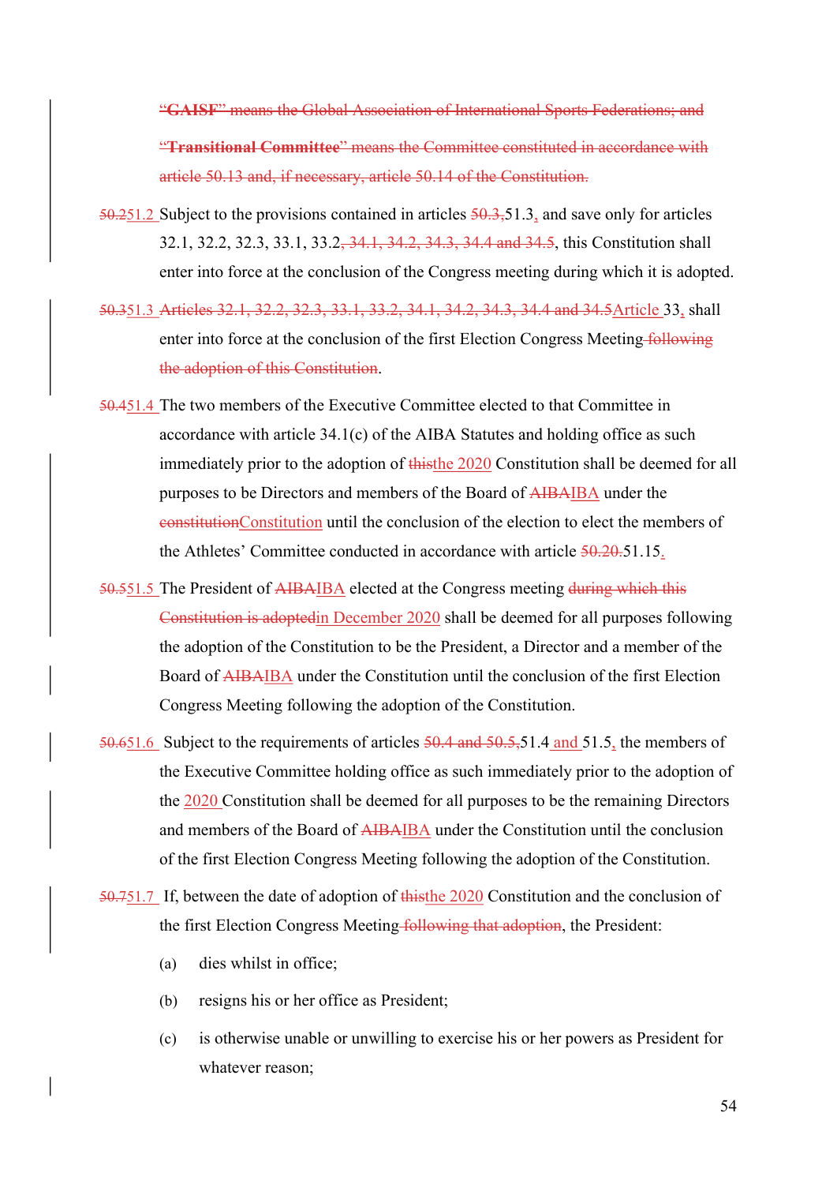~~"**GAISF**" means the Global Association of International Sports Federations; and~~

~~"**Transitional Committee**" means the Committee constituted in accordance with article 50.13 and, if necessary, article 50.14 of the Constitution.~~

~~50.2~~51.2 Subject to the provisions contained in articles ~~50.3,~~51.3, and save only for articles 32.1, 32.2, 32.3, 33.1, 33.2~~, 34.1, 34.2, 34.3, 34.4 and 34.5~~, this Constitution shall enter into force at the conclusion of the Congress meeting during which it is adopted.

~~50.3~~51.3 ~~Articles 32.1, 32.2, 32.3, 33.1, 33.2, 34.1, 34.2, 34.3, 34.4 and 34.5~~Article 33, shall enter into force at the conclusion of the first Election Congress Meeting ~~following the adoption of this Constitution~~.

~~50.4~~51.4 The two members of the Executive Committee elected to that Committee in accordance with article 34.1(c) of the AIBA Statutes and holding office as such immediately prior to the adoption of ~~this~~the 2020 Constitution shall be deemed for all purposes to be Directors and members of the Board of ~~AIBA~~IBA under the ~~constitution~~Constitution until the conclusion of the election to elect the members of the Athletes' Committee conducted in accordance with article ~~50.20.~~51.15.

~~50.5~~51.5 The President of ~~AIBA~~IBA elected at the Congress meeting ~~during which this Constitution is adopted~~in December 2020 shall be deemed for all purposes following the adoption of the Constitution to be the President, a Director and a member of the Board of ~~AIBA~~IBA under the Constitution until the conclusion of the first Election Congress Meeting following the adoption of the Constitution.

~~50.6~~51.6 Subject to the requirements of articles ~~50.4 and 50.5,~~51.4 and 51.5, the members of the Executive Committee holding office as such immediately prior to the adoption of the 2020 Constitution shall be deemed for all purposes to be the remaining Directors and members of the Board of ~~AIBA~~IBA under the Constitution until the conclusion of the first Election Congress Meeting following the adoption of the Constitution.

~~50.7~~51.7 If, between the date of adoption of ~~this~~the 2020 Constitution and the conclusion of the first Election Congress Meeting ~~following that adoption~~, the President:

(a) dies whilst in office;

(b) resigns his or her office as President;

(c) is otherwise unable or unwilling to exercise his or her powers as President for whatever reason;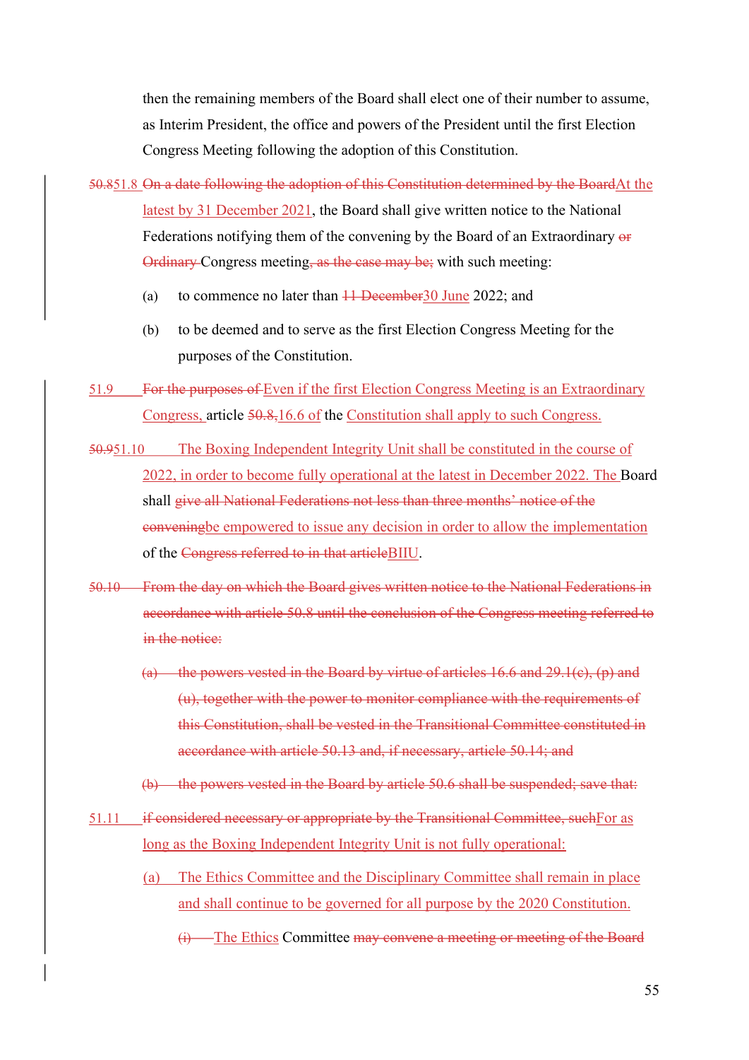then the remaining members of the Board shall elect one of their number to assume, as Interim President, the office and powers of the President until the first Election Congress Meeting following the adoption of this Constitution.

~~50.8~~51.8 ~~On a date following the adoption of this Constitution determined by the Board~~At the latest by 31 December 2021, the Board shall give written notice to the National Federations notifying them of the convening by the Board of an Extraordinary ~~or Ordinary~~ Congress meeting~~, as the case may be;~~ with such meeting:

(a) to commence no later than ~~11 December~~30 June 2022; and

(b) to be deemed and to serve as the first Election Congress Meeting for the purposes of the Constitution.

51.9 ~~For the purposes of~~ Even if the first Election Congress Meeting is an Extraordinary Congress, article ~~50.8,~~16.6 of the Constitution shall apply to such Congress.

~~50.9~~51.10 The Boxing Independent Integrity Unit shall be constituted in the course of 2022, in order to become fully operational at the latest in December 2022. The Board shall ~~give all National Federations not less than three months' notice of the convening~~be empowered to issue any decision in order to allow the implementation of the ~~Congress referred to in that article~~BIIU.

~~50.10 From the day on which the Board gives written notice to the National Federations in accordance with article 50.8 until the conclusion of the Congress meeting referred to in the notice:~~

~~(a) the powers vested in the Board by virtue of articles 16.6 and 29.1(c), (p) and (u), together with the power to monitor compliance with the requirements of this Constitution, shall be vested in the Transitional Committee constituted in accordance with article 50.13 and, if necessary, article 50.14; and~~

~~(b) the powers vested in the Board by article 50.6 shall be suspended; save that:~~

51.11 ~~if considered necessary or appropriate by the Transitional Committee, such~~For as long as the Boxing Independent Integrity Unit is not fully operational:

(a) The Ethics Committee and the Disciplinary Committee shall remain in place and shall continue to be governed for all purpose by the 2020 Constitution.

~~(i)~~ The Ethics Committee ~~may convene a meeting or meeting of the Board~~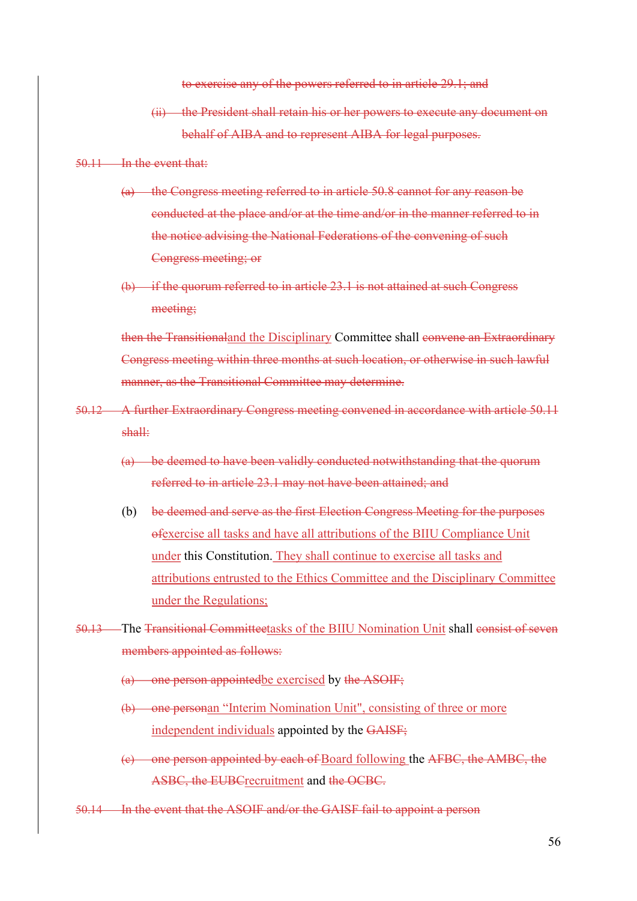~~to exercise any of the powers referred to in article 29.1; and~~

~~(ii) the President shall retain his or her powers to execute any document on behalf of AIBA and to represent AIBA for legal purposes.~~

~~50.11 In the event that:~~

~~(a) the Congress meeting referred to in article 50.8 cannot for any reason be conducted at the place and/or at the time and/or in the manner referred to in the notice advising the National Federations of the convening of such Congress meeting; or~~

~~(b) if the quorum referred to in article 23.1 is not attained at such Congress meeting;~~

~~then the Transitional~~and the Disciplinary Committee shall ~~convene an Extraordinary Congress meeting within three months at such location, or otherwise in such lawful manner, as the Transitional Committee may determine.~~

~~50.12 A further Extraordinary Congress meeting convened in accordance with article 50.11 shall:~~

~~(a) be deemed to have been validly conducted notwithstanding that the quorum referred to in article 23.1 may not have been attained; and~~

(b) ~~be deemed and serve as the first Election Congress Meeting for the purposes of~~exercise all tasks and have all attributions of the BIIU Compliance Unit under this Constitution. They shall continue to exercise all tasks and attributions entrusted to the Ethics Committee and the Disciplinary Committee under the Regulations;

~~50.13~~ The ~~Transitional Committee~~tasks of the BIIU Nomination Unit shall ~~consist of seven members appointed as follows:~~

~~(a) one person appointed~~be exercised by ~~the ASOIF;~~

~~(b) one person~~an "Interim Nomination Unit", consisting of three or more independent individuals appointed by the ~~GAISF;~~

~~(c) one person appointed by each of~~ Board following the ~~AFBC, the AMBC, the ASBC, the EUBC~~recruitment and ~~the OCBC.~~

~~50.14 In the event that the ASOIF and/or the GAISF fail to appoint a person~~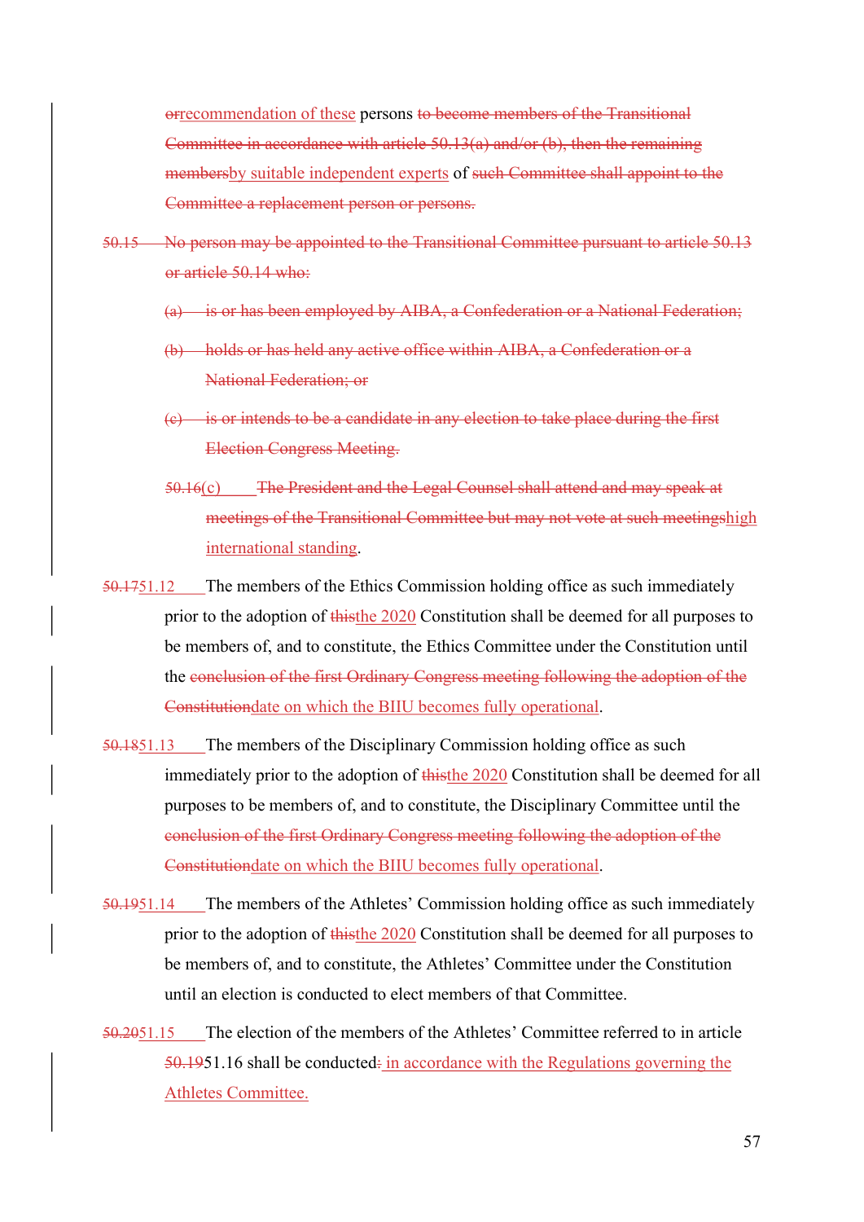orrecommendation of these persons to become members of the Transitional Committee in accordance with article 50.13(a) and/or (b), then the remaining membersby suitable independent experts of such Committee shall appoint to the Committee a replacement person or persons.

50.15 No person may be appointed to the Transitional Committee pursuant to article 50.13 or article 50.14 who:

(a) is or has been employed by AIBA, a Confederation or a National Federation;

(b) holds or has held any active office within AIBA, a Confederation or a National Federation; or

(c) is or intends to be a candidate in any election to take place during the first Election Congress Meeting.

50.16(c) The President and the Legal Counsel shall attend and may speak at meetings of the Transitional Committee but may not vote at such meetingshigh international standing.

50.1751.12 The members of the Ethics Commission holding office as such immediately prior to the adoption of thisthe 2020 Constitution shall be deemed for all purposes to be members of, and to constitute, the Ethics Committee under the Constitution until the conclusion of the first Ordinary Congress meeting following the adoption of the Constitutiondate on which the BIIU becomes fully operational.

50.1851.13 The members of the Disciplinary Commission holding office as such immediately prior to the adoption of thisthe 2020 Constitution shall be deemed for all purposes to be members of, and to constitute, the Disciplinary Committee until the conclusion of the first Ordinary Congress meeting following the adoption of the Constitutiondate on which the BIIU becomes fully operational.

50.1951.14 The members of the Athletes' Commission holding office as such immediately prior to the adoption of thisthe 2020 Constitution shall be deemed for all purposes to be members of, and to constitute, the Athletes' Committee under the Constitution until an election is conducted to elect members of that Committee.

50.2051.15 The election of the members of the Athletes' Committee referred to in article 50.1951.16 shall be conducted: in accordance with the Regulations governing the Athletes Committee.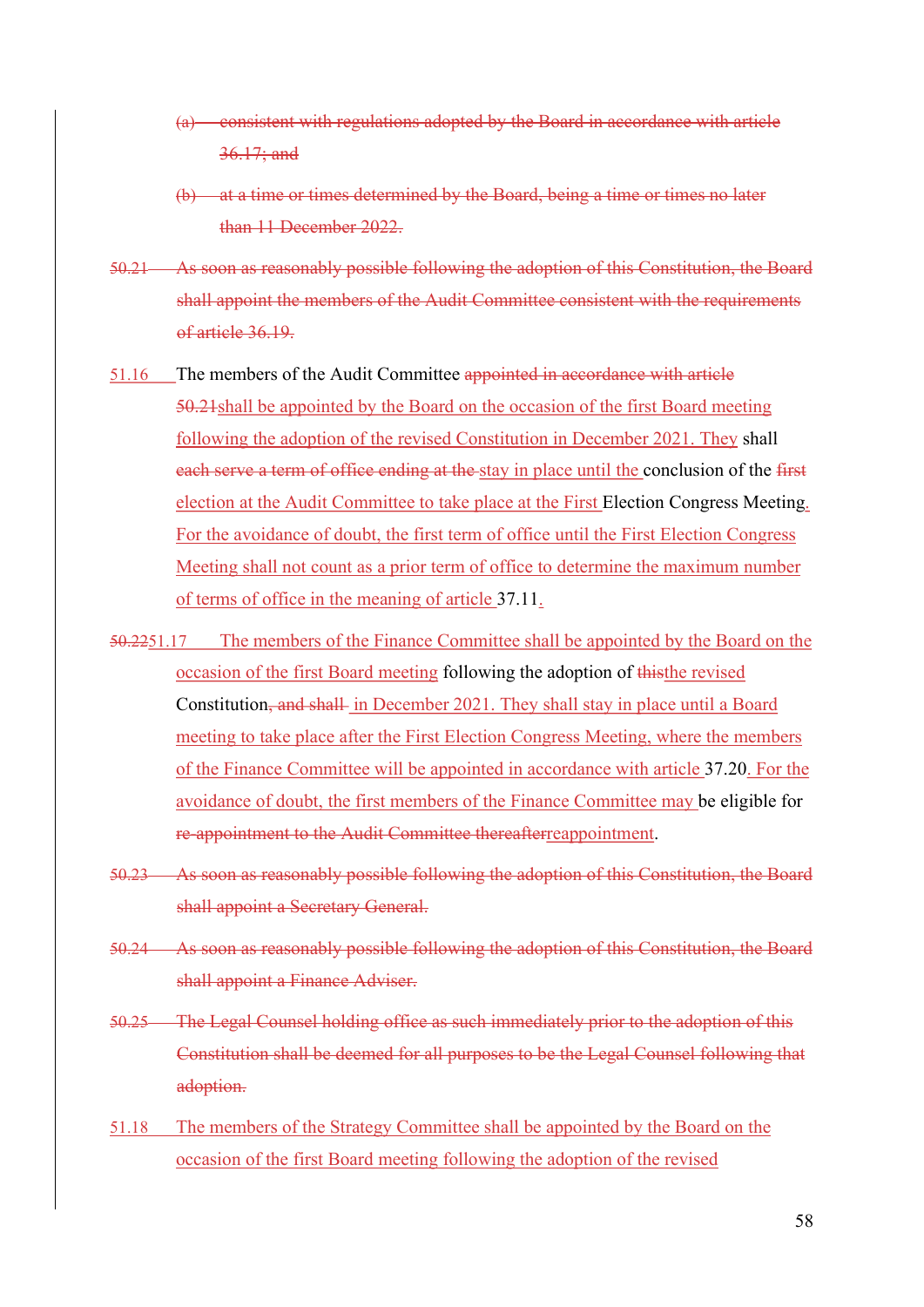~~(a) consistent with regulations adopted by the Board in accordance with article 36.17; and~~

~~(b) at a time or times determined by the Board, being a time or times no later than 11 December 2022.~~

~~50.21 As soon as reasonably possible following the adoption of this Constitution, the Board shall appoint the members of the Audit Committee consistent with the requirements of article 36.19.~~

51.16 The members of the Audit Committee ~~appointed in accordance with article 50.21~~shall be appointed by the Board on the occasion of the first Board meeting following the adoption of the revised Constitution in December 2021. They shall ~~each serve a term of office ending at the~~ stay in place until the conclusion of the ~~first election at the Audit Committee to take place at the~~ First Election Congress Meeting. For the avoidance of doubt, the first term of office until the First Election Congress Meeting shall not count as a prior term of office to determine the maximum number of terms of office in the meaning of article 37.11.

~~50.22~~51.17 The members of the Finance Committee shall be appointed by the Board on the occasion of the first Board meeting following the adoption of ~~this~~the revised Constitution~~, and shall~~ in December 2021. They shall stay in place until a Board meeting to take place after the First Election Congress Meeting, where the members of the Finance Committee will be appointed in accordance with article 37.20. For the avoidance of doubt, the first members of the Finance Committee may be eligible for ~~re-appointment to the Audit Committee thereafter~~reappointment.

~~50.23 As soon as reasonably possible following the adoption of this Constitution, the Board shall appoint a Secretary General.~~

~~50.24 As soon as reasonably possible following the adoption of this Constitution, the Board shall appoint a Finance Adviser.~~

~~50.25 The Legal Counsel holding office as such immediately prior to the adoption of this Constitution shall be deemed for all purposes to be the Legal Counsel following that adoption.~~

51.18 The members of the Strategy Committee shall be appointed by the Board on the occasion of the first Board meeting following the adoption of the revised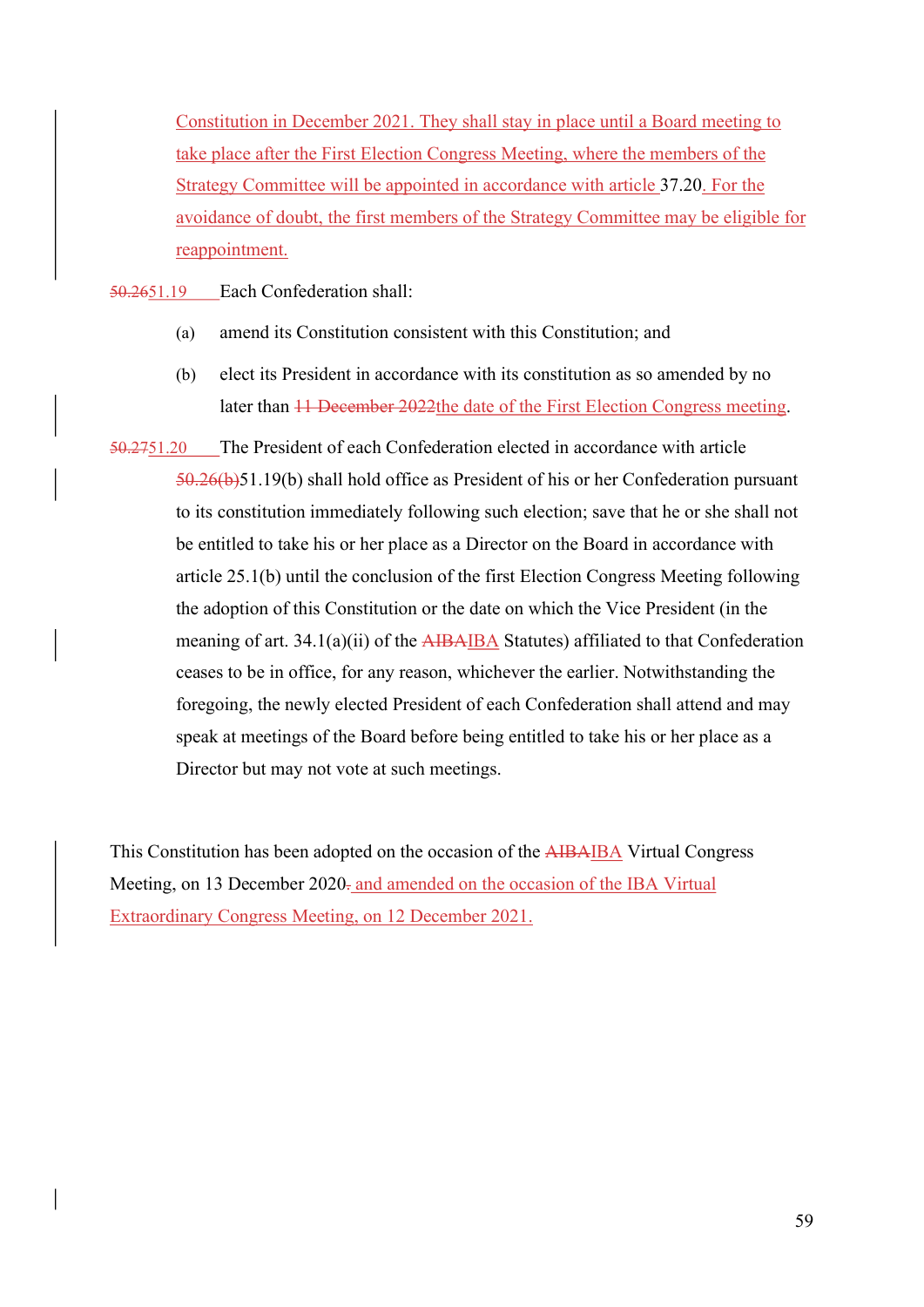Constitution in December 2021. They shall stay in place until a Board meeting to take place after the First Election Congress Meeting, where the members of the Strategy Committee will be appointed in accordance with article 37.20. For the avoidance of doubt, the first members of the Strategy Committee may be eligible for reappointment.

~~50.26~~51.19 Each Confederation shall:

(a) amend its Constitution consistent with this Constitution; and

(b) elect its President in accordance with its constitution as so amended by no later than ~~11 December 2022~~the date of the First Election Congress meeting.

~~50.27~~51.20 The President of each Confederation elected in accordance with article ~~50.26(b)~~51.19(b) shall hold office as President of his or her Confederation pursuant to its constitution immediately following such election; save that he or she shall not be entitled to take his or her place as a Director on the Board in accordance with article 25.1(b) until the conclusion of the first Election Congress Meeting following the adoption of this Constitution or the date on which the Vice President (in the meaning of art. 34.1(a)(ii) of the ~~AIBA~~IBA Statutes) affiliated to that Confederation ceases to be in office, for any reason, whichever the earlier. Notwithstanding the foregoing, the newly elected President of each Confederation shall attend and may speak at meetings of the Board before being entitled to take his or her place as a Director but may not vote at such meetings.

This Constitution has been adopted on the occasion of the ~~AIBA~~IBA Virtual Congress Meeting, on 13 December 2020~~.~~ and amended on the occasion of the IBA Virtual Extraordinary Congress Meeting, on 12 December 2021.